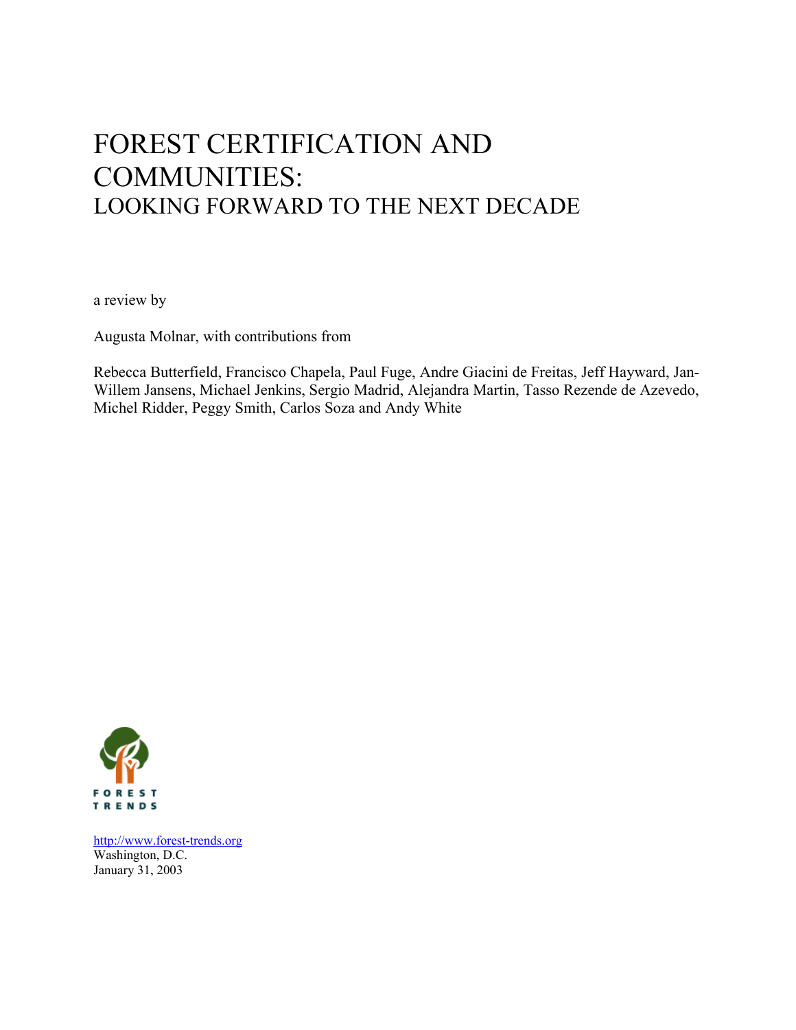# FOREST CERTIFICATION AND COMMUNITIES:
## LOOKING FORWARD TO THE NEXT DECADE

a review by

Augusta Molnar, with contributions from

Rebecca Butterfield, Francisco Chapela, Paul Fuge, Andre Giacini de Freitas, Jeff Hayward, Jan-Willem Jansens, Michael Jenkins, Sergio Madrid, Alejandra Martin, Tasso Rezende de Azevedo, Michel Ridder, Peggy Smith, Carlos Soza and Andy White

FOREST TRENDS

http://www.forest-trends.org
Washington, D.C.
January 31, 2003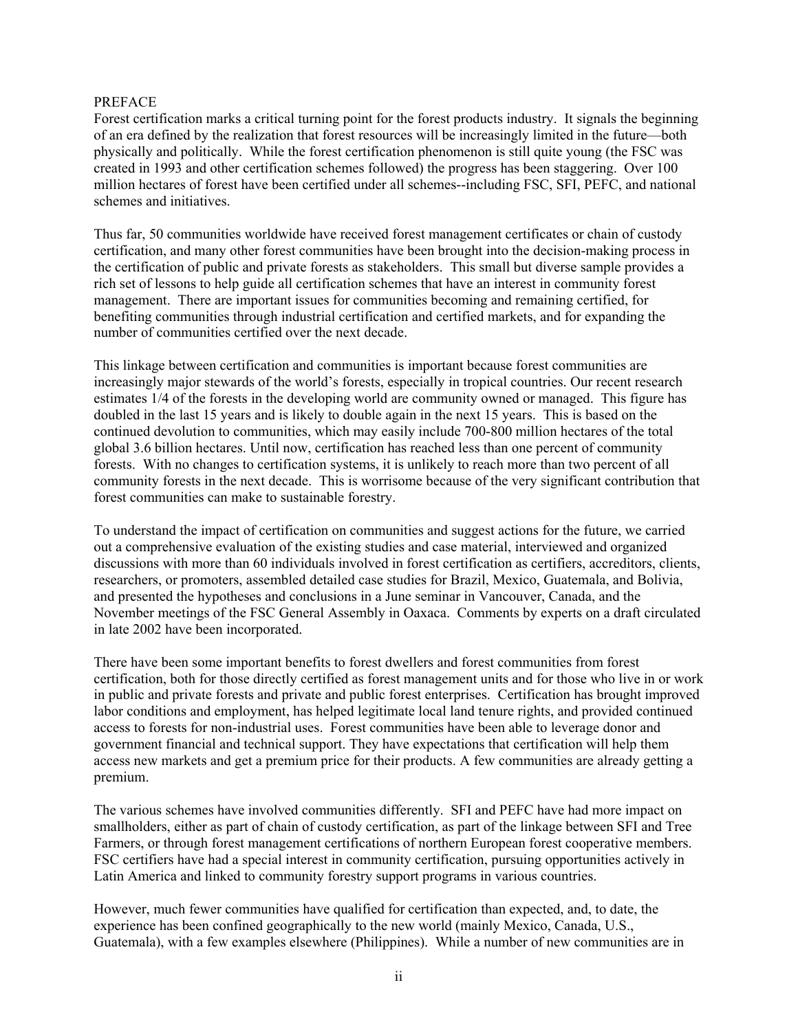## PREFACE

Forest certification marks a critical turning point for the forest products industry. It signals the beginning of an era defined by the realization that forest resources will be increasingly limited in the future—both physically and politically. While the forest certification phenomenon is still quite young (the FSC was created in 1993 and other certification schemes followed) the progress has been staggering. Over 100 million hectares of forest have been certified under all schemes--including FSC, SFI, PEFC, and national schemes and initiatives.

Thus far, 50 communities worldwide have received forest management certificates or chain of custody certification, and many other forest communities have been brought into the decision-making process in the certification of public and private forests as stakeholders. This small but diverse sample provides a rich set of lessons to help guide all certification schemes that have an interest in community forest management. There are important issues for communities becoming and remaining certified, for benefiting communities through industrial certification and certified markets, and for expanding the number of communities certified over the next decade.

This linkage between certification and communities is important because forest communities are increasingly major stewards of the world's forests, especially in tropical countries. Our recent research estimates 1/4 of the forests in the developing world are community owned or managed. This figure has doubled in the last 15 years and is likely to double again in the next 15 years. This is based on the continued devolution to communities, which may easily include 700-800 million hectares of the total global 3.6 billion hectares. Until now, certification has reached less than one percent of community forests. With no changes to certification systems, it is unlikely to reach more than two percent of all community forests in the next decade. This is worrisome because of the very significant contribution that forest communities can make to sustainable forestry.

To understand the impact of certification on communities and suggest actions for the future, we carried out a comprehensive evaluation of the existing studies and case material, interviewed and organized discussions with more than 60 individuals involved in forest certification as certifiers, accreditors, clients, researchers, or promoters, assembled detailed case studies for Brazil, Mexico, Guatemala, and Bolivia, and presented the hypotheses and conclusions in a June seminar in Vancouver, Canada, and the November meetings of the FSC General Assembly in Oaxaca. Comments by experts on a draft circulated in late 2002 have been incorporated.

There have been some important benefits to forest dwellers and forest communities from forest certification, both for those directly certified as forest management units and for those who live in or work in public and private forests and private and public forest enterprises. Certification has brought improved labor conditions and employment, has helped legitimate local land tenure rights, and provided continued access to forests for non-industrial uses. Forest communities have been able to leverage donor and government financial and technical support. They have expectations that certification will help them access new markets and get a premium price for their products. A few communities are already getting a premium.

The various schemes have involved communities differently. SFI and PEFC have had more impact on smallholders, either as part of chain of custody certification, as part of the linkage between SFI and Tree Farmers, or through forest management certifications of northern European forest cooperative members. FSC certifiers have had a special interest in community certification, pursuing opportunities actively in Latin America and linked to community forestry support programs in various countries.

However, much fewer communities have qualified for certification than expected, and, to date, the experience has been confined geographically to the new world (mainly Mexico, Canada, U.S., Guatemala), with a few examples elsewhere (Philippines). While a number of new communities are in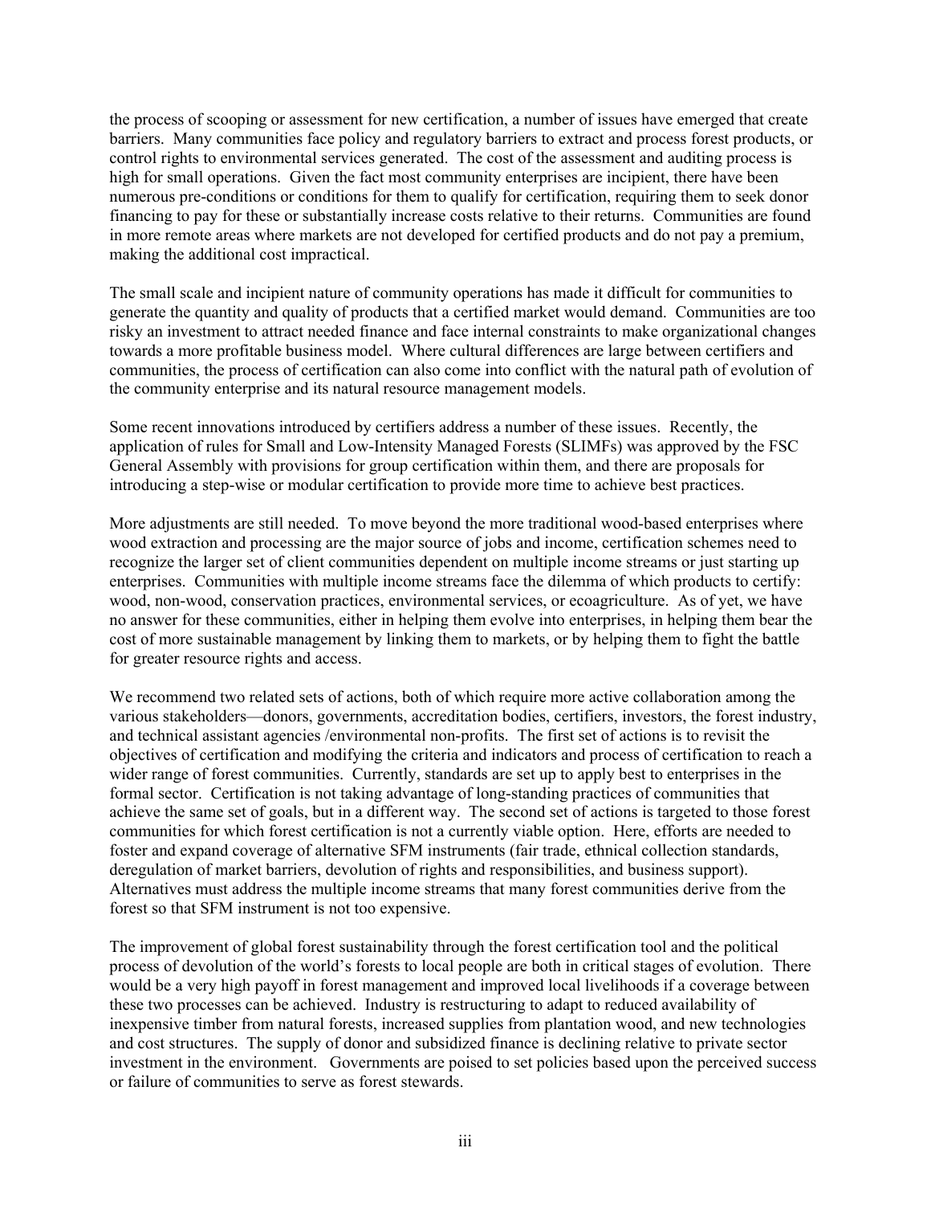the process of scooping or assessment for new certification, a number of issues have emerged that create barriers. Many communities face policy and regulatory barriers to extract and process forest products, or control rights to environmental services generated. The cost of the assessment and auditing process is high for small operations. Given the fact most community enterprises are incipient, there have been numerous pre-conditions or conditions for them to qualify for certification, requiring them to seek donor financing to pay for these or substantially increase costs relative to their returns. Communities are found in more remote areas where markets are not developed for certified products and do not pay a premium, making the additional cost impractical.

The small scale and incipient nature of community operations has made it difficult for communities to generate the quantity and quality of products that a certified market would demand. Communities are too risky an investment to attract needed finance and face internal constraints to make organizational changes towards a more profitable business model. Where cultural differences are large between certifiers and communities, the process of certification can also come into conflict with the natural path of evolution of the community enterprise and its natural resource management models.

Some recent innovations introduced by certifiers address a number of these issues. Recently, the application of rules for Small and Low-Intensity Managed Forests (SLIMFs) was approved by the FSC General Assembly with provisions for group certification within them, and there are proposals for introducing a step-wise or modular certification to provide more time to achieve best practices.

More adjustments are still needed. To move beyond the more traditional wood-based enterprises where wood extraction and processing are the major source of jobs and income, certification schemes need to recognize the larger set of client communities dependent on multiple income streams or just starting up enterprises. Communities with multiple income streams face the dilemma of which products to certify: wood, non-wood, conservation practices, environmental services, or ecoagriculture. As of yet, we have no answer for these communities, either in helping them evolve into enterprises, in helping them bear the cost of more sustainable management by linking them to markets, or by helping them to fight the battle for greater resource rights and access.

We recommend two related sets of actions, both of which require more active collaboration among the various stakeholders—donors, governments, accreditation bodies, certifiers, investors, the forest industry, and technical assistant agencies /environmental non-profits. The first set of actions is to revisit the objectives of certification and modifying the criteria and indicators and process of certification to reach a wider range of forest communities. Currently, standards are set up to apply best to enterprises in the formal sector. Certification is not taking advantage of long-standing practices of communities that achieve the same set of goals, but in a different way. The second set of actions is targeted to those forest communities for which forest certification is not a currently viable option. Here, efforts are needed to foster and expand coverage of alternative SFM instruments (fair trade, ethnical collection standards, deregulation of market barriers, devolution of rights and responsibilities, and business support). Alternatives must address the multiple income streams that many forest communities derive from the forest so that SFM instrument is not too expensive.

The improvement of global forest sustainability through the forest certification tool and the political process of devolution of the world's forests to local people are both in critical stages of evolution. There would be a very high payoff in forest management and improved local livelihoods if a coverage between these two processes can be achieved. Industry is restructuring to adapt to reduced availability of inexpensive timber from natural forests, increased supplies from plantation wood, and new technologies and cost structures. The supply of donor and subsidized finance is declining relative to private sector investment in the environment. Governments are poised to set policies based upon the perceived success or failure of communities to serve as forest stewards.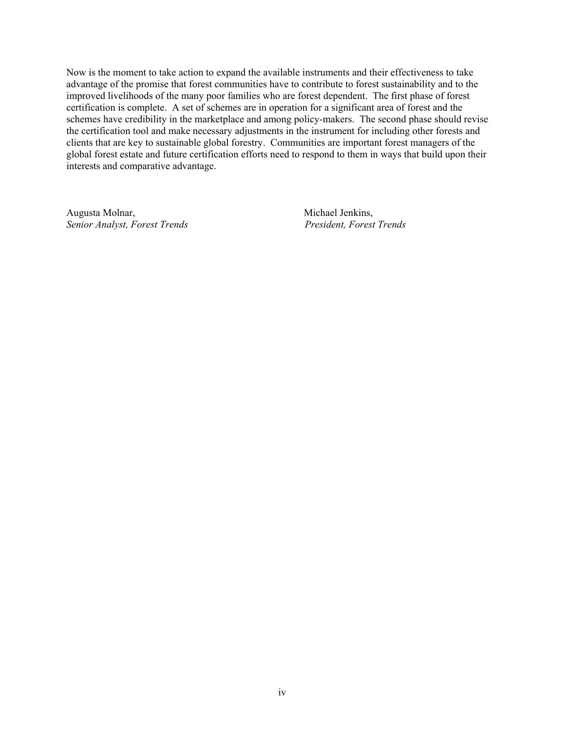Now is the moment to take action to expand the available instruments and their effectiveness to take advantage of the promise that forest communities have to contribute to forest sustainability and to the improved livelihoods of the many poor families who are forest dependent. The first phase of forest certification is complete. A set of schemes are in operation for a significant area of forest and the schemes have credibility in the marketplace and among policy-makers. The second phase should revise the certification tool and make necessary adjustments in the instrument for including other forests and clients that are key to sustainable global forestry. Communities are important forest managers of the global forest estate and future certification efforts need to respond to them in ways that build upon their interests and comparative advantage.

Augusta Molnar,
*Senior Analyst, Forest Trends*

Michael Jenkins,
*President, Forest Trends*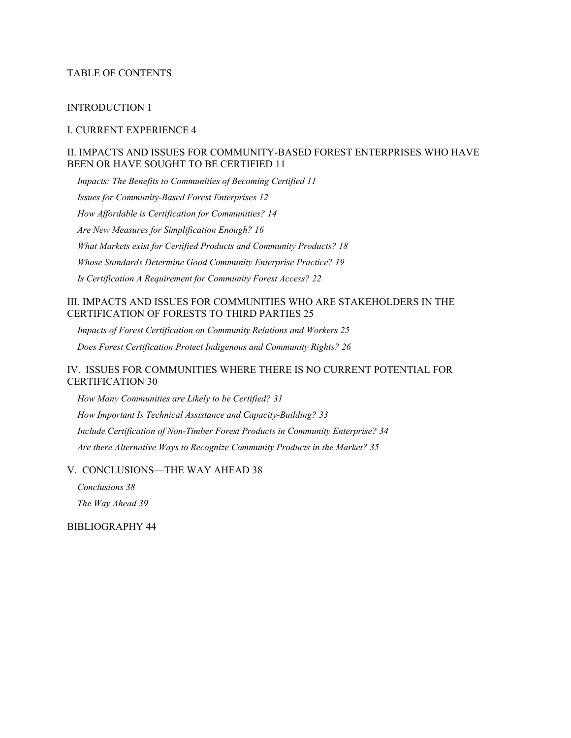# TABLE OF CONTENTS

INTRODUCTION 1

I. CURRENT EXPERIENCE 4

II. IMPACTS AND ISSUES FOR COMMUNITY-BASED FOREST ENTERPRISES WHO HAVE BEEN OR HAVE SOUGHT TO BE CERTIFIED 11

*Impacts: The Benefits to Communities of Becoming Certified 11*

*Issues for Community-Based Forest Enterprises 12*

*How Affordable is Certification for Communities? 14*

*Are New Measures for Simplification Enough? 16*

*What Markets exist for Certified Products and Community Products? 18*

*Whose Standards Determine Good Community Enterprise Practice? 19*

*Is Certification A Requirement for Community Forest Access? 22*

III. IMPACTS AND ISSUES FOR COMMUNITIES WHO ARE STAKEHOLDERS IN THE CERTIFICATION OF FORESTS TO THIRD PARTIES 25

*Impacts of Forest Certification on Community Relations and Workers 25*

*Does Forest Certification Protect Indigenous and Community Rights? 26*

IV. ISSUES FOR COMMUNITIES WHERE THERE IS NO CURRENT POTENTIAL FOR CERTIFICATION 30

*How Many Communities are Likely to be Certified? 31*

*How Important Is Technical Assistance and Capacity-Building? 33*

*Include Certification of Non-Timber Forest Products in Community Enterprise? 34*

*Are there Alternative Ways to Recognize Community Products in the Market? 35*

V. CONCLUSIONS—THE WAY AHEAD 38

*Conclusions 38*

*The Way Ahead 39*

BIBLIOGRAPHY 44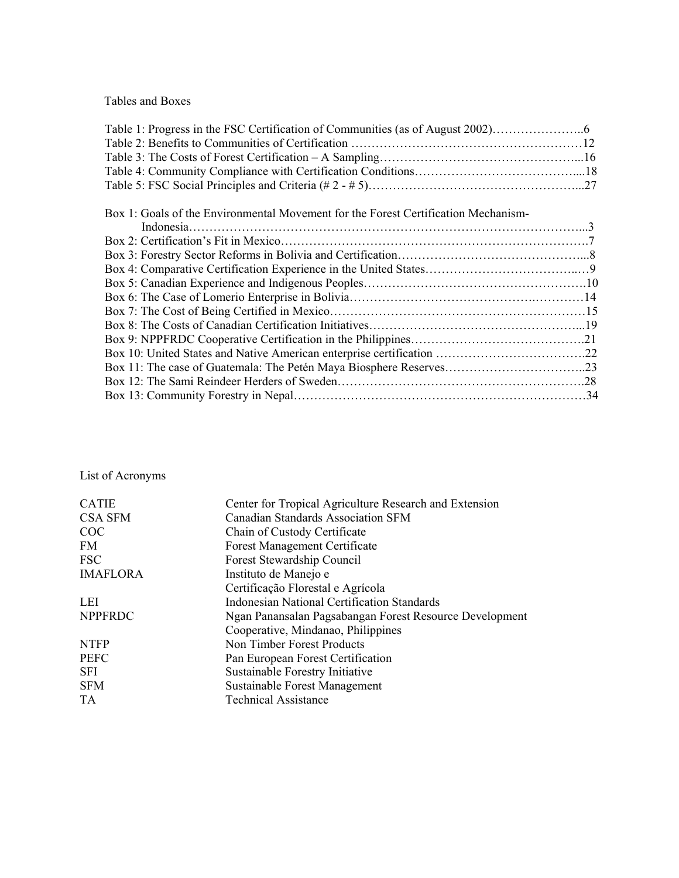## Tables and Boxes

Table 1: Progress in the FSC Certification of Communities (as of August 2002)…………………..6
Table 2: Benefits to Communities of Certification …………………………………………………12
Table 3: The Costs of Forest Certification – A Sampling…………………………………………...16
Table 4: Community Compliance with Certification Conditions…………………………………....18
Table 5: FSC Social Principles and Criteria (# 2 - # 5)……………………………………………...27

Box 1: Goals of the Environmental Movement for the Forest Certification Mechanism-Indonesia……………………………………………………………………………………...3
Box 2: Certification's Fit in Mexico……………………………………………………………………….7
Box 3: Forestry Sector Reforms in Bolivia and Certification………………………………………...8
Box 4: Comparative Certification Experience in the United States………………………………..…9
Box 5: Canadian Experience and Indigenous Peoples……………………………………………….10
Box 6: The Case of Lomerio Enterprise in Bolivia……………………………………….…………14
Box 7: The Cost of Being Certified in Mexico………………………………………………………15
Box 8: The Costs of Canadian Certification Initiatives……………………………………………...19
Box 9: NPPFRDC Cooperative Certification in the Philippines…………………………………….21
Box 10: United States and Native American enterprise certification ……………………………….22
Box 11: The case of Guatemala: The Petén Maya Biosphere Reserves……………………………..23
Box 12: The Sami Reindeer Herders of Sweden……………………………………………………28
Box 13: Community Forestry in Nepal………………………………………………………………34

## List of Acronyms

| | |
|---|---|
| CATIE | Center for Tropical Agriculture Research and Extension |
| CSA SFM | Canadian Standards Association SFM |
| COC | Chain of Custody Certificate |
| FM | Forest Management Certificate |
| FSC | Forest Stewardship Council |
| IMAFLORA | Instituto de Manejo e Certificação Florestal e Agrícola |
| LEI | Indonesian National Certification Standards |
| NPPFRDC | Ngan Panansalan Pagsabangan Forest Resource Development Cooperative, Mindanao, Philippines |
| NTFP | Non Timber Forest Products |
| PEFC | Pan European Forest Certification |
| SFI | Sustainable Forestry Initiative |
| SFM | Sustainable Forest Management |
| TA | Technical Assistance |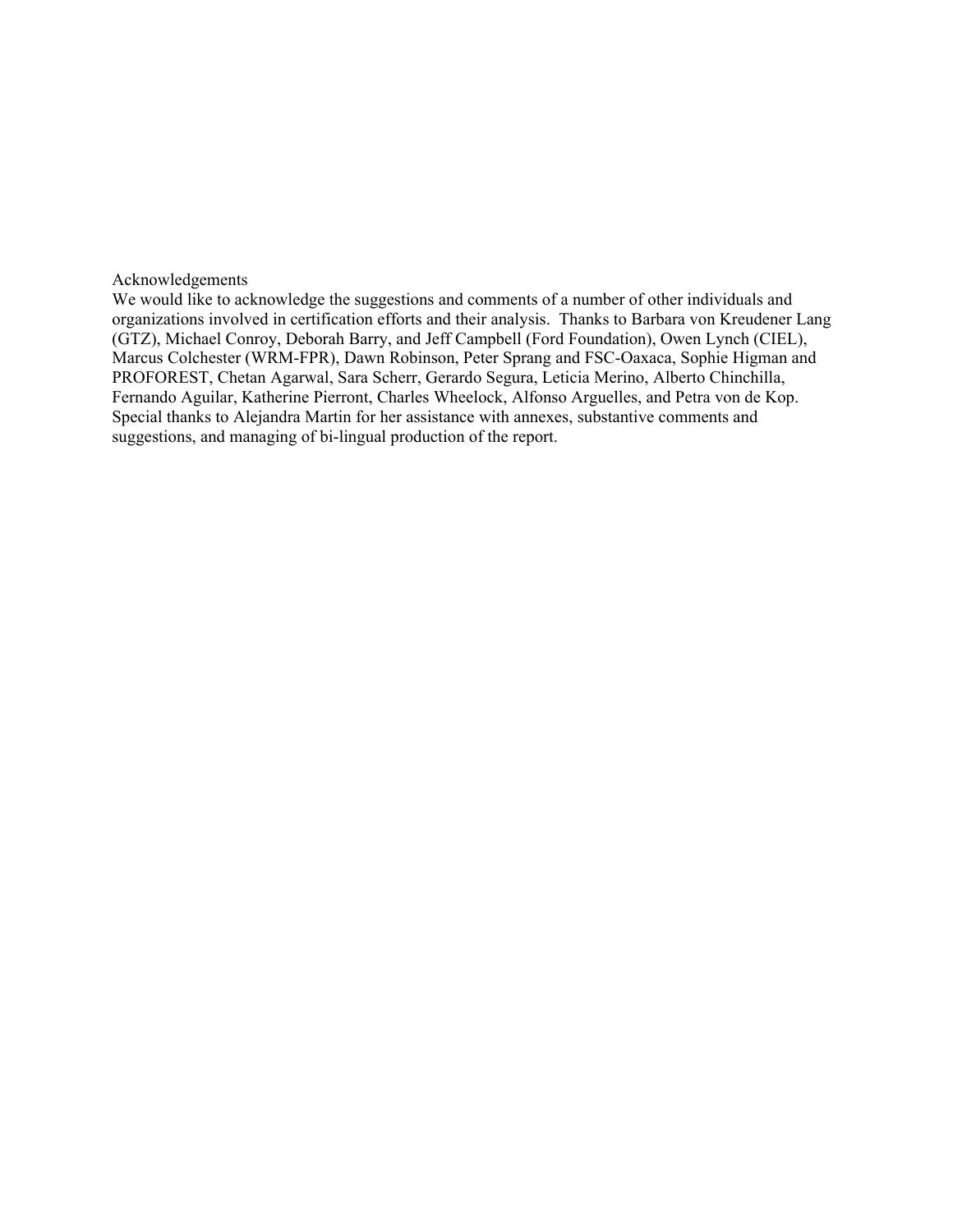## Acknowledgements

We would like to acknowledge the suggestions and comments of a number of other individuals and organizations involved in certification efforts and their analysis. Thanks to Barbara von Kreudener Lang (GTZ), Michael Conroy, Deborah Barry, and Jeff Campbell (Ford Foundation), Owen Lynch (CIEL), Marcus Colchester (WRM-FPR), Dawn Robinson, Peter Sprang and FSC-Oaxaca, Sophie Higman and PROFOREST, Chetan Agarwal, Sara Scherr, Gerardo Segura, Leticia Merino, Alberto Chinchilla, Fernando Aguilar, Katherine Pierront, Charles Wheelock, Alfonso Arguelles, and Petra von de Kop. Special thanks to Alejandra Martin for her assistance with annexes, substantive comments and suggestions, and managing of bi-lingual production of the report.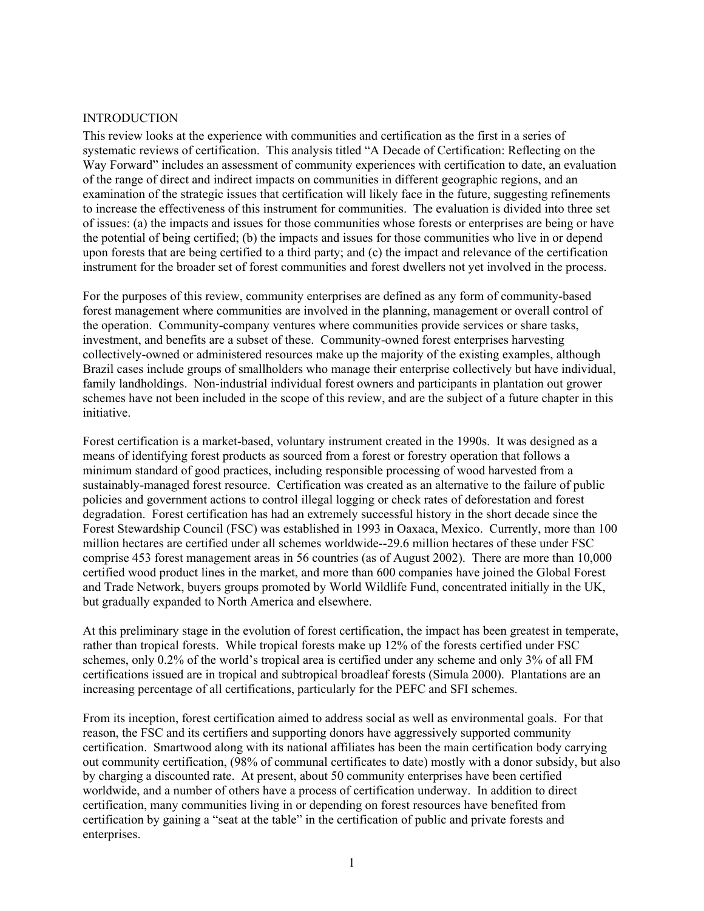## INTRODUCTION

This review looks at the experience with communities and certification as the first in a series of systematic reviews of certification. This analysis titled "A Decade of Certification: Reflecting on the Way Forward" includes an assessment of community experiences with certification to date, an evaluation of the range of direct and indirect impacts on communities in different geographic regions, and an examination of the strategic issues that certification will likely face in the future, suggesting refinements to increase the effectiveness of this instrument for communities. The evaluation is divided into three set of issues: (a) the impacts and issues for those communities whose forests or enterprises are being or have the potential of being certified; (b) the impacts and issues for those communities who live in or depend upon forests that are being certified to a third party; and (c) the impact and relevance of the certification instrument for the broader set of forest communities and forest dwellers not yet involved in the process.

For the purposes of this review, community enterprises are defined as any form of community-based forest management where communities are involved in the planning, management or overall control of the operation. Community-company ventures where communities provide services or share tasks, investment, and benefits are a subset of these. Community-owned forest enterprises harvesting collectively-owned or administered resources make up the majority of the existing examples, although Brazil cases include groups of smallholders who manage their enterprise collectively but have individual, family landholdings. Non-industrial individual forest owners and participants in plantation out grower schemes have not been included in the scope of this review, and are the subject of a future chapter in this initiative.

Forest certification is a market-based, voluntary instrument created in the 1990s. It was designed as a means of identifying forest products as sourced from a forest or forestry operation that follows a minimum standard of good practices, including responsible processing of wood harvested from a sustainably-managed forest resource. Certification was created as an alternative to the failure of public policies and government actions to control illegal logging or check rates of deforestation and forest degradation. Forest certification has had an extremely successful history in the short decade since the Forest Stewardship Council (FSC) was established in 1993 in Oaxaca, Mexico. Currently, more than 100 million hectares are certified under all schemes worldwide--29.6 million hectares of these under FSC comprise 453 forest management areas in 56 countries (as of August 2002). There are more than 10,000 certified wood product lines in the market, and more than 600 companies have joined the Global Forest and Trade Network, buyers groups promoted by World Wildlife Fund, concentrated initially in the UK, but gradually expanded to North America and elsewhere.

At this preliminary stage in the evolution of forest certification, the impact has been greatest in temperate, rather than tropical forests. While tropical forests make up 12% of the forests certified under FSC schemes, only 0.2% of the world's tropical area is certified under any scheme and only 3% of all FM certifications issued are in tropical and subtropical broadleaf forests (Simula 2000). Plantations are an increasing percentage of all certifications, particularly for the PEFC and SFI schemes.

From its inception, forest certification aimed to address social as well as environmental goals. For that reason, the FSC and its certifiers and supporting donors have aggressively supported community certification. Smartwood along with its national affiliates has been the main certification body carrying out community certification, (98% of communal certificates to date) mostly with a donor subsidy, but also by charging a discounted rate. At present, about 50 community enterprises have been certified worldwide, and a number of others have a process of certification underway. In addition to direct certification, many communities living in or depending on forest resources have benefited from certification by gaining a "seat at the table" in the certification of public and private forests and enterprises.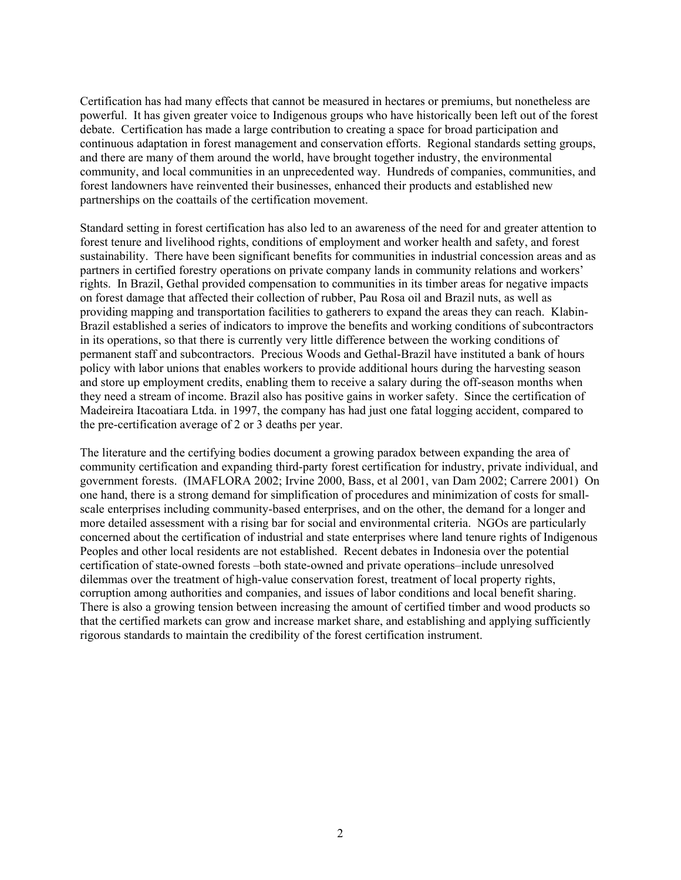Certification has had many effects that cannot be measured in hectares or premiums, but nonetheless are powerful. It has given greater voice to Indigenous groups who have historically been left out of the forest debate. Certification has made a large contribution to creating a space for broad participation and continuous adaptation in forest management and conservation efforts. Regional standards setting groups, and there are many of them around the world, have brought together industry, the environmental community, and local communities in an unprecedented way. Hundreds of companies, communities, and forest landowners have reinvented their businesses, enhanced their products and established new partnerships on the coattails of the certification movement.

Standard setting in forest certification has also led to an awareness of the need for and greater attention to forest tenure and livelihood rights, conditions of employment and worker health and safety, and forest sustainability. There have been significant benefits for communities in industrial concession areas and as partners in certified forestry operations on private company lands in community relations and workers' rights. In Brazil, Gethal provided compensation to communities in its timber areas for negative impacts on forest damage that affected their collection of rubber, Pau Rosa oil and Brazil nuts, as well as providing mapping and transportation facilities to gatherers to expand the areas they can reach. Klabin-Brazil established a series of indicators to improve the benefits and working conditions of subcontractors in its operations, so that there is currently very little difference between the working conditions of permanent staff and subcontractors. Precious Woods and Gethal-Brazil have instituted a bank of hours policy with labor unions that enables workers to provide additional hours during the harvesting season and store up employment credits, enabling them to receive a salary during the off-season months when they need a stream of income. Brazil also has positive gains in worker safety. Since the certification of Madeireira Itacoatiara Ltda. in 1997, the company has had just one fatal logging accident, compared to the pre-certification average of 2 or 3 deaths per year.

The literature and the certifying bodies document a growing paradox between expanding the area of community certification and expanding third-party forest certification for industry, private individual, and government forests. (IMAFLORA 2002; Irvine 2000, Bass, et al 2001, van Dam 2002; Carrere 2001) On one hand, there is a strong demand for simplification of procedures and minimization of costs for small-scale enterprises including community-based enterprises, and on the other, the demand for a longer and more detailed assessment with a rising bar for social and environmental criteria. NGOs are particularly concerned about the certification of industrial and state enterprises where land tenure rights of Indigenous Peoples and other local residents are not established. Recent debates in Indonesia over the potential certification of state-owned forests –both state-owned and private operations–include unresolved dilemmas over the treatment of high-value conservation forest, treatment of local property rights, corruption among authorities and companies, and issues of labor conditions and local benefit sharing. There is also a growing tension between increasing the amount of certified timber and wood products so that the certified markets can grow and increase market share, and establishing and applying sufficiently rigorous standards to maintain the credibility of the forest certification instrument.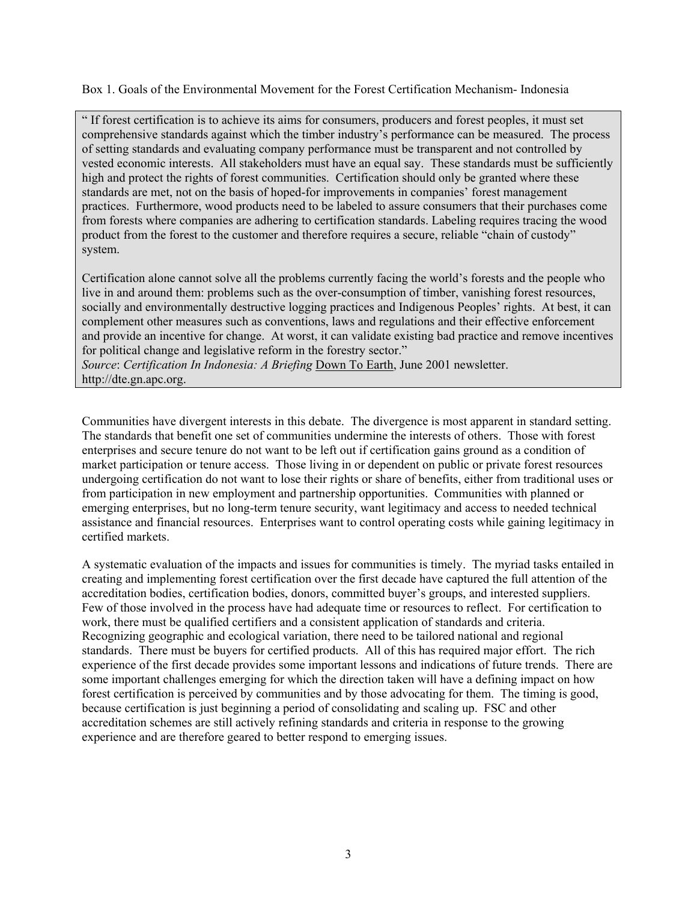Box 1. Goals of the Environmental Movement for the Forest Certification Mechanism- Indonesia

> " If forest certification is to achieve its aims for consumers, producers and forest peoples, it must set comprehensive standards against which the timber industry's performance can be measured. The process of setting standards and evaluating company performance must be transparent and not controlled by vested economic interests. All stakeholders must have an equal say. These standards must be sufficiently high and protect the rights of forest communities. Certification should only be granted where these standards are met, not on the basis of hoped-for improvements in companies' forest management practices. Furthermore, wood products need to be labeled to assure consumers that their purchases come from forests where companies are adhering to certification standards. Labeling requires tracing the wood product from the forest to the customer and therefore requires a secure, reliable "chain of custody" system.
>
> Certification alone cannot solve all the problems currently facing the world's forests and the people who live in and around them: problems such as the over-consumption of timber, vanishing forest resources, socially and environmentally destructive logging practices and Indigenous Peoples' rights. At best, it can complement other measures such as conventions, laws and regulations and their effective enforcement and provide an incentive for change. At worst, it can validate existing bad practice and remove incentives for political change and legislative reform in the forestry sector."
>
> *Source*: *Certification In Indonesia: A Briefing* Down To Earth, June 2001 newsletter. http://dte.gn.apc.org.

Communities have divergent interests in this debate. The divergence is most apparent in standard setting. The standards that benefit one set of communities undermine the interests of others. Those with forest enterprises and secure tenure do not want to be left out if certification gains ground as a condition of market participation or tenure access. Those living in or dependent on public or private forest resources undergoing certification do not want to lose their rights or share of benefits, either from traditional uses or from participation in new employment and partnership opportunities. Communities with planned or emerging enterprises, but no long-term tenure security, want legitimacy and access to needed technical assistance and financial resources. Enterprises want to control operating costs while gaining legitimacy in certified markets.

A systematic evaluation of the impacts and issues for communities is timely. The myriad tasks entailed in creating and implementing forest certification over the first decade have captured the full attention of the accreditation bodies, certification bodies, donors, committed buyer's groups, and interested suppliers. Few of those involved in the process have had adequate time or resources to reflect. For certification to work, there must be qualified certifiers and a consistent application of standards and criteria. Recognizing geographic and ecological variation, there need to be tailored national and regional standards. There must be buyers for certified products. All of this has required major effort. The rich experience of the first decade provides some important lessons and indications of future trends. There are some important challenges emerging for which the direction taken will have a defining impact on how forest certification is perceived by communities and by those advocating for them. The timing is good, because certification is just beginning a period of consolidating and scaling up. FSC and other accreditation schemes are still actively refining standards and criteria in response to the growing experience and are therefore geared to better respond to emerging issues.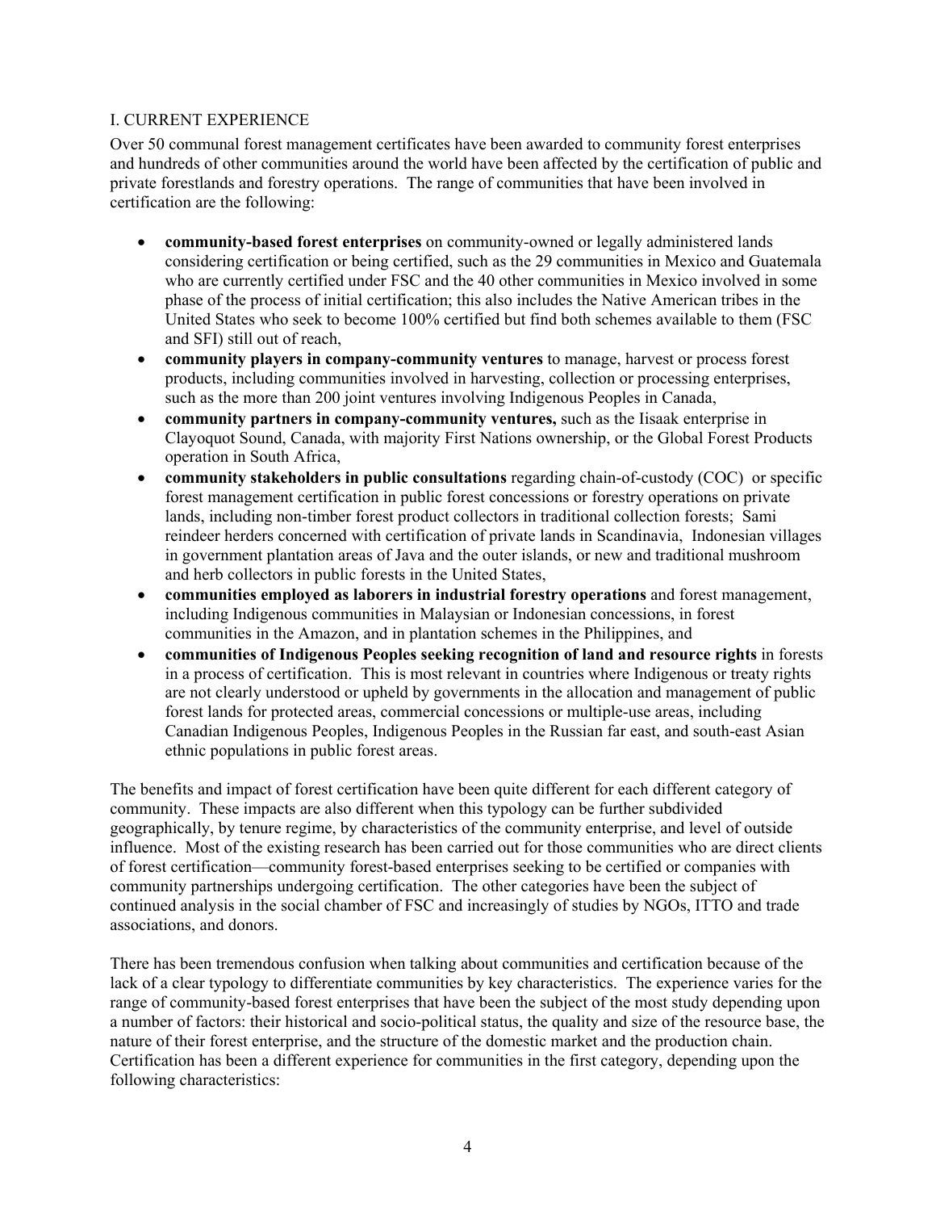## I. CURRENT EXPERIENCE

Over 50 communal forest management certificates have been awarded to community forest enterprises and hundreds of other communities around the world have been affected by the certification of public and private forestlands and forestry operations. The range of communities that have been involved in certification are the following:

- **community-based forest enterprises** on community-owned or legally administered lands considering certification or being certified, such as the 29 communities in Mexico and Guatemala who are currently certified under FSC and the 40 other communities in Mexico involved in some phase of the process of initial certification; this also includes the Native American tribes in the United States who seek to become 100% certified but find both schemes available to them (FSC and SFI) still out of reach,
- **community players in company-community ventures** to manage, harvest or process forest products, including communities involved in harvesting, collection or processing enterprises, such as the more than 200 joint ventures involving Indigenous Peoples in Canada,
- **community partners in company-community ventures,** such as the Iisaak enterprise in Clayoquot Sound, Canada, with majority First Nations ownership, or the Global Forest Products operation in South Africa,
- **community stakeholders in public consultations** regarding chain-of-custody (COC) or specific forest management certification in public forest concessions or forestry operations on private lands, including non-timber forest product collectors in traditional collection forests; Sami reindeer herders concerned with certification of private lands in Scandinavia, Indonesian villages in government plantation areas of Java and the outer islands, or new and traditional mushroom and herb collectors in public forests in the United States,
- **communities employed as laborers in industrial forestry operations** and forest management, including Indigenous communities in Malaysian or Indonesian concessions, in forest communities in the Amazon, and in plantation schemes in the Philippines, and
- **communities of Indigenous Peoples seeking recognition of land and resource rights** in forests in a process of certification. This is most relevant in countries where Indigenous or treaty rights are not clearly understood or upheld by governments in the allocation and management of public forest lands for protected areas, commercial concessions or multiple-use areas, including Canadian Indigenous Peoples, Indigenous Peoples in the Russian far east, and south-east Asian ethnic populations in public forest areas.

The benefits and impact of forest certification have been quite different for each different category of community. These impacts are also different when this typology can be further subdivided geographically, by tenure regime, by characteristics of the community enterprise, and level of outside influence. Most of the existing research has been carried out for those communities who are direct clients of forest certification—community forest-based enterprises seeking to be certified or companies with community partnerships undergoing certification. The other categories have been the subject of continued analysis in the social chamber of FSC and increasingly of studies by NGOs, ITTO and trade associations, and donors.

There has been tremendous confusion when talking about communities and certification because of the lack of a clear typology to differentiate communities by key characteristics. The experience varies for the range of community-based forest enterprises that have been the subject of the most study depending upon a number of factors: their historical and socio-political status, the quality and size of the resource base, the nature of their forest enterprise, and the structure of the domestic market and the production chain. Certification has been a different experience for communities in the first category, depending upon the following characteristics: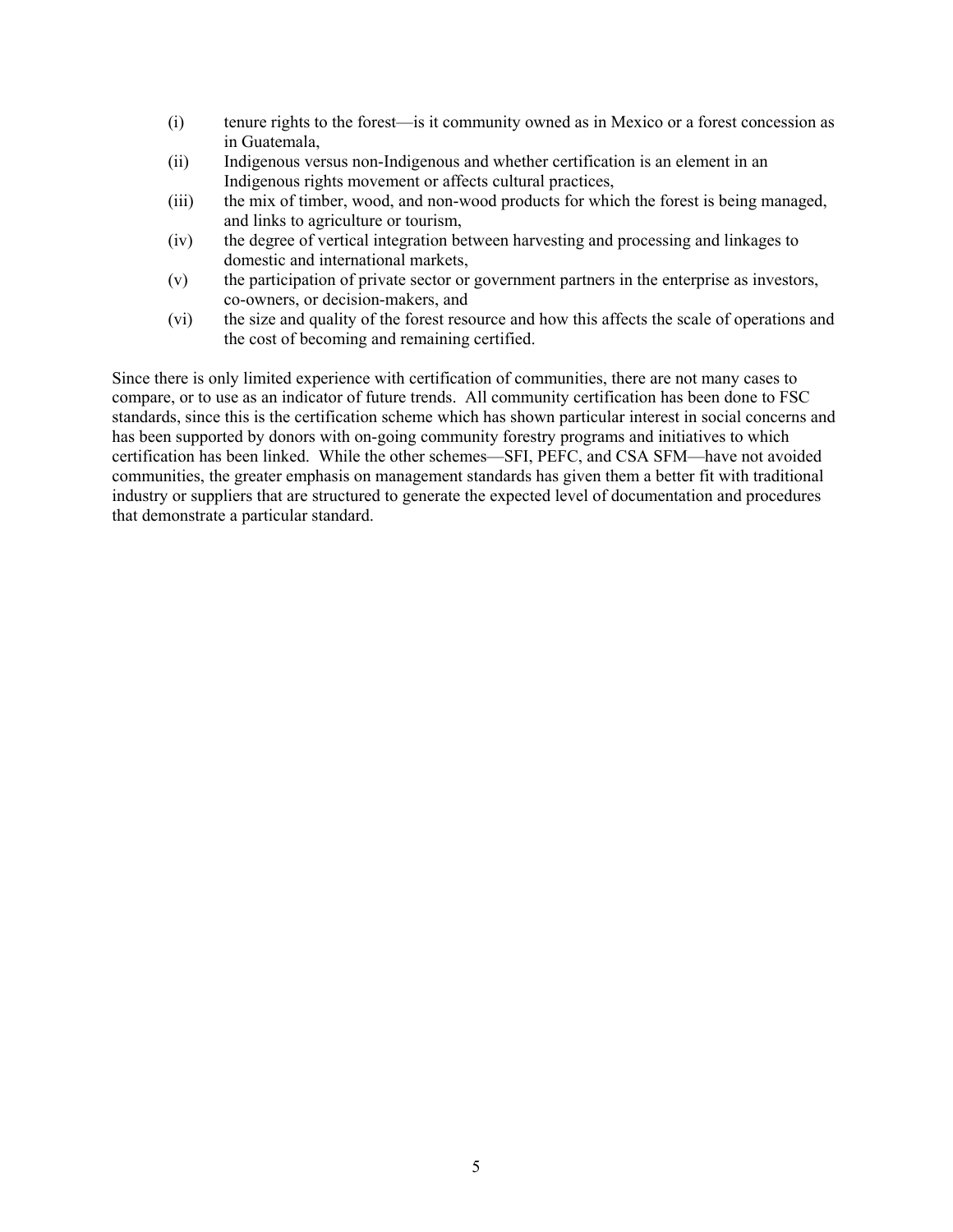(i) tenure rights to the forest—is it community owned as in Mexico or a forest concession as in Guatemala,

(ii) Indigenous versus non-Indigenous and whether certification is an element in an Indigenous rights movement or affects cultural practices,

(iii) the mix of timber, wood, and non-wood products for which the forest is being managed, and links to agriculture or tourism,

(iv) the degree of vertical integration between harvesting and processing and linkages to domestic and international markets,

(v) the participation of private sector or government partners in the enterprise as investors, co-owners, or decision-makers, and

(vi) the size and quality of the forest resource and how this affects the scale of operations and the cost of becoming and remaining certified.

Since there is only limited experience with certification of communities, there are not many cases to compare, or to use as an indicator of future trends. All community certification has been done to FSC standards, since this is the certification scheme which has shown particular interest in social concerns and has been supported by donors with on-going community forestry programs and initiatives to which certification has been linked. While the other schemes—SFI, PEFC, and CSA SFM—have not avoided communities, the greater emphasis on management standards has given them a better fit with traditional industry or suppliers that are structured to generate the expected level of documentation and procedures that demonstrate a particular standard.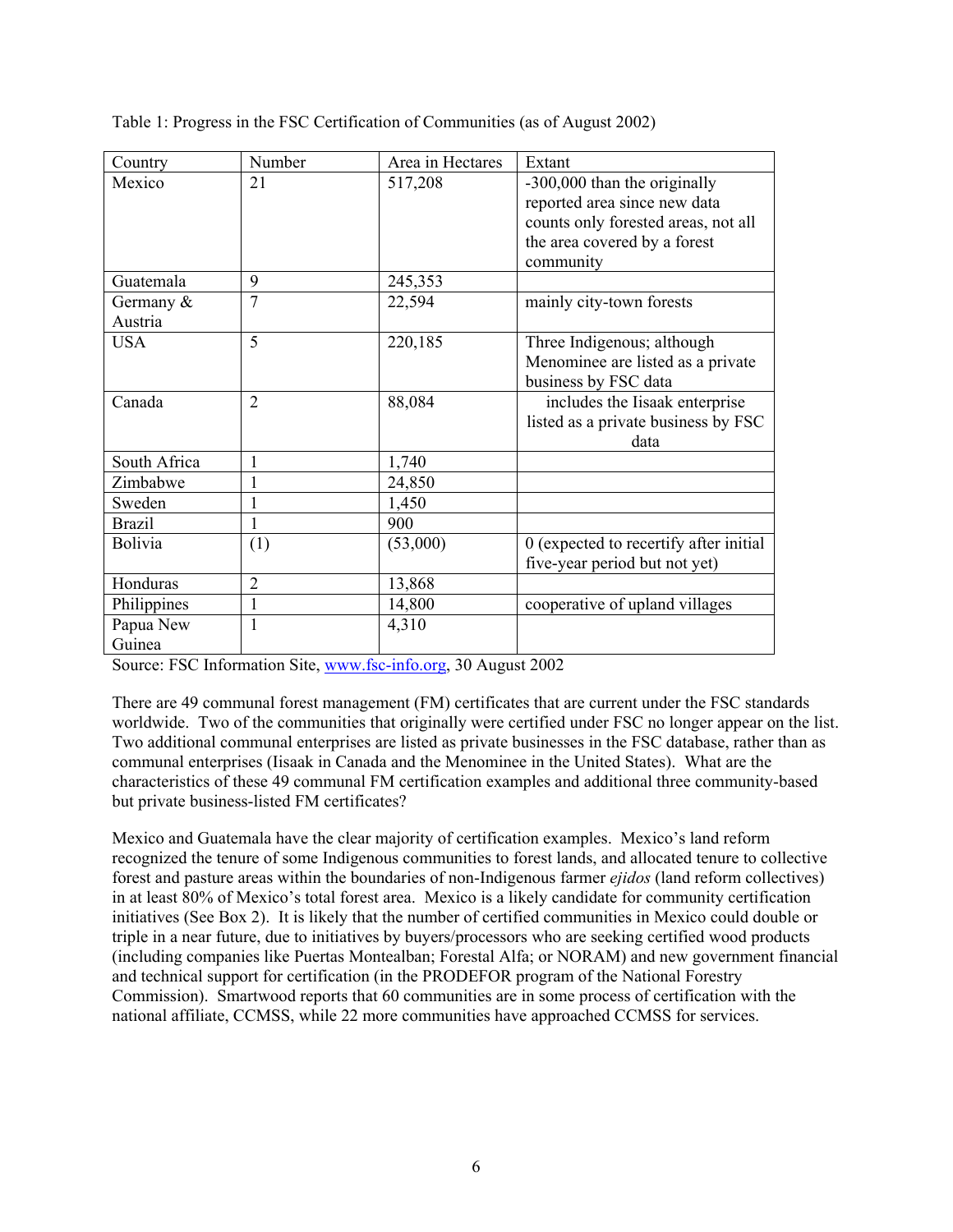Table 1: Progress in the FSC Certification of Communities (as of August 2002)

| Country | Number | Area in Hectares | Extant |
|---|---|---|---|
| Mexico | 21 | 517,208 | -300,000 than the originally reported area since new data counts only forested areas, not all the area covered by a forest community |
| Guatemala | 9 | 245,353 | |
| Germany & Austria | 7 | 22,594 | mainly city-town forests |
| USA | 5 | 220,185 | Three Indigenous; although Menominee are listed as a private business by FSC data |
| Canada | 2 | 88,084 | includes the Iisaak enterprise listed as a private business by FSC data |
| South Africa | 1 | 1,740 | |
| Zimbabwe | 1 | 24,850 | |
| Sweden | 1 | 1,450 | |
| Brazil | 1 | 900 | |
| Bolivia | (1) | (53,000) | 0 (expected to recertify after initial five-year period but not yet) |
| Honduras | 2 | 13,868 | |
| Philippines | 1 | 14,800 | cooperative of upland villages |
| Papua New Guinea | 1 | 4,310 | |

Source: FSC Information Site, www.fsc-info.org, 30 August 2002

There are 49 communal forest management (FM) certificates that are current under the FSC standards worldwide. Two of the communities that originally were certified under FSC no longer appear on the list. Two additional communal enterprises are listed as private businesses in the FSC database, rather than as communal enterprises (Iisaak in Canada and the Menominee in the United States). What are the characteristics of these 49 communal FM certification examples and additional three community-based but private business-listed FM certificates?

Mexico and Guatemala have the clear majority of certification examples. Mexico's land reform recognized the tenure of some Indigenous communities to forest lands, and allocated tenure to collective forest and pasture areas within the boundaries of non-Indigenous farmer *ejidos* (land reform collectives) in at least 80% of Mexico's total forest area. Mexico is a likely candidate for community certification initiatives (See Box 2). It is likely that the number of certified communities in Mexico could double or triple in a near future, due to initiatives by buyers/processors who are seeking certified wood products (including companies like Puertas Montealban; Forestal Alfa; or NORAM) and new government financial and technical support for certification (in the PRODEFOR program of the National Forestry Commission). Smartwood reports that 60 communities are in some process of certification with the national affiliate, CCMSS, while 22 more communities have approached CCMSS for services.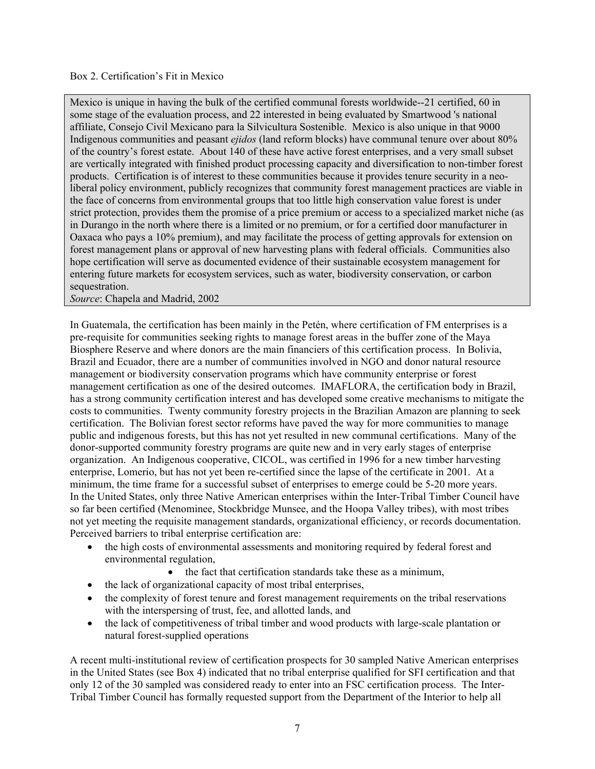Box 2. Certification's Fit in Mexico

> Mexico is unique in having the bulk of the certified communal forests worldwide--21 certified, 60 in some stage of the evaluation process, and 22 interested in being evaluated by Smartwood 's national affiliate, Consejo Civil Mexicano para la Silvicultura Sostenible. Mexico is also unique in that 9000 Indigenous communities and peasant *ejidos* (land reform blocks) have communal tenure over about 80% of the country's forest estate. About 140 of these have active forest enterprises, and a very small subset are vertically integrated with finished product processing capacity and diversification to non-timber forest products. Certification is of interest to these communities because it provides tenure security in a neo-liberal policy environment, publicly recognizes that community forest management practices are viable in the face of concerns from environmental groups that too little high conservation value forest is under strict protection, provides them the promise of a price premium or access to a specialized market niche (as in Durango in the north where there is a limited or no premium, or for a certified door manufacturer in Oaxaca who pays a 10% premium), and may facilitate the process of getting approvals for extension on forest management plans or approval of new harvesting plans with federal officials. Communities also hope certification will serve as documented evidence of their sustainable ecosystem management for entering future markets for ecosystem services, such as water, biodiversity conservation, or carbon sequestration.
>
> *Source*: Chapela and Madrid, 2002

In Guatemala, the certification has been mainly in the Petén, where certification of FM enterprises is a pre-requisite for communities seeking rights to manage forest areas in the buffer zone of the Maya Biosphere Reserve and where donors are the main financiers of this certification process. In Bolivia, Brazil and Ecuador, there are a number of communities involved in NGO and donor natural resource management or biodiversity conservation programs which have community enterprise or forest management certification as one of the desired outcomes. IMAFLORA, the certification body in Brazil, has a strong community certification interest and has developed some creative mechanisms to mitigate the costs to communities. Twenty community forestry projects in the Brazilian Amazon are planning to seek certification. The Bolivian forest sector reforms have paved the way for more communities to manage public and indigenous forests, but this has not yet resulted in new communal certifications. Many of the donor-supported community forestry programs are quite new and in very early stages of enterprise organization. An Indigenous cooperative, CICOL, was certified in 1996 for a new timber harvesting enterprise, Lomerio, but has not yet been re-certified since the lapse of the certificate in 2001. At a minimum, the time frame for a successful subset of enterprises to emerge could be 5-20 more years.
In the United States, only three Native American enterprises within the Inter-Tribal Timber Council have so far been certified (Menominee, Stockbridge Munsee, and the Hoopa Valley tribes), with most tribes not yet meeting the requisite management standards, organizational efficiency, or records documentation. Perceived barriers to tribal enterprise certification are:

- the high costs of environmental assessments and monitoring required by federal forest and environmental regulation,
    - the fact that certification standards take these as a minimum,
- the lack of organizational capacity of most tribal enterprises,
- the complexity of forest tenure and forest management requirements on the tribal reservations with the interspersing of trust, fee, and allotted lands, and
- the lack of competitiveness of tribal timber and wood products with large-scale plantation or natural forest-supplied operations

A recent multi-institutional review of certification prospects for 30 sampled Native American enterprises in the United States (see Box 4) indicated that no tribal enterprise qualified for SFI certification and that only 12 of the 30 sampled was considered ready to enter into an FSC certification process. The Inter-Tribal Timber Council has formally requested support from the Department of the Interior to help all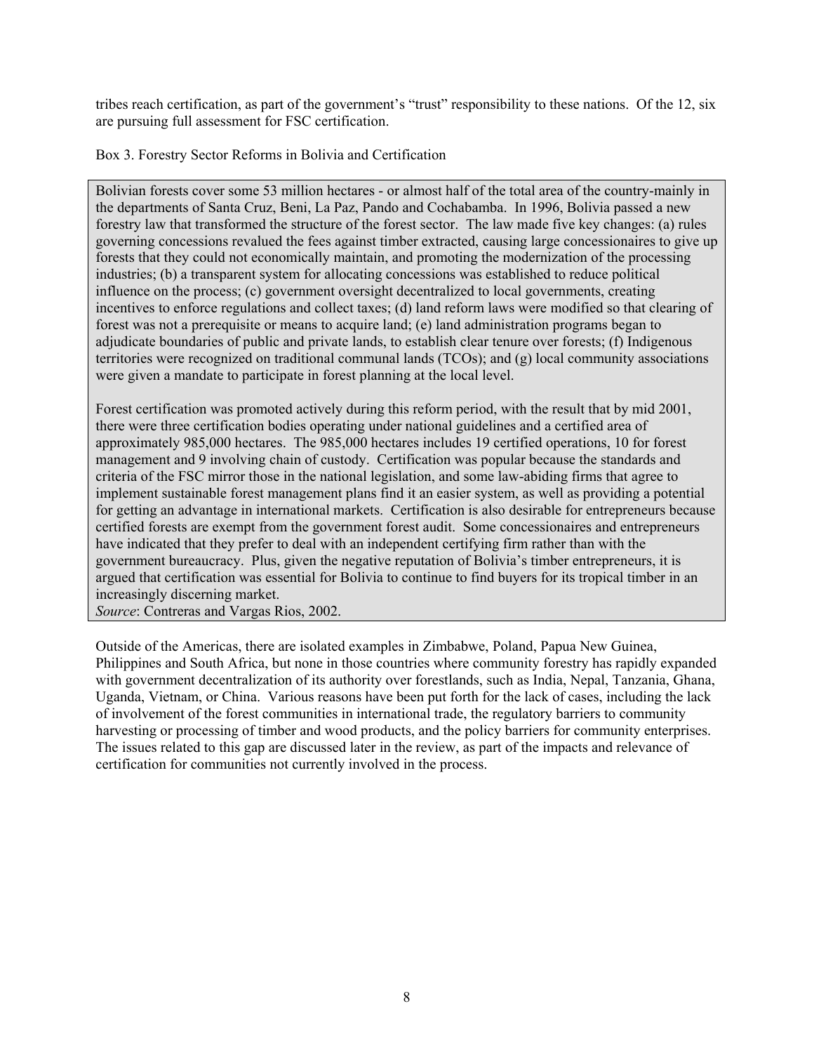tribes reach certification, as part of the government's "trust" responsibility to these nations. Of the 12, six are pursuing full assessment for FSC certification.

Box 3. Forestry Sector Reforms in Bolivia and Certification

> Bolivian forests cover some 53 million hectares - or almost half of the total area of the country-mainly in the departments of Santa Cruz, Beni, La Paz, Pando and Cochabamba. In 1996, Bolivia passed a new forestry law that transformed the structure of the forest sector. The law made five key changes: (a) rules governing concessions revalued the fees against timber extracted, causing large concessionaires to give up forests that they could not economically maintain, and promoting the modernization of the processing industries; (b) a transparent system for allocating concessions was established to reduce political influence on the process; (c) government oversight decentralized to local governments, creating incentives to enforce regulations and collect taxes; (d) land reform laws were modified so that clearing of forest was not a prerequisite or means to acquire land; (e) land administration programs began to adjudicate boundaries of public and private lands, to establish clear tenure over forests; (f) Indigenous territories were recognized on traditional communal lands (TCOs); and (g) local community associations were given a mandate to participate in forest planning at the local level.
>
> Forest certification was promoted actively during this reform period, with the result that by mid 2001, there were three certification bodies operating under national guidelines and a certified area of approximately 985,000 hectares. The 985,000 hectares includes 19 certified operations, 10 for forest management and 9 involving chain of custody. Certification was popular because the standards and criteria of the FSC mirror those in the national legislation, and some law-abiding firms that agree to implement sustainable forest management plans find it an easier system, as well as providing a potential for getting an advantage in international markets. Certification is also desirable for entrepreneurs because certified forests are exempt from the government forest audit. Some concessionaires and entrepreneurs have indicated that they prefer to deal with an independent certifying firm rather than with the government bureaucracy. Plus, given the negative reputation of Bolivia's timber entrepreneurs, it is argued that certification was essential for Bolivia to continue to find buyers for its tropical timber in an increasingly discerning market.
>
> *Source*: Contreras and Vargas Rios, 2002.

Outside of the Americas, there are isolated examples in Zimbabwe, Poland, Papua New Guinea, Philippines and South Africa, but none in those countries where community forestry has rapidly expanded with government decentralization of its authority over forestlands, such as India, Nepal, Tanzania, Ghana, Uganda, Vietnam, or China. Various reasons have been put forth for the lack of cases, including the lack of involvement of the forest communities in international trade, the regulatory barriers to community harvesting or processing of timber and wood products, and the policy barriers for community enterprises. The issues related to this gap are discussed later in the review, as part of the impacts and relevance of certification for communities not currently involved in the process.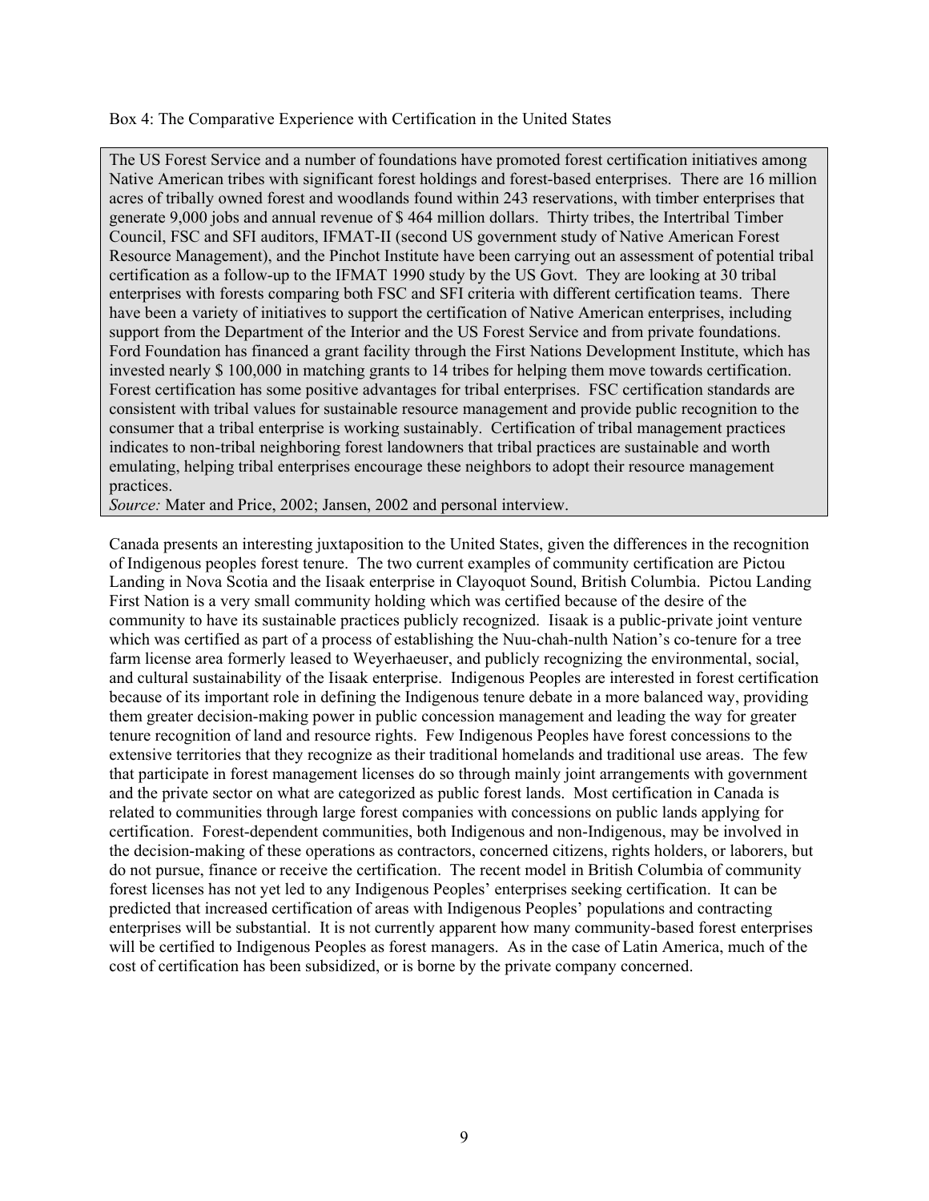Box 4: The Comparative Experience with Certification in the United States

> The US Forest Service and a number of foundations have promoted forest certification initiatives among Native American tribes with significant forest holdings and forest-based enterprises. There are 16 million acres of tribally owned forest and woodlands found within 243 reservations, with timber enterprises that generate 9,000 jobs and annual revenue of $ 464 million dollars. Thirty tribes, the Intertribal Timber Council, FSC and SFI auditors, IFMAT-II (second US government study of Native American Forest Resource Management), and the Pinchot Institute have been carrying out an assessment of potential tribal certification as a follow-up to the IFMAT 1990 study by the US Govt. They are looking at 30 tribal enterprises with forests comparing both FSC and SFI criteria with different certification teams. There have been a variety of initiatives to support the certification of Native American enterprises, including support from the Department of the Interior and the US Forest Service and from private foundations. Ford Foundation has financed a grant facility through the First Nations Development Institute, which has invested nearly $ 100,000 in matching grants to 14 tribes for helping them move towards certification. Forest certification has some positive advantages for tribal enterprises. FSC certification standards are consistent with tribal values for sustainable resource management and provide public recognition to the consumer that a tribal enterprise is working sustainably. Certification of tribal management practices indicates to non-tribal neighboring forest landowners that tribal practices are sustainable and worth emulating, helping tribal enterprises encourage these neighbors to adopt their resource management practices.
>
> *Source:* Mater and Price, 2002; Jansen, 2002 and personal interview.

Canada presents an interesting juxtaposition to the United States, given the differences in the recognition of Indigenous peoples forest tenure. The two current examples of community certification are Pictou Landing in Nova Scotia and the Iisaak enterprise in Clayoquot Sound, British Columbia. Pictou Landing First Nation is a very small community holding which was certified because of the desire of the community to have its sustainable practices publicly recognized. Iisaak is a public-private joint venture which was certified as part of a process of establishing the Nuu-chah-nulth Nation's co-tenure for a tree farm license area formerly leased to Weyerhaeuser, and publicly recognizing the environmental, social, and cultural sustainability of the Iisaak enterprise. Indigenous Peoples are interested in forest certification because of its important role in defining the Indigenous tenure debate in a more balanced way, providing them greater decision-making power in public concession management and leading the way for greater tenure recognition of land and resource rights. Few Indigenous Peoples have forest concessions to the extensive territories that they recognize as their traditional homelands and traditional use areas. The few that participate in forest management licenses do so through mainly joint arrangements with government and the private sector on what are categorized as public forest lands. Most certification in Canada is related to communities through large forest companies with concessions on public lands applying for certification. Forest-dependent communities, both Indigenous and non-Indigenous, may be involved in the decision-making of these operations as contractors, concerned citizens, rights holders, or laborers, but do not pursue, finance or receive the certification. The recent model in British Columbia of community forest licenses has not yet led to any Indigenous Peoples' enterprises seeking certification. It can be predicted that increased certification of areas with Indigenous Peoples' populations and contracting enterprises will be substantial. It is not currently apparent how many community-based forest enterprises will be certified to Indigenous Peoples as forest managers. As in the case of Latin America, much of the cost of certification has been subsidized, or is borne by the private company concerned.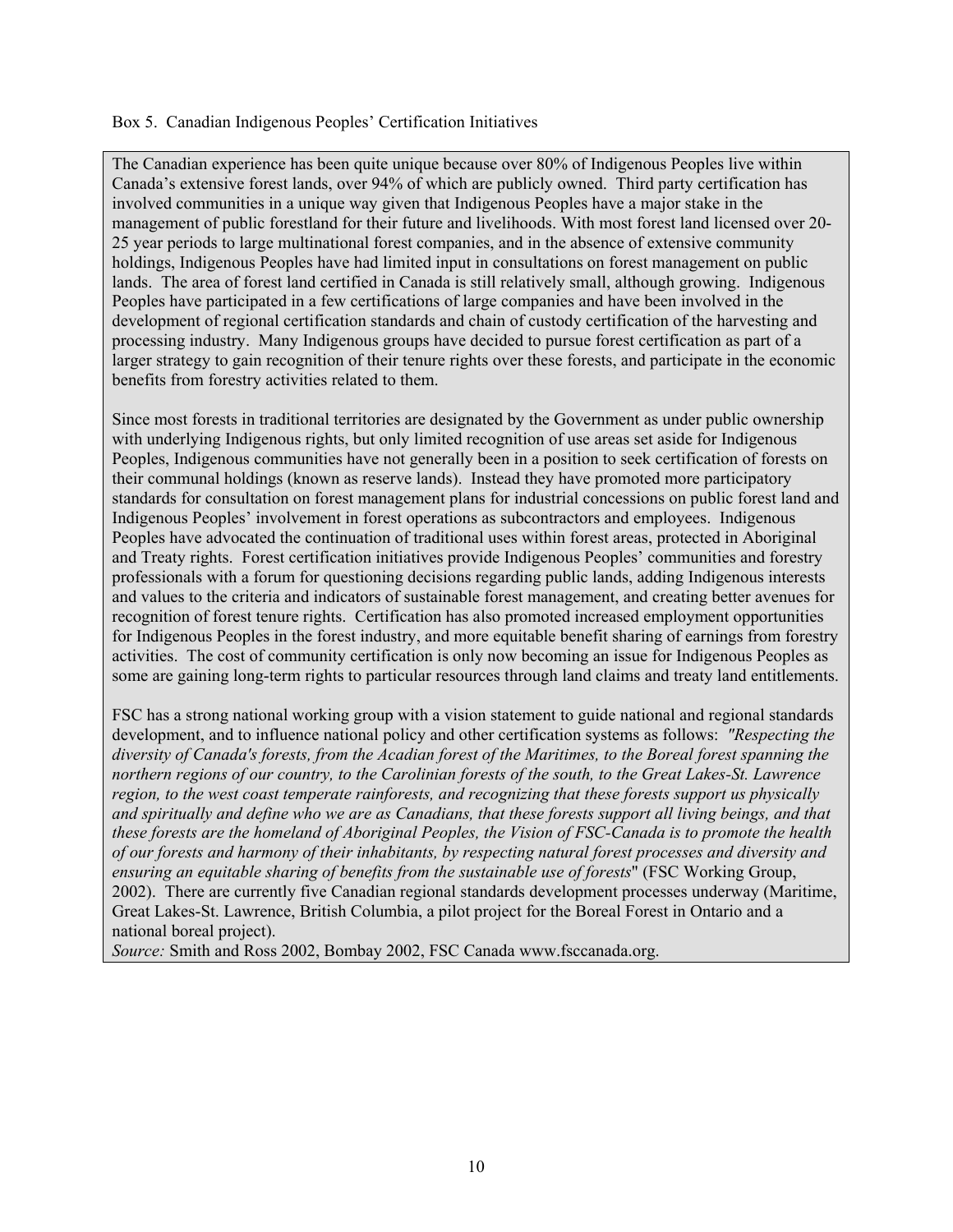Box 5. Canadian Indigenous Peoples' Certification Initiatives

The Canadian experience has been quite unique because over 80% of Indigenous Peoples live within Canada's extensive forest lands, over 94% of which are publicly owned. Third party certification has involved communities in a unique way given that Indigenous Peoples have a major stake in the management of public forestland for their future and livelihoods. With most forest land licensed over 20-25 year periods to large multinational forest companies, and in the absence of extensive community holdings, Indigenous Peoples have had limited input in consultations on forest management on public lands. The area of forest land certified in Canada is still relatively small, although growing. Indigenous Peoples have participated in a few certifications of large companies and have been involved in the development of regional certification standards and chain of custody certification of the harvesting and processing industry. Many Indigenous groups have decided to pursue forest certification as part of a larger strategy to gain recognition of their tenure rights over these forests, and participate in the economic benefits from forestry activities related to them.

Since most forests in traditional territories are designated by the Government as under public ownership with underlying Indigenous rights, but only limited recognition of use areas set aside for Indigenous Peoples, Indigenous communities have not generally been in a position to seek certification of forests on their communal holdings (known as reserve lands). Instead they have promoted more participatory standards for consultation on forest management plans for industrial concessions on public forest land and Indigenous Peoples' involvement in forest operations as subcontractors and employees. Indigenous Peoples have advocated the continuation of traditional uses within forest areas, protected in Aboriginal and Treaty rights. Forest certification initiatives provide Indigenous Peoples' communities and forestry professionals with a forum for questioning decisions regarding public lands, adding Indigenous interests and values to the criteria and indicators of sustainable forest management, and creating better avenues for recognition of forest tenure rights. Certification has also promoted increased employment opportunities for Indigenous Peoples in the forest industry, and more equitable benefit sharing of earnings from forestry activities. The cost of community certification is only now becoming an issue for Indigenous Peoples as some are gaining long-term rights to particular resources through land claims and treaty land entitlements.

FSC has a strong national working group with a vision statement to guide national and regional standards development, and to influence national policy and other certification systems as follows: *"Respecting the diversity of Canada's forests, from the Acadian forest of the Maritimes, to the Boreal forest spanning the northern regions of our country, to the Carolinian forests of the south, to the Great Lakes-St. Lawrence region, to the west coast temperate rainforests, and recognizing that these forests support us physically and spiritually and define who we are as Canadians, that these forests support all living beings, and that these forests are the homeland of Aboriginal Peoples, the Vision of FSC-Canada is to promote the health of our forests and harmony of their inhabitants, by respecting natural forest processes and diversity and ensuring an equitable sharing of benefits from the sustainable use of forests*" (FSC Working Group, 2002). There are currently five Canadian regional standards development processes underway (Maritime, Great Lakes-St. Lawrence, British Columbia, a pilot project for the Boreal Forest in Ontario and a national boreal project).

*Source:* Smith and Ross 2002, Bombay 2002, FSC Canada www.fsccanada.org.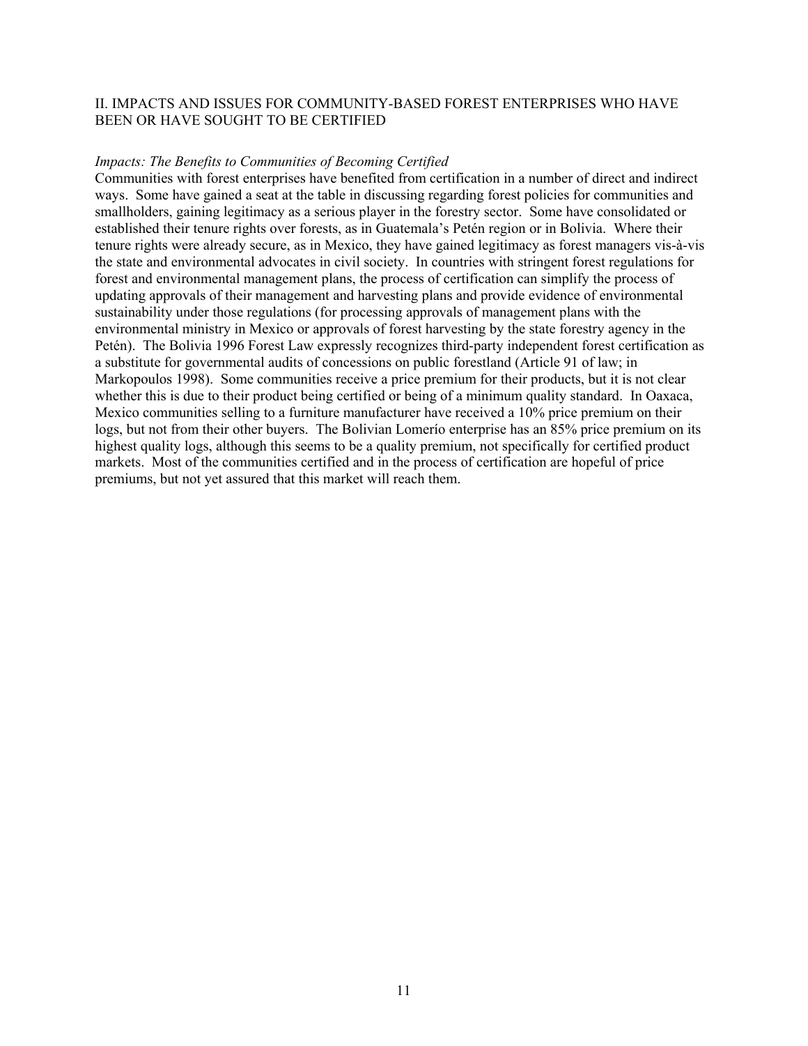## II. IMPACTS AND ISSUES FOR COMMUNITY-BASED FOREST ENTERPRISES WHO HAVE BEEN OR HAVE SOUGHT TO BE CERTIFIED

*Impacts: The Benefits to Communities of Becoming Certified*

Communities with forest enterprises have benefited from certification in a number of direct and indirect ways. Some have gained a seat at the table in discussing regarding forest policies for communities and smallholders, gaining legitimacy as a serious player in the forestry sector. Some have consolidated or established their tenure rights over forests, as in Guatemala's Petén region or in Bolivia. Where their tenure rights were already secure, as in Mexico, they have gained legitimacy as forest managers vis-à-vis the state and environmental advocates in civil society. In countries with stringent forest regulations for forest and environmental management plans, the process of certification can simplify the process of updating approvals of their management and harvesting plans and provide evidence of environmental sustainability under those regulations (for processing approvals of management plans with the environmental ministry in Mexico or approvals of forest harvesting by the state forestry agency in the Petén). The Bolivia 1996 Forest Law expressly recognizes third-party independent forest certification as a substitute for governmental audits of concessions on public forestland (Article 91 of law; in Markopoulos 1998). Some communities receive a price premium for their products, but it is not clear whether this is due to their product being certified or being of a minimum quality standard. In Oaxaca, Mexico communities selling to a furniture manufacturer have received a 10% price premium on their logs, but not from their other buyers. The Bolivian Lomerío enterprise has an 85% price premium on its highest quality logs, although this seems to be a quality premium, not specifically for certified product markets. Most of the communities certified and in the process of certification are hopeful of price premiums, but not yet assured that this market will reach them.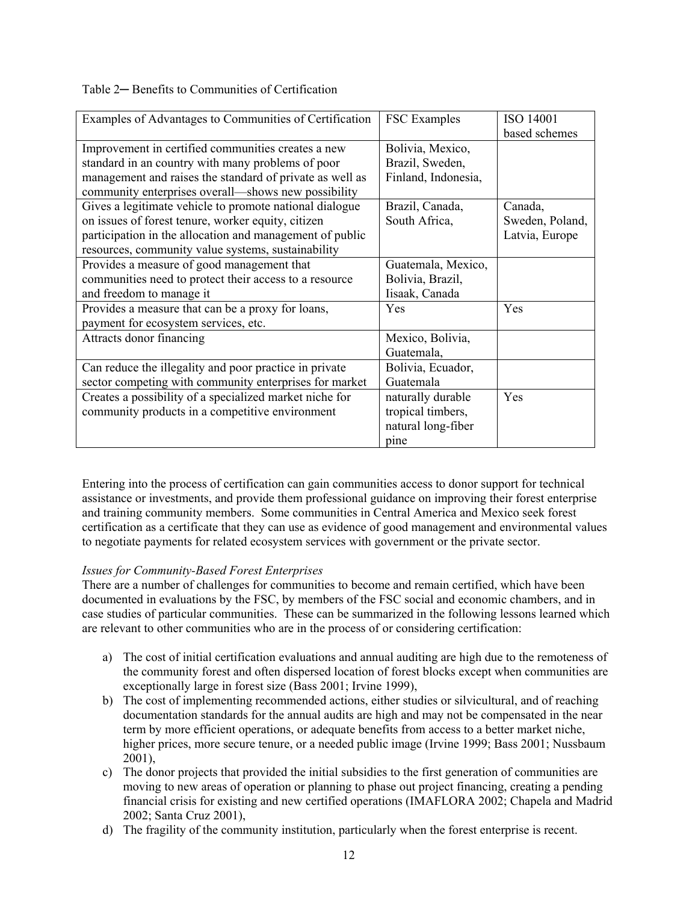Table 2─ Benefits to Communities of Certification

| Examples of Advantages to Communities of Certification | FSC Examples | ISO 14001 based schemes |
|---|---|---|
| Improvement in certified communities creates a new standard in an country with many problems of poor management and raises the standard of private as well as community enterprises overall—shows new possibility | Bolivia, Mexico, Brazil, Sweden, Finland, Indonesia, | |
| Gives a legitimate vehicle to promote national dialogue on issues of forest tenure, worker equity, citizen participation in the allocation and management of public resources, community value systems, sustainability | Brazil, Canada, South Africa, | Canada, Sweden, Poland, Latvia, Europe |
| Provides a measure of good management that communities need to protect their access to a resource and freedom to manage it | Guatemala, Mexico, Bolivia, Brazil, Iisaak, Canada | |
| Provides a measure that can be a proxy for loans, payment for ecosystem services, etc. | Yes | Yes |
| Attracts donor financing | Mexico, Bolivia, Guatemala, | |
| Can reduce the illegality and poor practice in private sector competing with community enterprises for market | Bolivia, Ecuador, Guatemala | |
| Creates a possibility of a specialized market niche for community products in a competitive environment | naturally durable tropical timbers, natural long-fiber pine | Yes |

Entering into the process of certification can gain communities access to donor support for technical assistance or investments, and provide them professional guidance on improving their forest enterprise and training community members. Some communities in Central America and Mexico seek forest certification as a certificate that they can use as evidence of good management and environmental values to negotiate payments for related ecosystem services with government or the private sector.

*Issues for Community-Based Forest Enterprises*

There are a number of challenges for communities to become and remain certified, which have been documented in evaluations by the FSC, by members of the FSC social and economic chambers, and in case studies of particular communities. These can be summarized in the following lessons learned which are relevant to other communities who are in the process of or considering certification:

a) The cost of initial certification evaluations and annual auditing are high due to the remoteness of the community forest and often dispersed location of forest blocks except when communities are exceptionally large in forest size (Bass 2001; Irvine 1999),
b) The cost of implementing recommended actions, either studies or silvicultural, and of reaching documentation standards for the annual audits are high and may not be compensated in the near term by more efficient operations, or adequate benefits from access to a better market niche, higher prices, more secure tenure, or a needed public image (Irvine 1999; Bass 2001; Nussbaum 2001),
c) The donor projects that provided the initial subsidies to the first generation of communities are moving to new areas of operation or planning to phase out project financing, creating a pending financial crisis for existing and new certified operations (IMAFLORA 2002; Chapela and Madrid 2002; Santa Cruz 2001),
d) The fragility of the community institution, particularly when the forest enterprise is recent.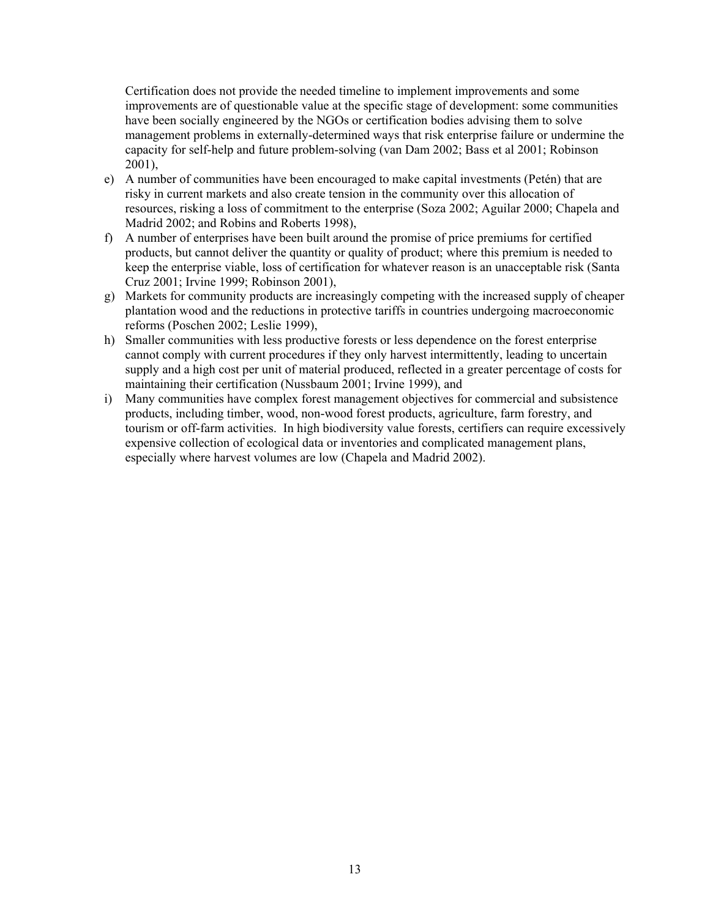Certification does not provide the needed timeline to implement improvements and some improvements are of questionable value at the specific stage of development: some communities have been socially engineered by the NGOs or certification bodies advising them to solve management problems in externally-determined ways that risk enterprise failure or undermine the capacity for self-help and future problem-solving (van Dam 2002; Bass et al 2001; Robinson 2001),

e) A number of communities have been encouraged to make capital investments (Petén) that are risky in current markets and also create tension in the community over this allocation of resources, risking a loss of commitment to the enterprise (Soza 2002; Aguilar 2000; Chapela and Madrid 2002; and Robins and Roberts 1998),
f) A number of enterprises have been built around the promise of price premiums for certified products, but cannot deliver the quantity or quality of product; where this premium is needed to keep the enterprise viable, loss of certification for whatever reason is an unacceptable risk (Santa Cruz 2001; Irvine 1999; Robinson 2001),
g) Markets for community products are increasingly competing with the increased supply of cheaper plantation wood and the reductions in protective tariffs in countries undergoing macroeconomic reforms (Poschen 2002; Leslie 1999),
h) Smaller communities with less productive forests or less dependence on the forest enterprise cannot comply with current procedures if they only harvest intermittently, leading to uncertain supply and a high cost per unit of material produced, reflected in a greater percentage of costs for maintaining their certification (Nussbaum 2001; Irvine 1999), and
i) Many communities have complex forest management objectives for commercial and subsistence products, including timber, wood, non-wood forest products, agriculture, farm forestry, and tourism or off-farm activities. In high biodiversity value forests, certifiers can require excessively expensive collection of ecological data or inventories and complicated management plans, especially where harvest volumes are low (Chapela and Madrid 2002).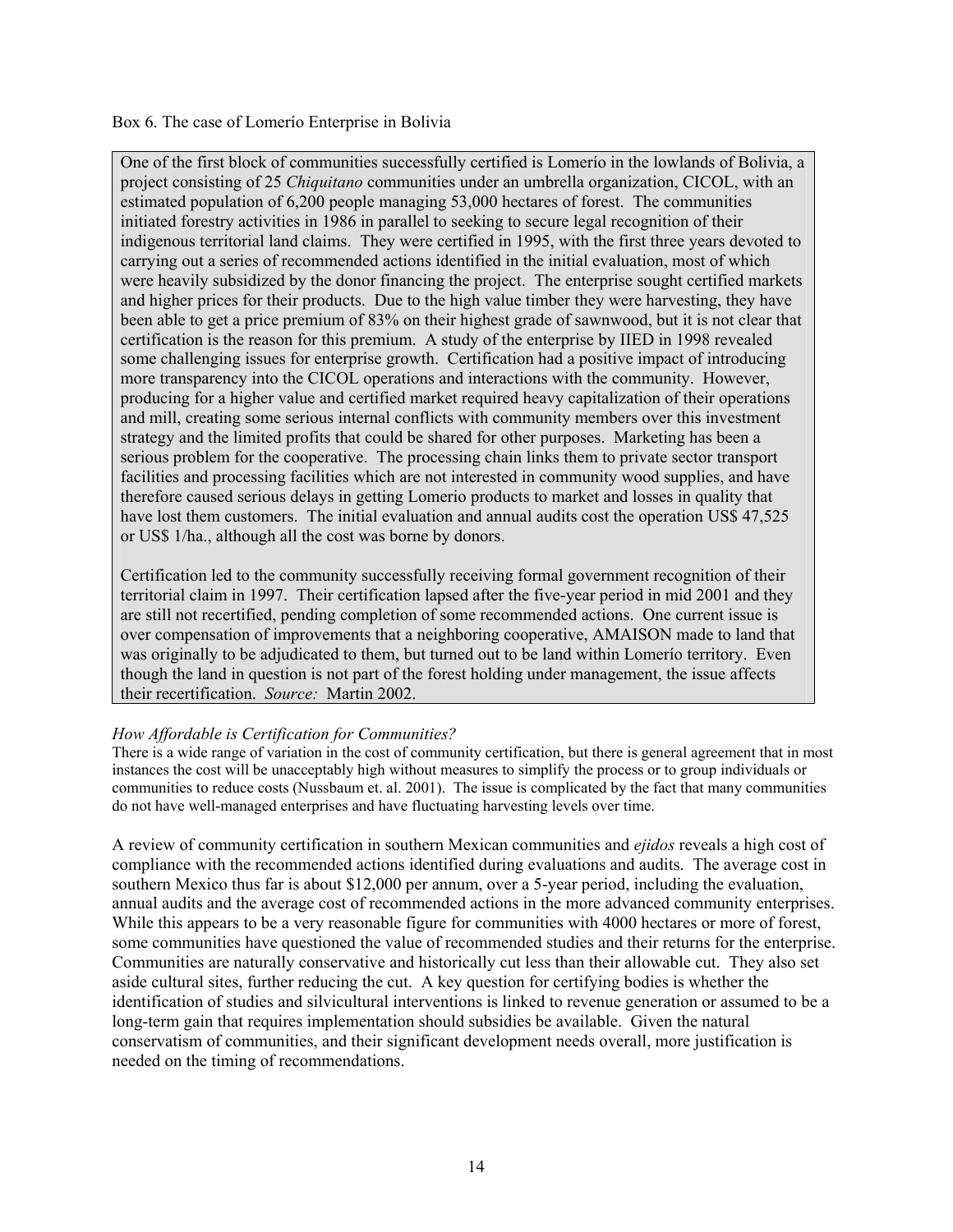Box 6. The case of Lomerío Enterprise in Bolivia

One of the first block of communities successfully certified is Lomerío in the lowlands of Bolivia, a project consisting of 25 *Chiquitano* communities under an umbrella organization, CICOL, with an estimated population of 6,200 people managing 53,000 hectares of forest. The communities initiated forestry activities in 1986 in parallel to seeking to secure legal recognition of their indigenous territorial land claims. They were certified in 1995, with the first three years devoted to carrying out a series of recommended actions identified in the initial evaluation, most of which were heavily subsidized by the donor financing the project. The enterprise sought certified markets and higher prices for their products. Due to the high value timber they were harvesting, they have been able to get a price premium of 83% on their highest grade of sawnwood, but it is not clear that certification is the reason for this premium. A study of the enterprise by IIED in 1998 revealed some challenging issues for enterprise growth. Certification had a positive impact of introducing more transparency into the CICOL operations and interactions with the community. However, producing for a higher value and certified market required heavy capitalization of their operations and mill, creating some serious internal conflicts with community members over this investment strategy and the limited profits that could be shared for other purposes. Marketing has been a serious problem for the cooperative. The processing chain links them to private sector transport facilities and processing facilities which are not interested in community wood supplies, and have therefore caused serious delays in getting Lomerio products to market and losses in quality that have lost them customers. The initial evaluation and annual audits cost the operation US$ 47,525 or US$ 1/ha., although all the cost was borne by donors.

Certification led to the community successfully receiving formal government recognition of their territorial claim in 1997. Their certification lapsed after the five-year period in mid 2001 and they are still not recertified, pending completion of some recommended actions. One current issue is over compensation of improvements that a neighboring cooperative, AMAISON made to land that was originally to be adjudicated to them, but turned out to be land within Lomerío territory. Even though the land in question is not part of the forest holding under management, the issue affects their recertification. *Source:* Martin 2002.

### *How Affordable is Certification for Communities?*

There is a wide range of variation in the cost of community certification, but there is general agreement that in most instances the cost will be unacceptably high without measures to simplify the process or to group individuals or communities to reduce costs (Nussbaum et. al. 2001). The issue is complicated by the fact that many communities do not have well-managed enterprises and have fluctuating harvesting levels over time.

A review of community certification in southern Mexican communities and *ejidos* reveals a high cost of compliance with the recommended actions identified during evaluations and audits. The average cost in southern Mexico thus far is about $12,000 per annum, over a 5-year period, including the evaluation, annual audits and the average cost of recommended actions in the more advanced community enterprises. While this appears to be a very reasonable figure for communities with 4000 hectares or more of forest, some communities have questioned the value of recommended studies and their returns for the enterprise. Communities are naturally conservative and historically cut less than their allowable cut. They also set aside cultural sites, further reducing the cut. A key question for certifying bodies is whether the identification of studies and silvicultural interventions is linked to revenue generation or assumed to be a long-term gain that requires implementation should subsidies be available. Given the natural conservatism of communities, and their significant development needs overall, more justification is needed on the timing of recommendations.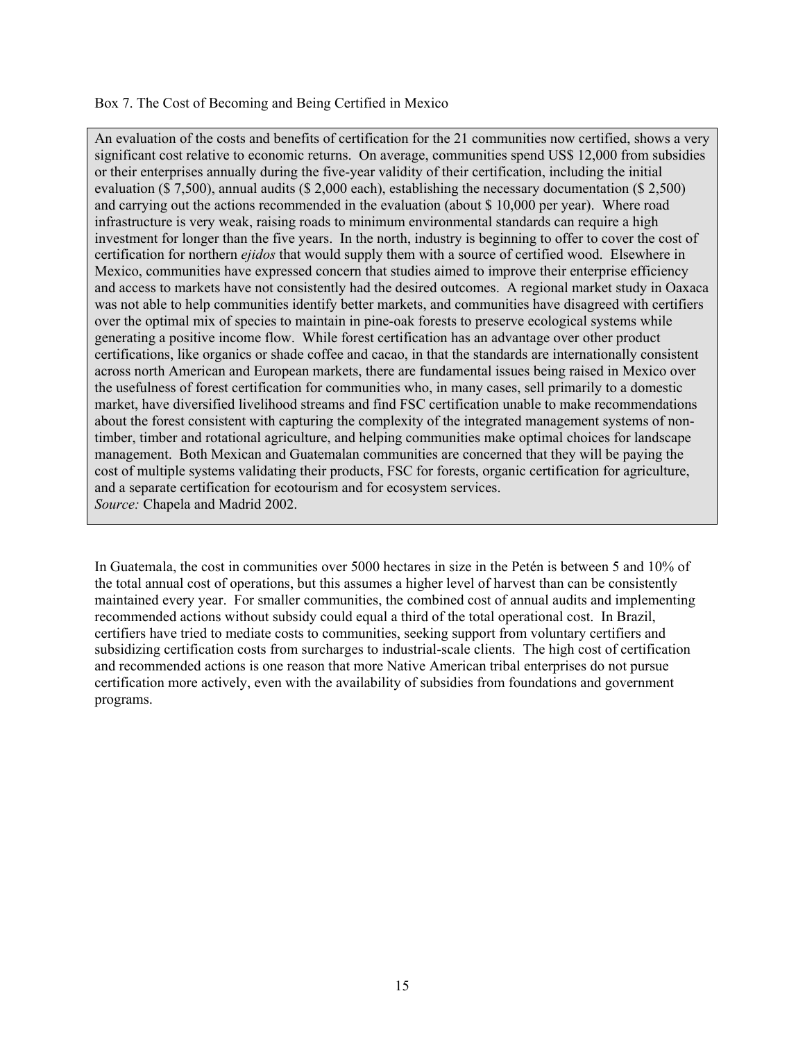Box 7. The Cost of Becoming and Being Certified in Mexico

> An evaluation of the costs and benefits of certification for the 21 communities now certified, shows a very significant cost relative to economic returns. On average, communities spend US$ 12,000 from subsidies or their enterprises annually during the five-year validity of their certification, including the initial evaluation ($ 7,500), annual audits ($ 2,000 each), establishing the necessary documentation ($ 2,500) and carrying out the actions recommended in the evaluation (about $ 10,000 per year). Where road infrastructure is very weak, raising roads to minimum environmental standards can require a high investment for longer than the five years. In the north, industry is beginning to offer to cover the cost of certification for northern *ejidos* that would supply them with a source of certified wood. Elsewhere in Mexico, communities have expressed concern that studies aimed to improve their enterprise efficiency and access to markets have not consistently had the desired outcomes. A regional market study in Oaxaca was not able to help communities identify better markets, and communities have disagreed with certifiers over the optimal mix of species to maintain in pine-oak forests to preserve ecological systems while generating a positive income flow. While forest certification has an advantage over other product certifications, like organics or shade coffee and cacao, in that the standards are internationally consistent across north American and European markets, there are fundamental issues being raised in Mexico over the usefulness of forest certification for communities who, in many cases, sell primarily to a domestic market, have diversified livelihood streams and find FSC certification unable to make recommendations about the forest consistent with capturing the complexity of the integrated management systems of non-timber, timber and rotational agriculture, and helping communities make optimal choices for landscape management. Both Mexican and Guatemalan communities are concerned that they will be paying the cost of multiple systems validating their products, FSC for forests, organic certification for agriculture, and a separate certification for ecotourism and for ecosystem services.
> *Source:* Chapela and Madrid 2002.

In Guatemala, the cost in communities over 5000 hectares in size in the Petén is between 5 and 10% of the total annual cost of operations, but this assumes a higher level of harvest than can be consistently maintained every year. For smaller communities, the combined cost of annual audits and implementing recommended actions without subsidy could equal a third of the total operational cost. In Brazil, certifiers have tried to mediate costs to communities, seeking support from voluntary certifiers and subsidizing certification costs from surcharges to industrial-scale clients. The high cost of certification and recommended actions is one reason that more Native American tribal enterprises do not pursue certification more actively, even with the availability of subsidies from foundations and government programs.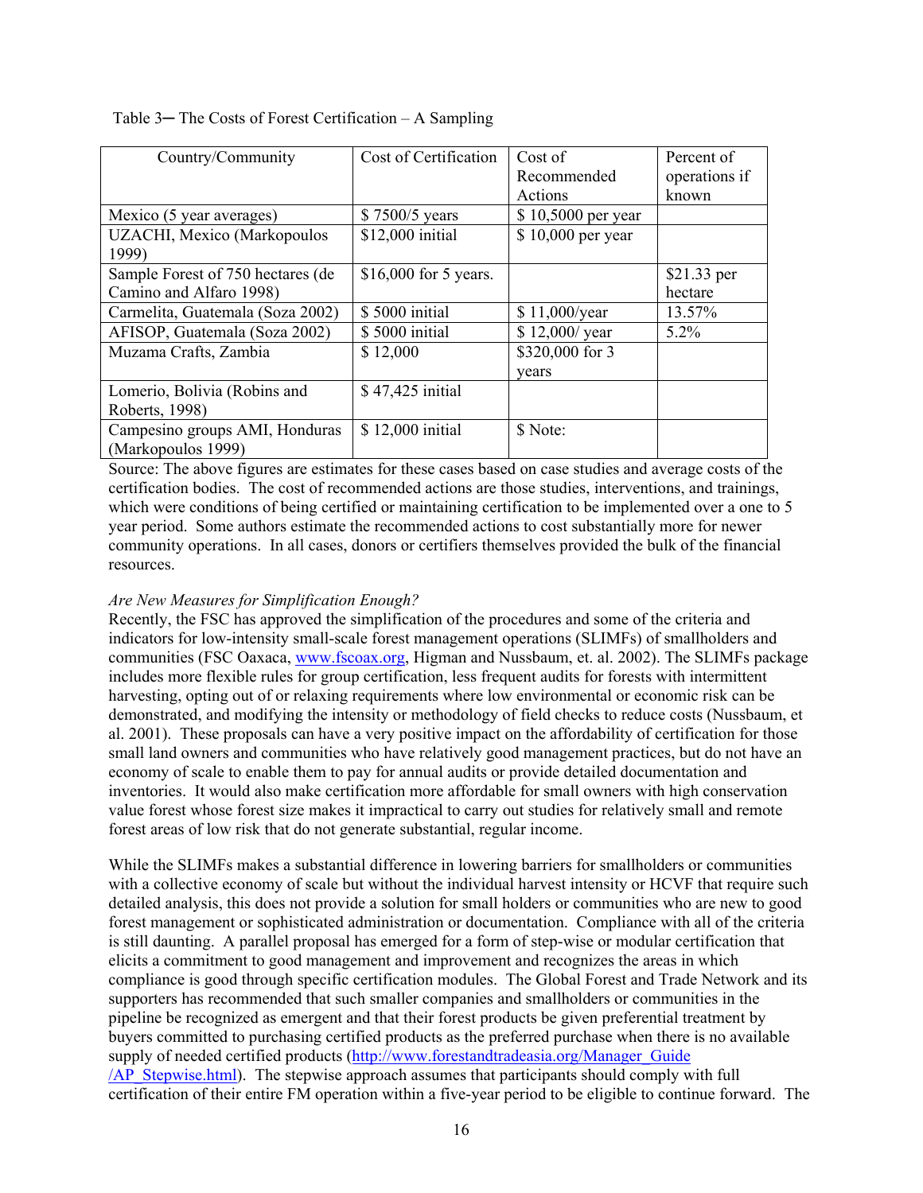Table 3─ The Costs of Forest Certification – A Sampling

| Country/Community | Cost of Certification | Cost of Recommended Actions | Percent of operations if known |
|---|---|---|---|
| Mexico (5 year averages) | $ 7500/5 years | $ 10,5000 per year | |
| UZACHI, Mexico (Markopoulos 1999) | $12,000 initial | $ 10,000 per year | |
| Sample Forest of 750 hectares (de Camino and Alfaro 1998) | $16,000 for 5 years. | | $21.33 per hectare |
| Carmelita, Guatemala (Soza 2002) | $ 5000 initial | $ 11,000/year | 13.57% |
| AFISOP, Guatemala (Soza 2002) | $ 5000 initial | $ 12,000/ year | 5.2% |
| Muzama Crafts, Zambia | $ 12,000 | $320,000 for 3 years | |
| Lomerio, Bolivia (Robins and Roberts, 1998) | $ 47,425 initial | | |
| Campesino groups AMI, Honduras (Markopoulos 1999) | $ 12,000 initial | $ Note: | |

Source: The above figures are estimates for these cases based on case studies and average costs of the certification bodies. The cost of recommended actions are those studies, interventions, and trainings, which were conditions of being certified or maintaining certification to be implemented over a one to 5 year period. Some authors estimate the recommended actions to cost substantially more for newer community operations. In all cases, donors or certifiers themselves provided the bulk of the financial resources.

*Are New Measures for Simplification Enough?*

Recently, the FSC has approved the simplification of the procedures and some of the criteria and indicators for low-intensity small-scale forest management operations (SLIMFs) of smallholders and communities (FSC Oaxaca, www.fscoax.org, Higman and Nussbaum, et. al. 2002). The SLIMFs package includes more flexible rules for group certification, less frequent audits for forests with intermittent harvesting, opting out of or relaxing requirements where low environmental or economic risk can be demonstrated, and modifying the intensity or methodology of field checks to reduce costs (Nussbaum, et al. 2001). These proposals can have a very positive impact on the affordability of certification for those small land owners and communities who have relatively good management practices, but do not have an economy of scale to enable them to pay for annual audits or provide detailed documentation and inventories. It would also make certification more affordable for small owners with high conservation value forest whose forest size makes it impractical to carry out studies for relatively small and remote forest areas of low risk that do not generate substantial, regular income.

While the SLIMFs makes a substantial difference in lowering barriers for smallholders or communities with a collective economy of scale but without the individual harvest intensity or HCVF that require such detailed analysis, this does not provide a solution for small holders or communities who are new to good forest management or sophisticated administration or documentation. Compliance with all of the criteria is still daunting. A parallel proposal has emerged for a form of step-wise or modular certification that elicits a commitment to good management and improvement and recognizes the areas in which compliance is good through specific certification modules. The Global Forest and Trade Network and its supporters has recommended that such smaller companies and smallholders or communities in the pipeline be recognized as emergent and that their forest products be given preferential treatment by buyers committed to purchasing certified products as the preferred purchase when there is no available supply of needed certified products (http://www.forestandtradeasia.org/Manager_Guide/AP_Stepwise.html). The stepwise approach assumes that participants should comply with full certification of their entire FM operation within a five-year period to be eligible to continue forward. The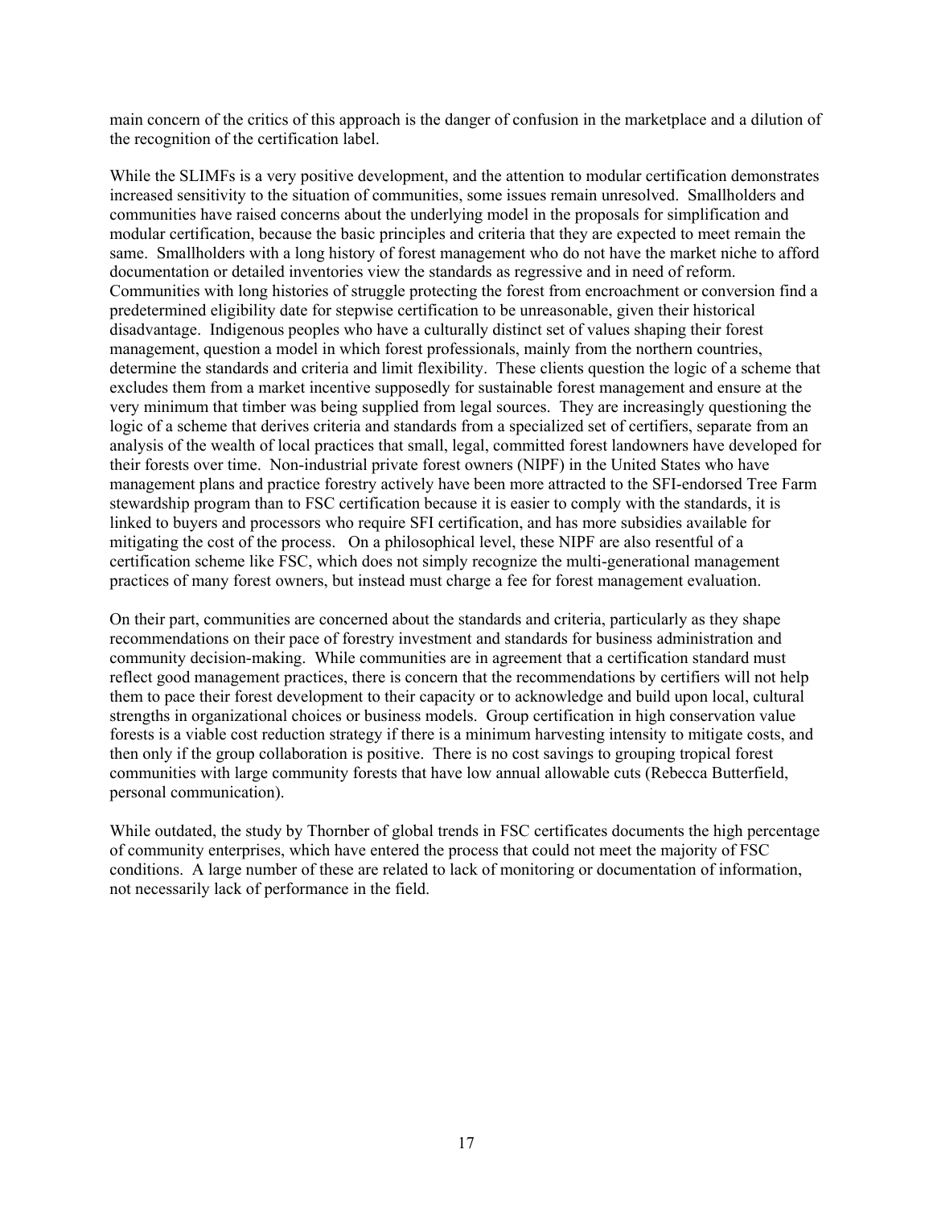main concern of the critics of this approach is the danger of confusion in the marketplace and a dilution of the recognition of the certification label.

While the SLIMFs is a very positive development, and the attention to modular certification demonstrates increased sensitivity to the situation of communities, some issues remain unresolved. Smallholders and communities have raised concerns about the underlying model in the proposals for simplification and modular certification, because the basic principles and criteria that they are expected to meet remain the same. Smallholders with a long history of forest management who do not have the market niche to afford documentation or detailed inventories view the standards as regressive and in need of reform. Communities with long histories of struggle protecting the forest from encroachment or conversion find a predetermined eligibility date for stepwise certification to be unreasonable, given their historical disadvantage. Indigenous peoples who have a culturally distinct set of values shaping their forest management, question a model in which forest professionals, mainly from the northern countries, determine the standards and criteria and limit flexibility. These clients question the logic of a scheme that excludes them from a market incentive supposedly for sustainable forest management and ensure at the very minimum that timber was being supplied from legal sources. They are increasingly questioning the logic of a scheme that derives criteria and standards from a specialized set of certifiers, separate from an analysis of the wealth of local practices that small, legal, committed forest landowners have developed for their forests over time. Non-industrial private forest owners (NIPF) in the United States who have management plans and practice forestry actively have been more attracted to the SFI-endorsed Tree Farm stewardship program than to FSC certification because it is easier to comply with the standards, it is linked to buyers and processors who require SFI certification, and has more subsidies available for mitigating the cost of the process. On a philosophical level, these NIPF are also resentful of a certification scheme like FSC, which does not simply recognize the multi-generational management practices of many forest owners, but instead must charge a fee for forest management evaluation.

On their part, communities are concerned about the standards and criteria, particularly as they shape recommendations on their pace of forestry investment and standards for business administration and community decision-making. While communities are in agreement that a certification standard must reflect good management practices, there is concern that the recommendations by certifiers will not help them to pace their forest development to their capacity or to acknowledge and build upon local, cultural strengths in organizational choices or business models. Group certification in high conservation value forests is a viable cost reduction strategy if there is a minimum harvesting intensity to mitigate costs, and then only if the group collaboration is positive. There is no cost savings to grouping tropical forest communities with large community forests that have low annual allowable cuts (Rebecca Butterfield, personal communication).

While outdated, the study by Thornber of global trends in FSC certificates documents the high percentage of community enterprises, which have entered the process that could not meet the majority of FSC conditions. A large number of these are related to lack of monitoring or documentation of information, not necessarily lack of performance in the field.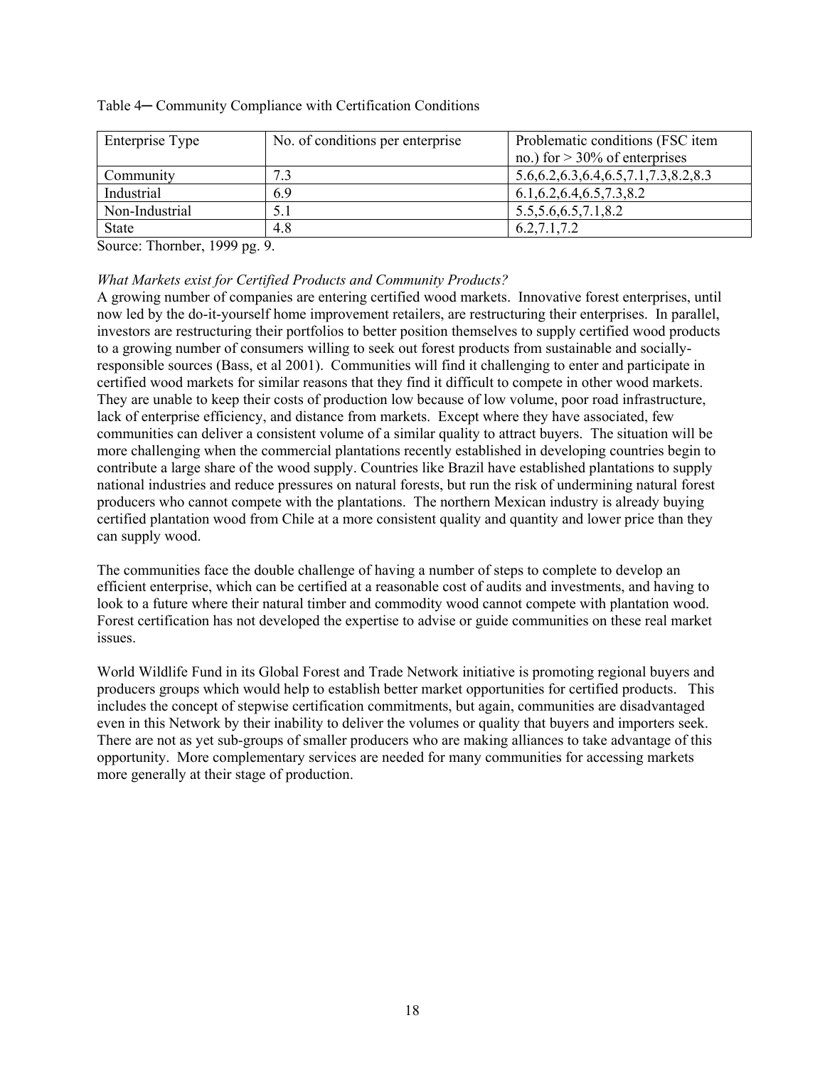Table 4─ Community Compliance with Certification Conditions

| Enterprise Type | No. of conditions per enterprise | Problematic conditions (FSC item no.) for > 30% of enterprises |
|---|---|---|
| Community | 7.3 | 5.6,6.2,6.3,6.4,6.5,7.1,7.3,8.2,8.3 |
| Industrial | 6.9 | 6.1,6.2,6.4,6.5,7.3,8.2 |
| Non-Industrial | 5.1 | 5.5,5.6,6.5,7.1,8.2 |
| State | 4.8 | 6.2,7.1,7.2 |

Source: Thornber, 1999 pg. 9.

*What Markets exist for Certified Products and Community Products?*

A growing number of companies are entering certified wood markets. Innovative forest enterprises, until now led by the do-it-yourself home improvement retailers, are restructuring their enterprises. In parallel, investors are restructuring their portfolios to better position themselves to supply certified wood products to a growing number of consumers willing to seek out forest products from sustainable and socially-responsible sources (Bass, et al 2001). Communities will find it challenging to enter and participate in certified wood markets for similar reasons that they find it difficult to compete in other wood markets. They are unable to keep their costs of production low because of low volume, poor road infrastructure, lack of enterprise efficiency, and distance from markets. Except where they have associated, few communities can deliver a consistent volume of a similar quality to attract buyers. The situation will be more challenging when the commercial plantations recently established in developing countries begin to contribute a large share of the wood supply. Countries like Brazil have established plantations to supply national industries and reduce pressures on natural forests, but run the risk of undermining natural forest producers who cannot compete with the plantations. The northern Mexican industry is already buying certified plantation wood from Chile at a more consistent quality and quantity and lower price than they can supply wood.

The communities face the double challenge of having a number of steps to complete to develop an efficient enterprise, which can be certified at a reasonable cost of audits and investments, and having to look to a future where their natural timber and commodity wood cannot compete with plantation wood. Forest certification has not developed the expertise to advise or guide communities on these real market issues.

World Wildlife Fund in its Global Forest and Trade Network initiative is promoting regional buyers and producers groups which would help to establish better market opportunities for certified products. This includes the concept of stepwise certification commitments, but again, communities are disadvantaged even in this Network by their inability to deliver the volumes or quality that buyers and importers seek. There are not as yet sub-groups of smaller producers who are making alliances to take advantage of this opportunity. More complementary services are needed for many communities for accessing markets more generally at their stage of production.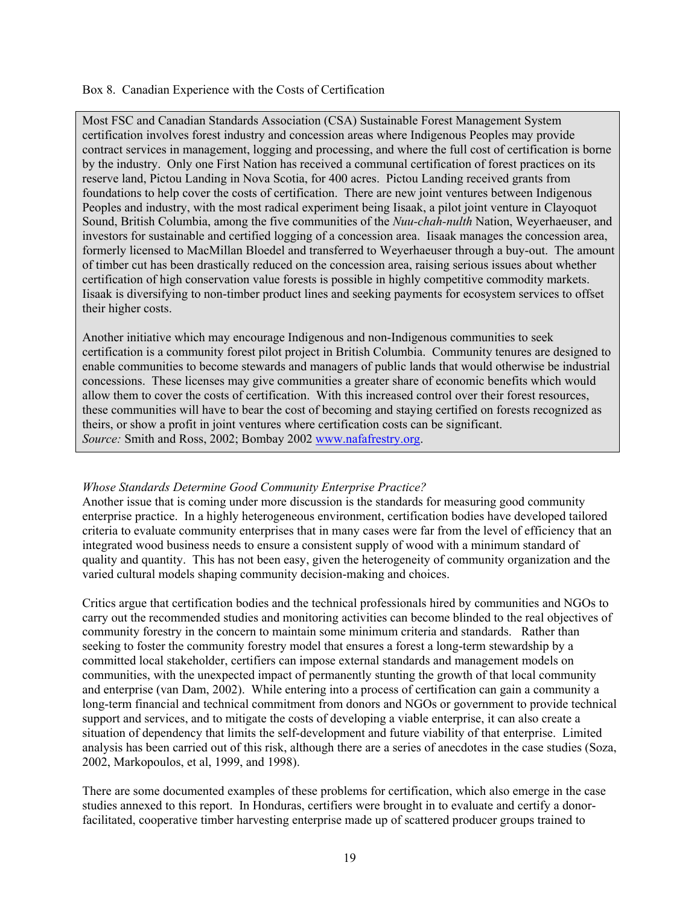Box 8. Canadian Experience with the Costs of Certification

> Most FSC and Canadian Standards Association (CSA) Sustainable Forest Management System certification involves forest industry and concession areas where Indigenous Peoples may provide contract services in management, logging and processing, and where the full cost of certification is borne by the industry. Only one First Nation has received a communal certification of forest practices on its reserve land, Pictou Landing in Nova Scotia, for 400 acres. Pictou Landing received grants from foundations to help cover the costs of certification. There are new joint ventures between Indigenous Peoples and industry, with the most radical experiment being Iisaak, a pilot joint venture in Clayoquot Sound, British Columbia, among the five communities of the *Nuu-chah-nulth* Nation, Weyerhaeuser, and investors for sustainable and certified logging of a concession area. Iisaak manages the concession area, formerly licensed to MacMillan Bloedel and transferred to Weyerhaeuser through a buy-out. The amount of timber cut has been drastically reduced on the concession area, raising serious issues about whether certification of high conservation value forests is possible in highly competitive commodity markets. Iisaak is diversifying to non-timber product lines and seeking payments for ecosystem services to offset their higher costs.
>
> Another initiative which may encourage Indigenous and non-Indigenous communities to seek certification is a community forest pilot project in British Columbia. Community tenures are designed to enable communities to become stewards and managers of public lands that would otherwise be industrial concessions. These licenses may give communities a greater share of economic benefits which would allow them to cover the costs of certification. With this increased control over their forest resources, these communities will have to bear the cost of becoming and staying certified on forests recognized as theirs, or show a profit in joint ventures where certification costs can be significant.
> *Source:* Smith and Ross, 2002; Bombay 2002 www.nafafrestry.org.

*Whose Standards Determine Good Community Enterprise Practice?*

Another issue that is coming under more discussion is the standards for measuring good community enterprise practice. In a highly heterogeneous environment, certification bodies have developed tailored criteria to evaluate community enterprises that in many cases were far from the level of efficiency that an integrated wood business needs to ensure a consistent supply of wood with a minimum standard of quality and quantity. This has not been easy, given the heterogeneity of community organization and the varied cultural models shaping community decision-making and choices.

Critics argue that certification bodies and the technical professionals hired by communities and NGOs to carry out the recommended studies and monitoring activities can become blinded to the real objectives of community forestry in the concern to maintain some minimum criteria and standards. Rather than seeking to foster the community forestry model that ensures a forest a long-term stewardship by a committed local stakeholder, certifiers can impose external standards and management models on communities, with the unexpected impact of permanently stunting the growth of that local community and enterprise (van Dam, 2002). While entering into a process of certification can gain a community a long-term financial and technical commitment from donors and NGOs or government to provide technical support and services, and to mitigate the costs of developing a viable enterprise, it can also create a situation of dependency that limits the self-development and future viability of that enterprise. Limited analysis has been carried out of this risk, although there are a series of anecdotes in the case studies (Soza, 2002, Markopoulos, et al, 1999, and 1998).

There are some documented examples of these problems for certification, which also emerge in the case studies annexed to this report. In Honduras, certifiers were brought in to evaluate and certify a donor-facilitated, cooperative timber harvesting enterprise made up of scattered producer groups trained to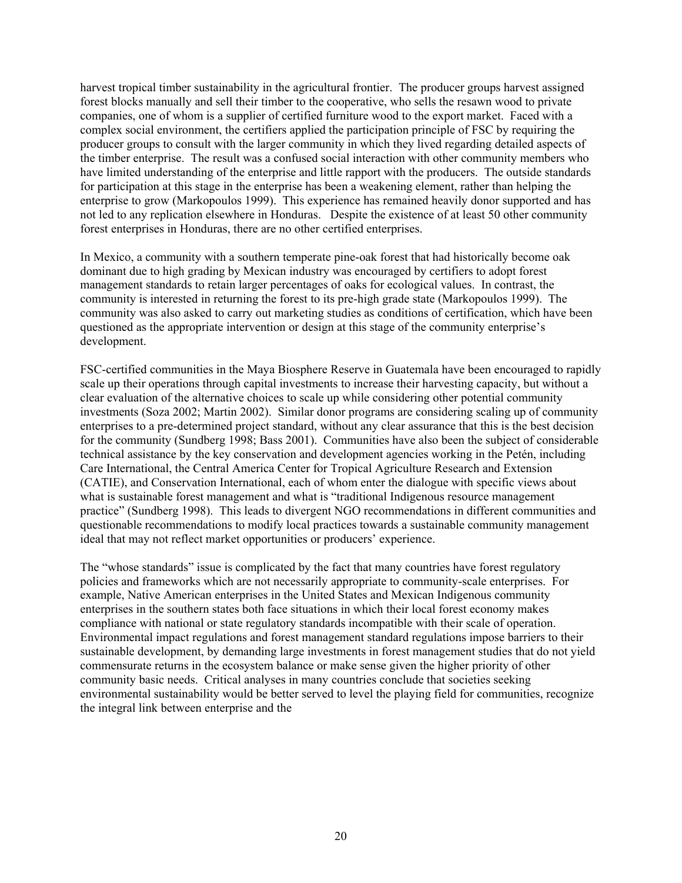harvest tropical timber sustainability in the agricultural frontier. The producer groups harvest assigned forest blocks manually and sell their timber to the cooperative, who sells the resawn wood to private companies, one of whom is a supplier of certified furniture wood to the export market. Faced with a complex social environment, the certifiers applied the participation principle of FSC by requiring the producer groups to consult with the larger community in which they lived regarding detailed aspects of the timber enterprise. The result was a confused social interaction with other community members who have limited understanding of the enterprise and little rapport with the producers. The outside standards for participation at this stage in the enterprise has been a weakening element, rather than helping the enterprise to grow (Markopoulos 1999). This experience has remained heavily donor supported and has not led to any replication elsewhere in Honduras. Despite the existence of at least 50 other community forest enterprises in Honduras, there are no other certified enterprises.

In Mexico, a community with a southern temperate pine-oak forest that had historically become oak dominant due to high grading by Mexican industry was encouraged by certifiers to adopt forest management standards to retain larger percentages of oaks for ecological values. In contrast, the community is interested in returning the forest to its pre-high grade state (Markopoulos 1999). The community was also asked to carry out marketing studies as conditions of certification, which have been questioned as the appropriate intervention or design at this stage of the community enterprise's development.

FSC-certified communities in the Maya Biosphere Reserve in Guatemala have been encouraged to rapidly scale up their operations through capital investments to increase their harvesting capacity, but without a clear evaluation of the alternative choices to scale up while considering other potential community investments (Soza 2002; Martin 2002). Similar donor programs are considering scaling up of community enterprises to a pre-determined project standard, without any clear assurance that this is the best decision for the community (Sundberg 1998; Bass 2001). Communities have also been the subject of considerable technical assistance by the key conservation and development agencies working in the Petén, including Care International, the Central America Center for Tropical Agriculture Research and Extension (CATIE), and Conservation International, each of whom enter the dialogue with specific views about what is sustainable forest management and what is "traditional Indigenous resource management practice" (Sundberg 1998). This leads to divergent NGO recommendations in different communities and questionable recommendations to modify local practices towards a sustainable community management ideal that may not reflect market opportunities or producers' experience.

The "whose standards" issue is complicated by the fact that many countries have forest regulatory policies and frameworks which are not necessarily appropriate to community-scale enterprises. For example, Native American enterprises in the United States and Mexican Indigenous community enterprises in the southern states both face situations in which their local forest economy makes compliance with national or state regulatory standards incompatible with their scale of operation. Environmental impact regulations and forest management standard regulations impose barriers to their sustainable development, by demanding large investments in forest management studies that do not yield commensurate returns in the ecosystem balance or make sense given the higher priority of other community basic needs. Critical analyses in many countries conclude that societies seeking environmental sustainability would be better served to level the playing field for communities, recognize the integral link between enterprise and the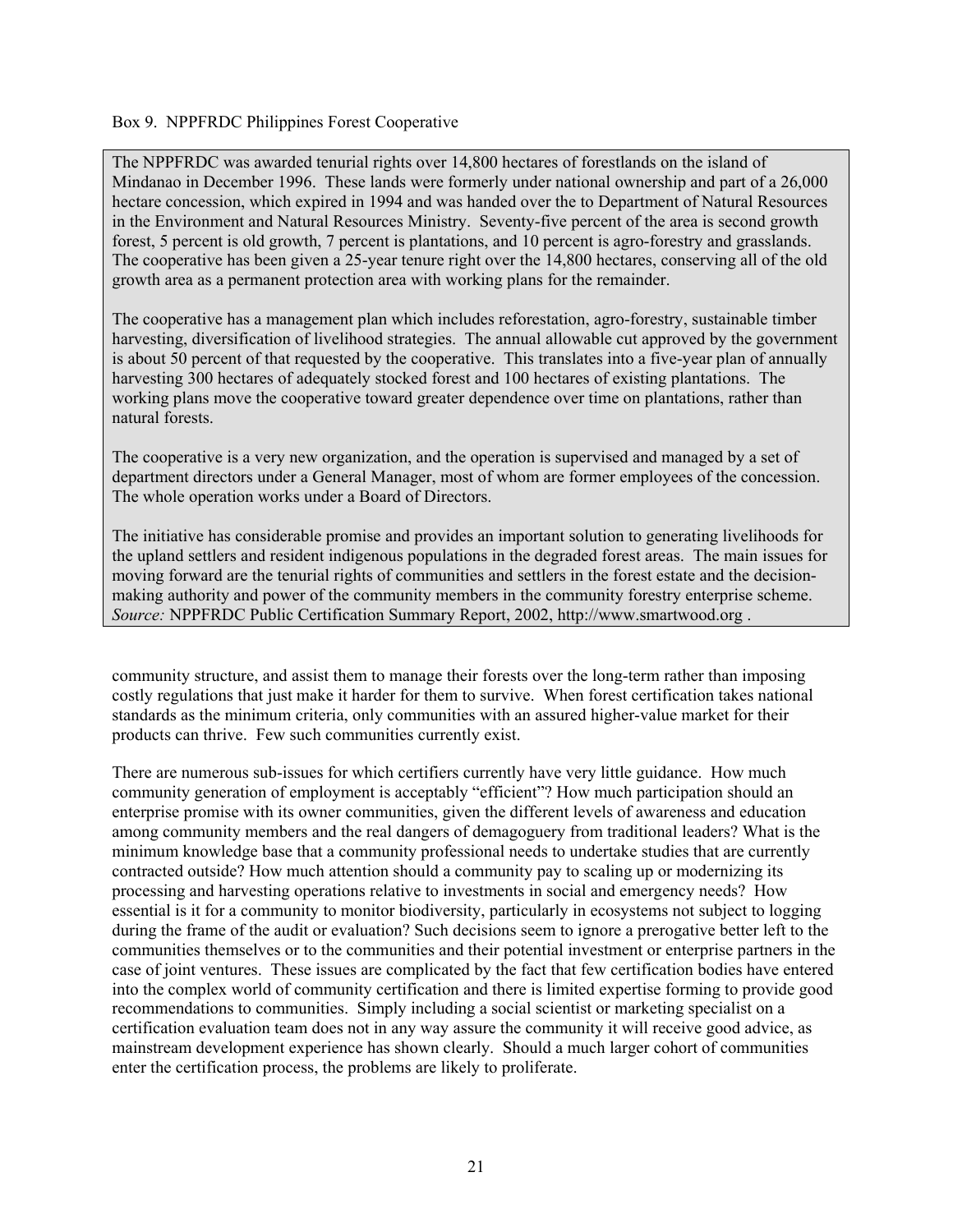Box 9. NPPFRDC Philippines Forest Cooperative

> The NPPFRDC was awarded tenurial rights over 14,800 hectares of forestlands on the island of Mindanao in December 1996. These lands were formerly under national ownership and part of a 26,000 hectare concession, which expired in 1994 and was handed over the to Department of Natural Resources in the Environment and Natural Resources Ministry. Seventy-five percent of the area is second growth forest, 5 percent is old growth, 7 percent is plantations, and 10 percent is agro-forestry and grasslands. The cooperative has been given a 25-year tenure right over the 14,800 hectares, conserving all of the old growth area as a permanent protection area with working plans for the remainder.
>
> The cooperative has a management plan which includes reforestation, agro-forestry, sustainable timber harvesting, diversification of livelihood strategies. The annual allowable cut approved by the government is about 50 percent of that requested by the cooperative. This translates into a five-year plan of annually harvesting 300 hectares of adequately stocked forest and 100 hectares of existing plantations. The working plans move the cooperative toward greater dependence over time on plantations, rather than natural forests.
>
> The cooperative is a very new organization, and the operation is supervised and managed by a set of department directors under a General Manager, most of whom are former employees of the concession. The whole operation works under a Board of Directors.
>
> The initiative has considerable promise and provides an important solution to generating livelihoods for the upland settlers and resident indigenous populations in the degraded forest areas. The main issues for moving forward are the tenurial rights of communities and settlers in the forest estate and the decision-making authority and power of the community members in the community forestry enterprise scheme. *Source:* NPPFRDC Public Certification Summary Report, 2002, http://www.smartwood.org .

community structure, and assist them to manage their forests over the long-term rather than imposing costly regulations that just make it harder for them to survive. When forest certification takes national standards as the minimum criteria, only communities with an assured higher-value market for their products can thrive. Few such communities currently exist.

There are numerous sub-issues for which certifiers currently have very little guidance. How much community generation of employment is acceptably "efficient"? How much participation should an enterprise promise with its owner communities, given the different levels of awareness and education among community members and the real dangers of demagoguery from traditional leaders? What is the minimum knowledge base that a community professional needs to undertake studies that are currently contracted outside? How much attention should a community pay to scaling up or modernizing its processing and harvesting operations relative to investments in social and emergency needs? How essential is it for a community to monitor biodiversity, particularly in ecosystems not subject to logging during the frame of the audit or evaluation? Such decisions seem to ignore a prerogative better left to the communities themselves or to the communities and their potential investment or enterprise partners in the case of joint ventures. These issues are complicated by the fact that few certification bodies have entered into the complex world of community certification and there is limited expertise forming to provide good recommendations to communities. Simply including a social scientist or marketing specialist on a certification evaluation team does not in any way assure the community it will receive good advice, as mainstream development experience has shown clearly. Should a much larger cohort of communities enter the certification process, the problems are likely to proliferate.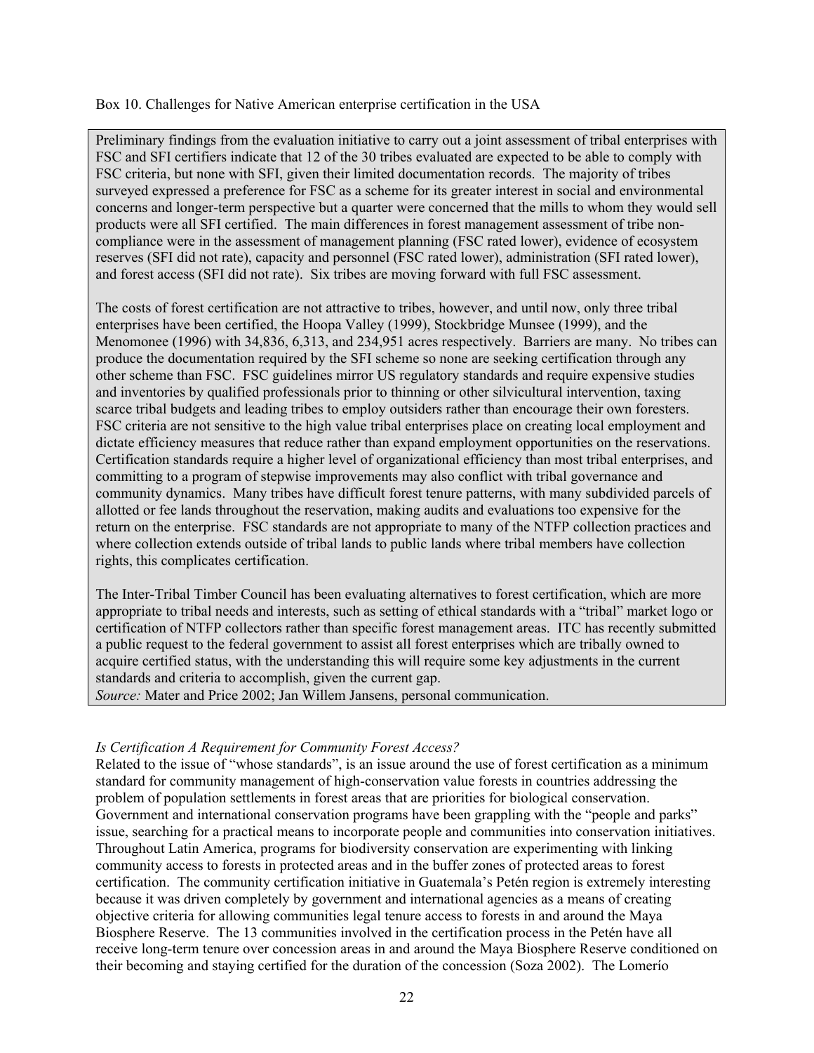Box 10. Challenges for Native American enterprise certification in the USA

Preliminary findings from the evaluation initiative to carry out a joint assessment of tribal enterprises with FSC and SFI certifiers indicate that 12 of the 30 tribes evaluated are expected to be able to comply with FSC criteria, but none with SFI, given their limited documentation records. The majority of tribes surveyed expressed a preference for FSC as a scheme for its greater interest in social and environmental concerns and longer-term perspective but a quarter were concerned that the mills to whom they would sell products were all SFI certified. The main differences in forest management assessment of tribe non-compliance were in the assessment of management planning (FSC rated lower), evidence of ecosystem reserves (SFI did not rate), capacity and personnel (FSC rated lower), administration (SFI rated lower), and forest access (SFI did not rate). Six tribes are moving forward with full FSC assessment.

The costs of forest certification are not attractive to tribes, however, and until now, only three tribal enterprises have been certified, the Hoopa Valley (1999), Stockbridge Munsee (1999), and the Menomonee (1996) with 34,836, 6,313, and 234,951 acres respectively. Barriers are many. No tribes can produce the documentation required by the SFI scheme so none are seeking certification through any other scheme than FSC. FSC guidelines mirror US regulatory standards and require expensive studies and inventories by qualified professionals prior to thinning or other silvicultural intervention, taxing scarce tribal budgets and leading tribes to employ outsiders rather than encourage their own foresters. FSC criteria are not sensitive to the high value tribal enterprises place on creating local employment and dictate efficiency measures that reduce rather than expand employment opportunities on the reservations. Certification standards require a higher level of organizational efficiency than most tribal enterprises, and committing to a program of stepwise improvements may also conflict with tribal governance and community dynamics. Many tribes have difficult forest tenure patterns, with many subdivided parcels of allotted or fee lands throughout the reservation, making audits and evaluations too expensive for the return on the enterprise. FSC standards are not appropriate to many of the NTFP collection practices and where collection extends outside of tribal lands to public lands where tribal members have collection rights, this complicates certification.

The Inter-Tribal Timber Council has been evaluating alternatives to forest certification, which are more appropriate to tribal needs and interests, such as setting of ethical standards with a "tribal" market logo or certification of NTFP collectors rather than specific forest management areas. ITC has recently submitted a public request to the federal government to assist all forest enterprises which are tribally owned to acquire certified status, with the understanding this will require some key adjustments in the current standards and criteria to accomplish, given the current gap.

*Source:* Mater and Price 2002; Jan Willem Jansens, personal communication.

*Is Certification A Requirement for Community Forest Access?*

Related to the issue of "whose standards", is an issue around the use of forest certification as a minimum standard for community management of high-conservation value forests in countries addressing the problem of population settlements in forest areas that are priorities for biological conservation. Government and international conservation programs have been grappling with the "people and parks" issue, searching for a practical means to incorporate people and communities into conservation initiatives. Throughout Latin America, programs for biodiversity conservation are experimenting with linking community access to forests in protected areas and in the buffer zones of protected areas to forest certification. The community certification initiative in Guatemala's Petén region is extremely interesting because it was driven completely by government and international agencies as a means of creating objective criteria for allowing communities legal tenure access to forests in and around the Maya Biosphere Reserve. The 13 communities involved in the certification process in the Petén have all receive long-term tenure over concession areas in and around the Maya Biosphere Reserve conditioned on their becoming and staying certified for the duration of the concession (Soza 2002). The Lomerío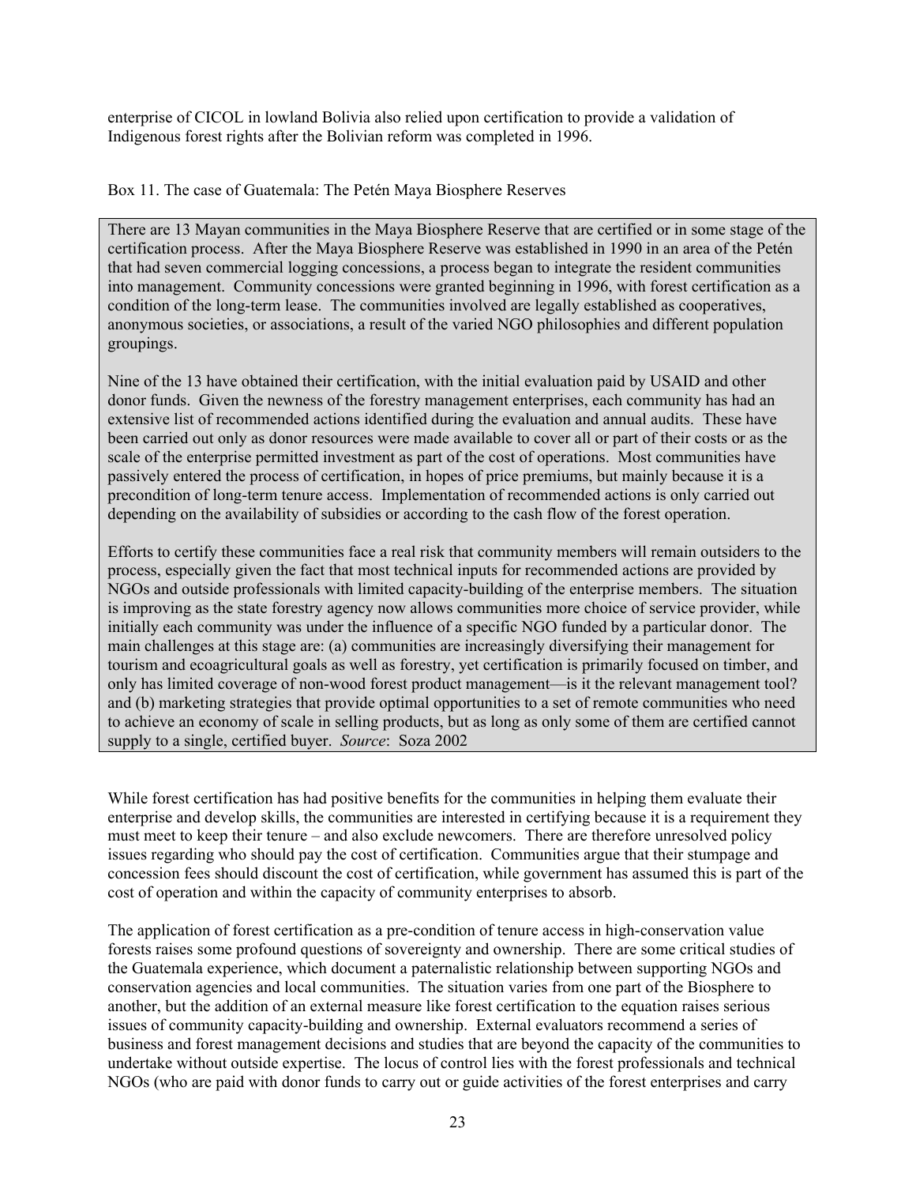enterprise of CICOL in lowland Bolivia also relied upon certification to provide a validation of Indigenous forest rights after the Bolivian reform was completed in 1996.

Box 11. The case of Guatemala: The Petén Maya Biosphere Reserves

> There are 13 Mayan communities in the Maya Biosphere Reserve that are certified or in some stage of the certification process. After the Maya Biosphere Reserve was established in 1990 in an area of the Petén that had seven commercial logging concessions, a process began to integrate the resident communities into management. Community concessions were granted beginning in 1996, with forest certification as a condition of the long-term lease. The communities involved are legally established as cooperatives, anonymous societies, or associations, a result of the varied NGO philosophies and different population groupings.
>
> Nine of the 13 have obtained their certification, with the initial evaluation paid by USAID and other donor funds. Given the newness of the forestry management enterprises, each community has had an extensive list of recommended actions identified during the evaluation and annual audits. These have been carried out only as donor resources were made available to cover all or part of their costs or as the scale of the enterprise permitted investment as part of the cost of operations. Most communities have passively entered the process of certification, in hopes of price premiums, but mainly because it is a precondition of long-term tenure access. Implementation of recommended actions is only carried out depending on the availability of subsidies or according to the cash flow of the forest operation.
>
> Efforts to certify these communities face a real risk that community members will remain outsiders to the process, especially given the fact that most technical inputs for recommended actions are provided by NGOs and outside professionals with limited capacity-building of the enterprise members. The situation is improving as the state forestry agency now allows communities more choice of service provider, while initially each community was under the influence of a specific NGO funded by a particular donor. The main challenges at this stage are: (a) communities are increasingly diversifying their management for tourism and ecoagricultural goals as well as forestry, yet certification is primarily focused on timber, and only has limited coverage of non-wood forest product management—is it the relevant management tool? and (b) marketing strategies that provide optimal opportunities to a set of remote communities who need to achieve an economy of scale in selling products, but as long as only some of them are certified cannot supply to a single, certified buyer. *Source*: Soza 2002

While forest certification has had positive benefits for the communities in helping them evaluate their enterprise and develop skills, the communities are interested in certifying because it is a requirement they must meet to keep their tenure – and also exclude newcomers. There are therefore unresolved policy issues regarding who should pay the cost of certification. Communities argue that their stumpage and concession fees should discount the cost of certification, while government has assumed this is part of the cost of operation and within the capacity of community enterprises to absorb.

The application of forest certification as a pre-condition of tenure access in high-conservation value forests raises some profound questions of sovereignty and ownership. There are some critical studies of the Guatemala experience, which document a paternalistic relationship between supporting NGOs and conservation agencies and local communities. The situation varies from one part of the Biosphere to another, but the addition of an external measure like forest certification to the equation raises serious issues of community capacity-building and ownership. External evaluators recommend a series of business and forest management decisions and studies that are beyond the capacity of the communities to undertake without outside expertise. The locus of control lies with the forest professionals and technical NGOs (who are paid with donor funds to carry out or guide activities of the forest enterprises and carry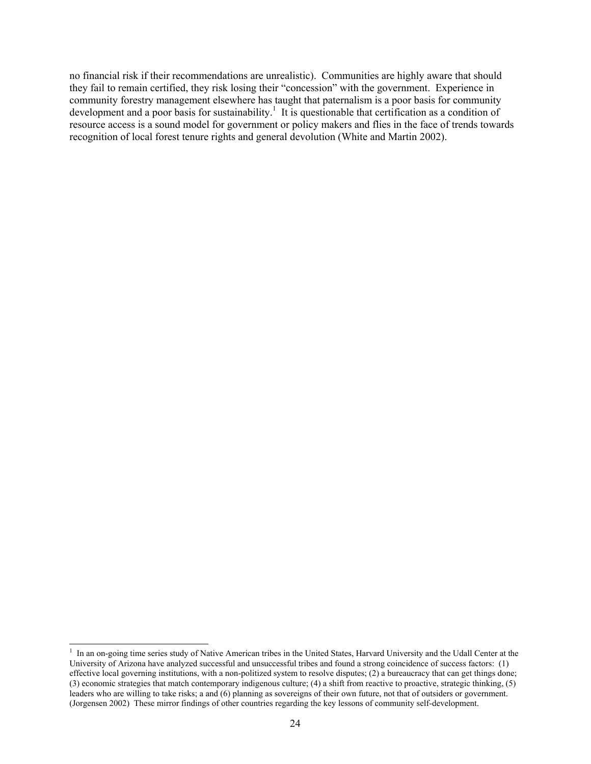no financial risk if their recommendations are unrealistic). Communities are highly aware that should they fail to remain certified, they risk losing their "concession" with the government. Experience in community forestry management elsewhere has taught that paternalism is a poor basis for community development and a poor basis for sustainability.[1] It is questionable that certification as a condition of resource access is a sound model for government or policy makers and flies in the face of trends towards recognition of local forest tenure rights and general devolution (White and Martin 2002).

---

[1] In an on-going time series study of Native American tribes in the United States, Harvard University and the Udall Center at the University of Arizona have analyzed successful and unsuccessful tribes and found a strong coincidence of success factors: (1) effective local governing institutions, with a non-politized system to resolve disputes; (2) a bureaucracy that can get things done; (3) economic strategies that match contemporary indigenous culture; (4) a shift from reactive to proactive, strategic thinking, (5) leaders who are willing to take risks; a and (6) planning as sovereigns of their own future, not that of outsiders or government. (Jorgensen 2002) These mirror findings of other countries regarding the key lessons of community self-development.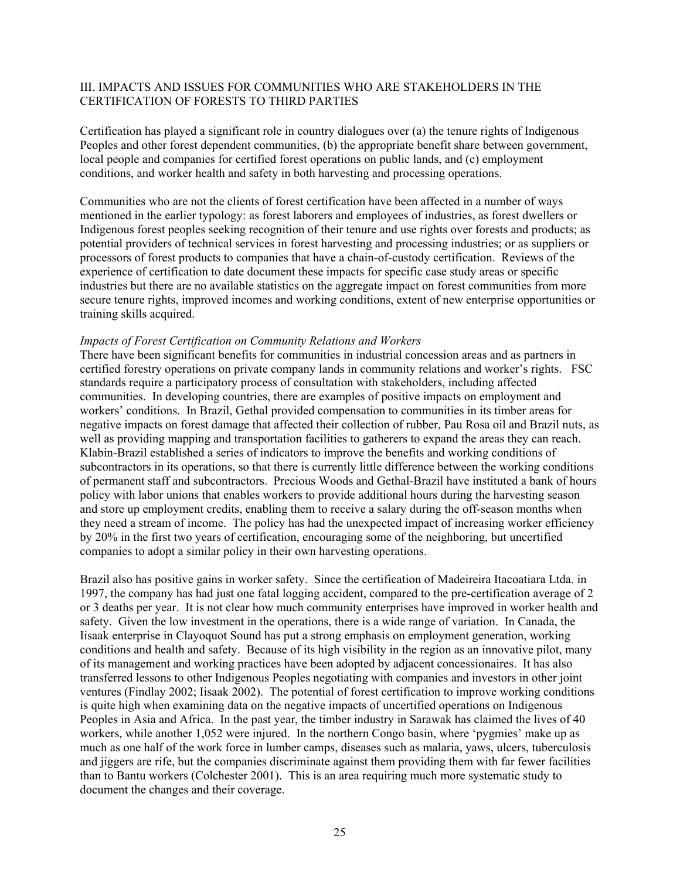## III. IMPACTS AND ISSUES FOR COMMUNITIES WHO ARE STAKEHOLDERS IN THE CERTIFICATION OF FORESTS TO THIRD PARTIES

Certification has played a significant role in country dialogues over (a) the tenure rights of Indigenous Peoples and other forest dependent communities, (b) the appropriate benefit share between government, local people and companies for certified forest operations on public lands, and (c) employment conditions, and worker health and safety in both harvesting and processing operations.

Communities who are not the clients of forest certification have been affected in a number of ways mentioned in the earlier typology: as forest laborers and employees of industries, as forest dwellers or Indigenous forest peoples seeking recognition of their tenure and use rights over forests and products; as potential providers of technical services in forest harvesting and processing industries; or as suppliers or processors of forest products to companies that have a chain-of-custody certification. Reviews of the experience of certification to date document these impacts for specific case study areas or specific industries but there are no available statistics on the aggregate impact on forest communities from more secure tenure rights, improved incomes and working conditions, extent of new enterprise opportunities or training skills acquired.

*Impacts of Forest Certification on Community Relations and Workers*

There have been significant benefits for communities in industrial concession areas and as partners in certified forestry operations on private company lands in community relations and worker's rights. FSC standards require a participatory process of consultation with stakeholders, including affected communities. In developing countries, there are examples of positive impacts on employment and workers' conditions. In Brazil, Gethal provided compensation to communities in its timber areas for negative impacts on forest damage that affected their collection of rubber, Pau Rosa oil and Brazil nuts, as well as providing mapping and transportation facilities to gatherers to expand the areas they can reach. Klabin-Brazil established a series of indicators to improve the benefits and working conditions of subcontractors in its operations, so that there is currently little difference between the working conditions of permanent staff and subcontractors. Precious Woods and Gethal-Brazil have instituted a bank of hours policy with labor unions that enables workers to provide additional hours during the harvesting season and store up employment credits, enabling them to receive a salary during the off-season months when they need a stream of income. The policy has had the unexpected impact of increasing worker efficiency by 20% in the first two years of certification, encouraging some of the neighboring, but uncertified companies to adopt a similar policy in their own harvesting operations.

Brazil also has positive gains in worker safety. Since the certification of Madeireira Itacoatiara Ltda. in 1997, the company has had just one fatal logging accident, compared to the pre-certification average of 2 or 3 deaths per year. It is not clear how much community enterprises have improved in worker health and safety. Given the low investment in the operations, there is a wide range of variation. In Canada, the Iisaak enterprise in Clayoquot Sound has put a strong emphasis on employment generation, working conditions and health and safety. Because of its high visibility in the region as an innovative pilot, many of its management and working practices have been adopted by adjacent concessionaires. It has also transferred lessons to other Indigenous Peoples negotiating with companies and investors in other joint ventures (Findlay 2002; Iisaak 2002). The potential of forest certification to improve working conditions is quite high when examining data on the negative impacts of uncertified operations on Indigenous Peoples in Asia and Africa. In the past year, the timber industry in Sarawak has claimed the lives of 40 workers, while another 1,052 were injured. In the northern Congo basin, where 'pygmies' make up as much as one half of the work force in lumber camps, diseases such as malaria, yaws, ulcers, tuberculosis and jiggers are rife, but the companies discriminate against them providing them with far fewer facilities than to Bantu workers (Colchester 2001). This is an area requiring much more systematic study to document the changes and their coverage.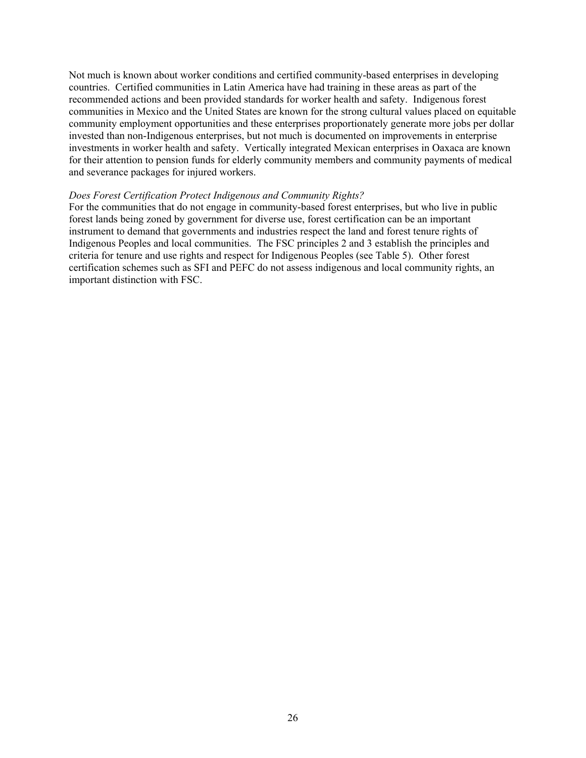Not much is known about worker conditions and certified community-based enterprises in developing countries. Certified communities in Latin America have had training in these areas as part of the recommended actions and been provided standards for worker health and safety. Indigenous forest communities in Mexico and the United States are known for the strong cultural values placed on equitable community employment opportunities and these enterprises proportionately generate more jobs per dollar invested than non-Indigenous enterprises, but not much is documented on improvements in enterprise investments in worker health and safety. Vertically integrated Mexican enterprises in Oaxaca are known for their attention to pension funds for elderly community members and community payments of medical and severance packages for injured workers.

*Does Forest Certification Protect Indigenous and Community Rights?*

For the communities that do not engage in community-based forest enterprises, but who live in public forest lands being zoned by government for diverse use, forest certification can be an important instrument to demand that governments and industries respect the land and forest tenure rights of Indigenous Peoples and local communities. The FSC principles 2 and 3 establish the principles and criteria for tenure and use rights and respect for Indigenous Peoples (see Table 5). Other forest certification schemes such as SFI and PEFC do not assess indigenous and local community rights, an important distinction with FSC.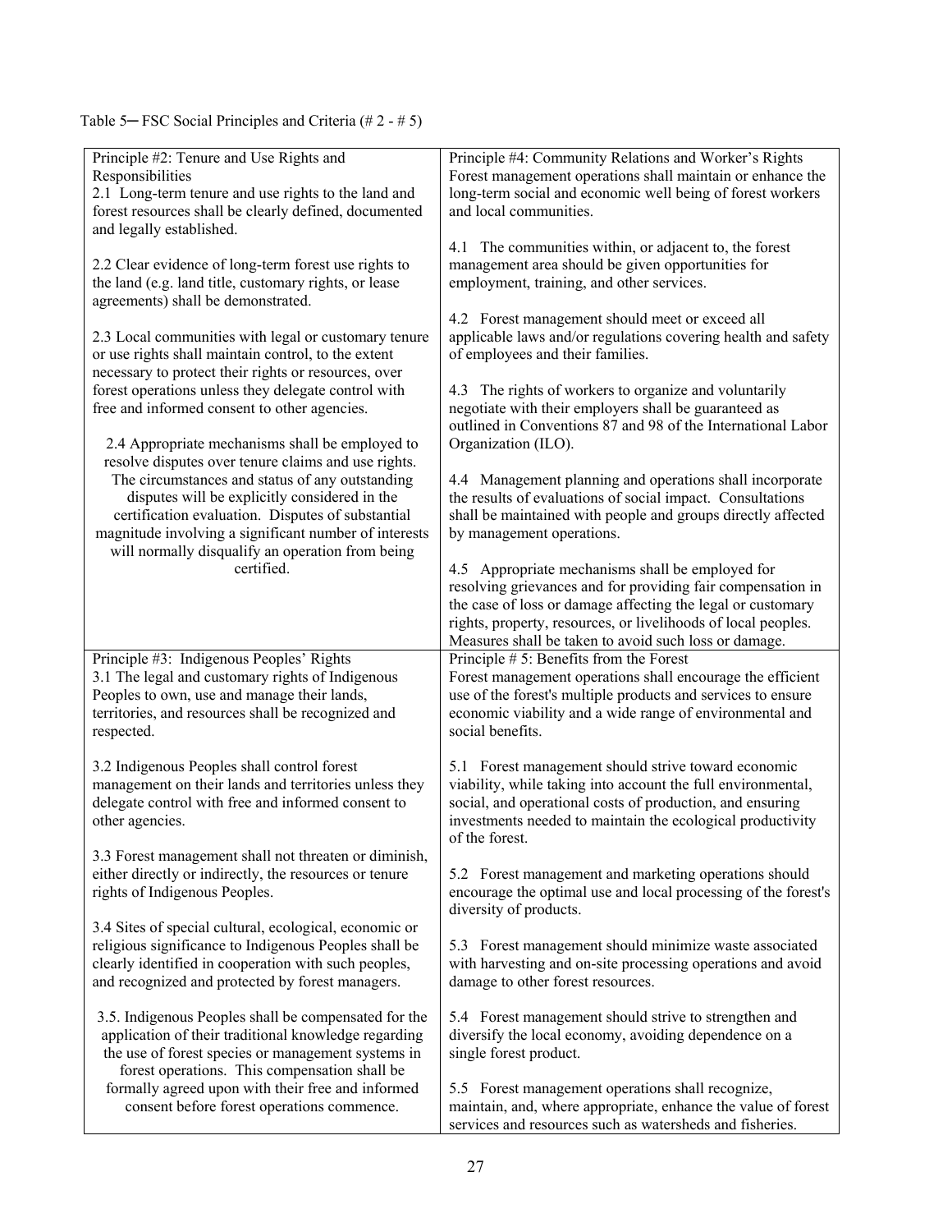Table 5─ FSC Social Principles and Criteria (# 2 - # 5)

| | |
|---|---|
| Principle #2: Tenure and Use Rights and Responsibilities<br>2.1 Long-term tenure and use rights to the land and forest resources shall be clearly defined, documented and legally established.<br><br>2.2 Clear evidence of long-term forest use rights to the land (e.g. land title, customary rights, or lease agreements) shall be demonstrated.<br><br>2.3 Local communities with legal or customary tenure or use rights shall maintain control, to the extent necessary to protect their rights or resources, over forest operations unless they delegate control with free and informed consent to other agencies.<br><br>2.4 Appropriate mechanisms shall be employed to resolve disputes over tenure claims and use rights. The circumstances and status of any outstanding disputes will be explicitly considered in the certification evaluation. Disputes of substantial magnitude involving a significant number of interests will normally disqualify an operation from being certified. | Principle #4: Community Relations and Worker's Rights<br>Forest management operations shall maintain or enhance the long-term social and economic well being of forest workers and local communities.<br><br>4.1 The communities within, or adjacent to, the forest management area should be given opportunities for employment, training, and other services.<br><br>4.2 Forest management should meet or exceed all applicable laws and/or regulations covering health and safety of employees and their families.<br><br>4.3 The rights of workers to organize and voluntarily negotiate with their employers shall be guaranteed as outlined in Conventions 87 and 98 of the International Labor Organization (ILO).<br><br>4.4 Management planning and operations shall incorporate the results of evaluations of social impact. Consultations shall be maintained with people and groups directly affected by management operations.<br><br>4.5 Appropriate mechanisms shall be employed for resolving grievances and for providing fair compensation in the case of loss or damage affecting the legal or customary rights, property, resources, or livelihoods of local peoples. Measures shall be taken to avoid such loss or damage. |
| Principle #3: Indigenous Peoples' Rights<br>3.1 The legal and customary rights of Indigenous Peoples to own, use and manage their lands, territories, and resources shall be recognized and respected.<br><br>3.2 Indigenous Peoples shall control forest management on their lands and territories unless they delegate control with free and informed consent to other agencies.<br><br>3.3 Forest management shall not threaten or diminish, either directly or indirectly, the resources or tenure rights of Indigenous Peoples.<br><br>3.4 Sites of special cultural, ecological, economic or religious significance to Indigenous Peoples shall be clearly identified in cooperation with such peoples, and recognized and protected by forest managers.<br><br>3.5. Indigenous Peoples shall be compensated for the application of their traditional knowledge regarding the use of forest species or management systems in forest operations. This compensation shall be formally agreed upon with their free and informed consent before forest operations commence. | Principle # 5: Benefits from the Forest<br>Forest management operations shall encourage the efficient use of the forest's multiple products and services to ensure economic viability and a wide range of environmental and social benefits.<br><br>5.1 Forest management should strive toward economic viability, while taking into account the full environmental, social, and operational costs of production, and ensuring investments needed to maintain the ecological productivity of the forest.<br><br>5.2 Forest management and marketing operations should encourage the optimal use and local processing of the forest's diversity of products.<br><br>5.3 Forest management should minimize waste associated with harvesting and on-site processing operations and avoid damage to other forest resources.<br><br>5.4 Forest management should strive to strengthen and diversify the local economy, avoiding dependence on a single forest product.<br><br>5.5 Forest management operations shall recognize, maintain, and, where appropriate, enhance the value of forest services and resources such as watersheds and fisheries. |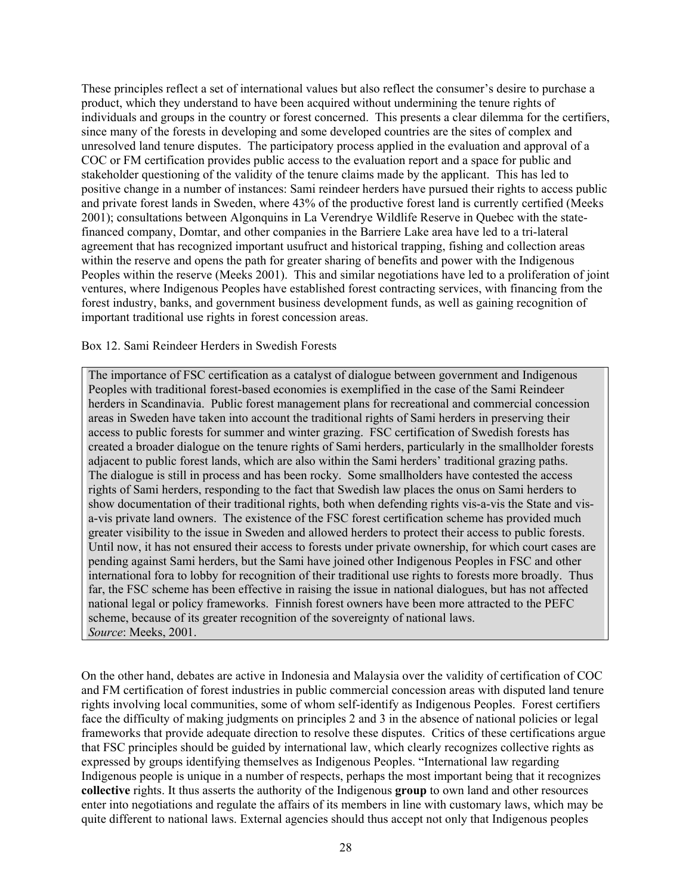These principles reflect a set of international values but also reflect the consumer's desire to purchase a product, which they understand to have been acquired without undermining the tenure rights of individuals and groups in the country or forest concerned. This presents a clear dilemma for the certifiers, since many of the forests in developing and some developed countries are the sites of complex and unresolved land tenure disputes. The participatory process applied in the evaluation and approval of a COC or FM certification provides public access to the evaluation report and a space for public and stakeholder questioning of the validity of the tenure claims made by the applicant. This has led to positive change in a number of instances: Sami reindeer herders have pursued their rights to access public and private forest lands in Sweden, where 43% of the productive forest land is currently certified (Meeks 2001); consultations between Algonquins in La Verendrye Wildlife Reserve in Quebec with the state-financed company, Domtar, and other companies in the Barriere Lake area have led to a tri-lateral agreement that has recognized important usufruct and historical trapping, fishing and collection areas within the reserve and opens the path for greater sharing of benefits and power with the Indigenous Peoples within the reserve (Meeks 2001). This and similar negotiations have led to a proliferation of joint ventures, where Indigenous Peoples have established forest contracting services, with financing from the forest industry, banks, and government business development funds, as well as gaining recognition of important traditional use rights in forest concession areas.

Box 12. Sami Reindeer Herders in Swedish Forests

> The importance of FSC certification as a catalyst of dialogue between government and Indigenous Peoples with traditional forest-based economies is exemplified in the case of the Sami Reindeer herders in Scandinavia. Public forest management plans for recreational and commercial concession areas in Sweden have taken into account the traditional rights of Sami herders in preserving their access to public forests for summer and winter grazing. FSC certification of Swedish forests has created a broader dialogue on the tenure rights of Sami herders, particularly in the smallholder forests adjacent to public forest lands, which are also within the Sami herders' traditional grazing paths. The dialogue is still in process and has been rocky. Some smallholders have contested the access rights of Sami herders, responding to the fact that Swedish law places the onus on Sami herders to show documentation of their traditional rights, both when defending rights vis-a-vis the State and vis-a-vis private land owners. The existence of the FSC forest certification scheme has provided much greater visibility to the issue in Sweden and allowed herders to protect their access to public forests. Until now, it has not ensured their access to forests under private ownership, for which court cases are pending against Sami herders, but the Sami have joined other Indigenous Peoples in FSC and other international fora to lobby for recognition of their traditional use rights to forests more broadly. Thus far, the FSC scheme has been effective in raising the issue in national dialogues, but has not affected national legal or policy frameworks. Finnish forest owners have been more attracted to the PEFC scheme, because of its greater recognition of the sovereignty of national laws.
> *Source*: Meeks, 2001.

On the other hand, debates are active in Indonesia and Malaysia over the validity of certification of COC and FM certification of forest industries in public commercial concession areas with disputed land tenure rights involving local communities, some of whom self-identify as Indigenous Peoples. Forest certifiers face the difficulty of making judgments on principles 2 and 3 in the absence of national policies or legal frameworks that provide adequate direction to resolve these disputes. Critics of these certifications argue that FSC principles should be guided by international law, which clearly recognizes collective rights as expressed by groups identifying themselves as Indigenous Peoples. "International law regarding Indigenous people is unique in a number of respects, perhaps the most important being that it recognizes **collective** rights. It thus asserts the authority of the Indigenous **group** to own land and other resources enter into negotiations and regulate the affairs of its members in line with customary laws, which may be quite different to national laws. External agencies should thus accept not only that Indigenous peoples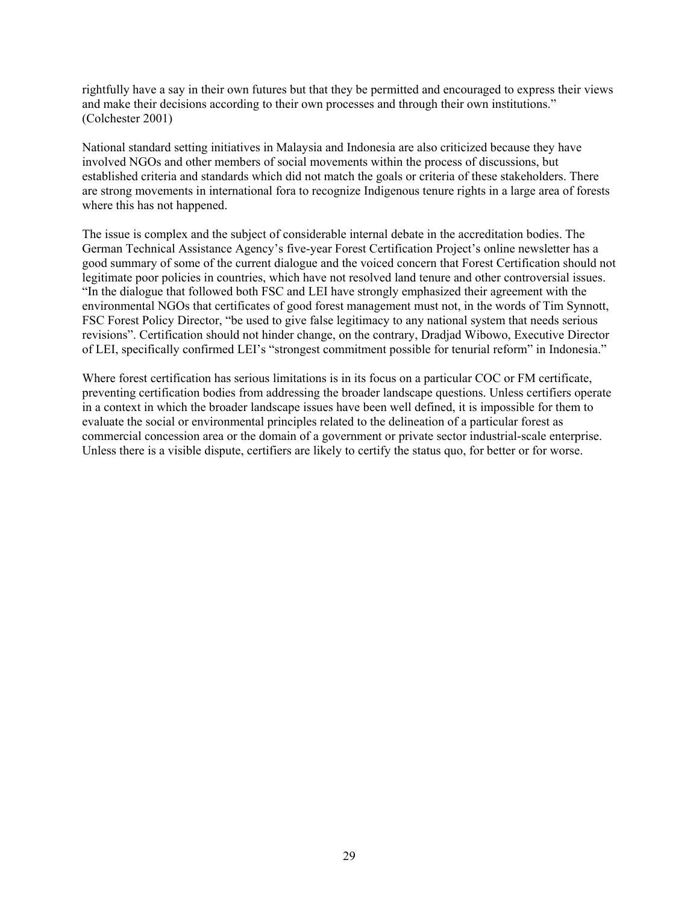rightfully have a say in their own futures but that they be permitted and encouraged to express their views and make their decisions according to their own processes and through their own institutions." (Colchester 2001)

National standard setting initiatives in Malaysia and Indonesia are also criticized because they have involved NGOs and other members of social movements within the process of discussions, but established criteria and standards which did not match the goals or criteria of these stakeholders. There are strong movements in international fora to recognize Indigenous tenure rights in a large area of forests where this has not happened.

The issue is complex and the subject of considerable internal debate in the accreditation bodies. The German Technical Assistance Agency's five-year Forest Certification Project's online newsletter has a good summary of some of the current dialogue and the voiced concern that Forest Certification should not legitimate poor policies in countries, which have not resolved land tenure and other controversial issues. "In the dialogue that followed both FSC and LEI have strongly emphasized their agreement with the environmental NGOs that certificates of good forest management must not, in the words of Tim Synnott, FSC Forest Policy Director, "be used to give false legitimacy to any national system that needs serious revisions". Certification should not hinder change, on the contrary, Dradjad Wibowo, Executive Director of LEI, specifically confirmed LEI's "strongest commitment possible for tenurial reform" in Indonesia."

Where forest certification has serious limitations is in its focus on a particular COC or FM certificate, preventing certification bodies from addressing the broader landscape questions. Unless certifiers operate in a context in which the broader landscape issues have been well defined, it is impossible for them to evaluate the social or environmental principles related to the delineation of a particular forest as commercial concession area or the domain of a government or private sector industrial-scale enterprise. Unless there is a visible dispute, certifiers are likely to certify the status quo, for better or for worse.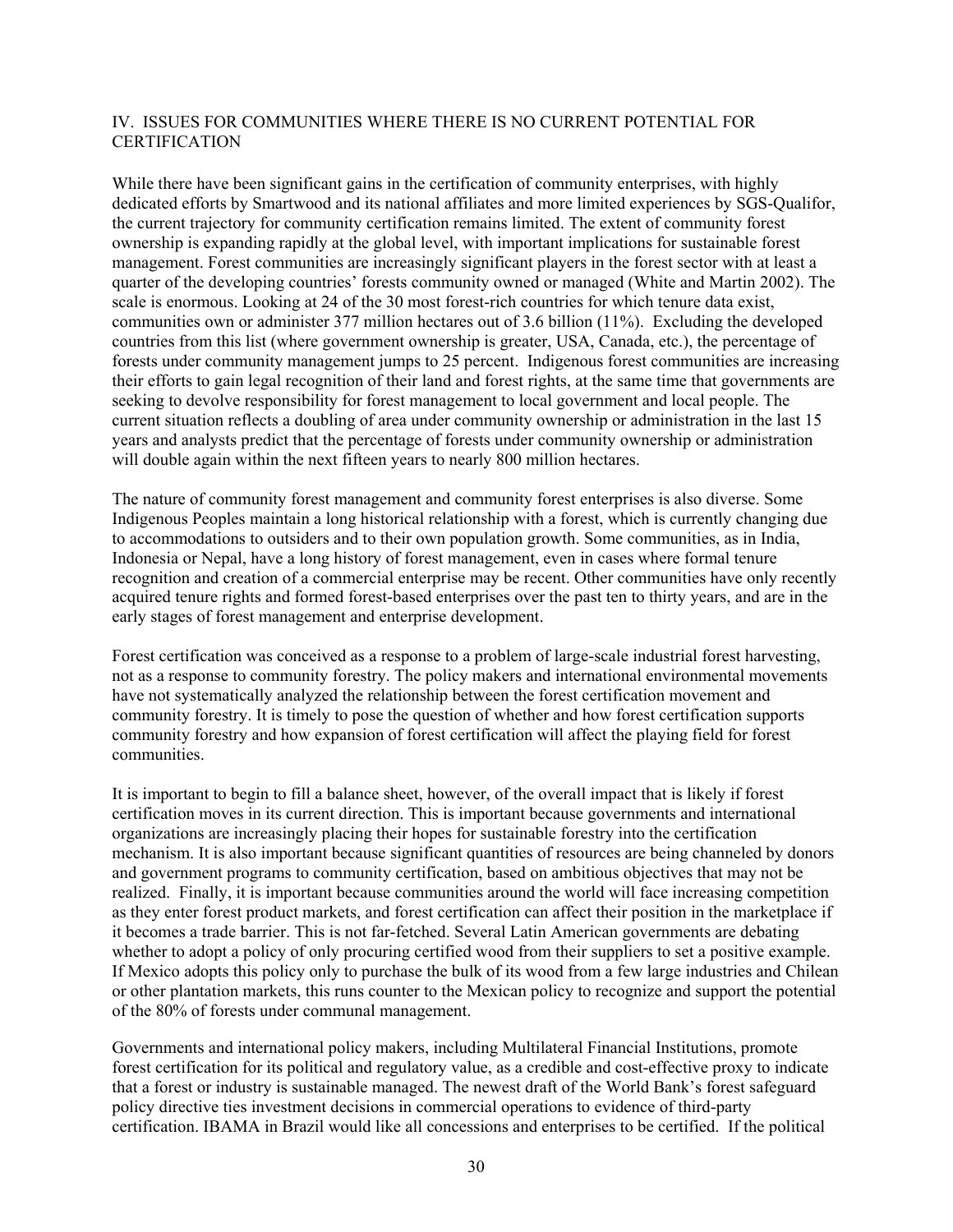## IV. ISSUES FOR COMMUNITIES WHERE THERE IS NO CURRENT POTENTIAL FOR CERTIFICATION

While there have been significant gains in the certification of community enterprises, with highly dedicated efforts by Smartwood and its national affiliates and more limited experiences by SGS-Qualifor, the current trajectory for community certification remains limited. The extent of community forest ownership is expanding rapidly at the global level, with important implications for sustainable forest management. Forest communities are increasingly significant players in the forest sector with at least a quarter of the developing countries' forests community owned or managed (White and Martin 2002). The scale is enormous. Looking at 24 of the 30 most forest-rich countries for which tenure data exist, communities own or administer 377 million hectares out of 3.6 billion (11%). Excluding the developed countries from this list (where government ownership is greater, USA, Canada, etc.), the percentage of forests under community management jumps to 25 percent. Indigenous forest communities are increasing their efforts to gain legal recognition of their land and forest rights, at the same time that governments are seeking to devolve responsibility for forest management to local government and local people. The current situation reflects a doubling of area under community ownership or administration in the last 15 years and analysts predict that the percentage of forests under community ownership or administration will double again within the next fifteen years to nearly 800 million hectares.

The nature of community forest management and community forest enterprises is also diverse. Some Indigenous Peoples maintain a long historical relationship with a forest, which is currently changing due to accommodations to outsiders and to their own population growth. Some communities, as in India, Indonesia or Nepal, have a long history of forest management, even in cases where formal tenure recognition and creation of a commercial enterprise may be recent. Other communities have only recently acquired tenure rights and formed forest-based enterprises over the past ten to thirty years, and are in the early stages of forest management and enterprise development.

Forest certification was conceived as a response to a problem of large-scale industrial forest harvesting, not as a response to community forestry. The policy makers and international environmental movements have not systematically analyzed the relationship between the forest certification movement and community forestry. It is timely to pose the question of whether and how forest certification supports community forestry and how expansion of forest certification will affect the playing field for forest communities.

It is important to begin to fill a balance sheet, however, of the overall impact that is likely if forest certification moves in its current direction. This is important because governments and international organizations are increasingly placing their hopes for sustainable forestry into the certification mechanism. It is also important because significant quantities of resources are being channeled by donors and government programs to community certification, based on ambitious objectives that may not be realized. Finally, it is important because communities around the world will face increasing competition as they enter forest product markets, and forest certification can affect their position in the marketplace if it becomes a trade barrier. This is not far-fetched. Several Latin American governments are debating whether to adopt a policy of only procuring certified wood from their suppliers to set a positive example. If Mexico adopts this policy only to purchase the bulk of its wood from a few large industries and Chilean or other plantation markets, this runs counter to the Mexican policy to recognize and support the potential of the 80% of forests under communal management.

Governments and international policy makers, including Multilateral Financial Institutions, promote forest certification for its political and regulatory value, as a credible and cost-effective proxy to indicate that a forest or industry is sustainable managed. The newest draft of the World Bank's forest safeguard policy directive ties investment decisions in commercial operations to evidence of third-party certification. IBAMA in Brazil would like all concessions and enterprises to be certified. If the political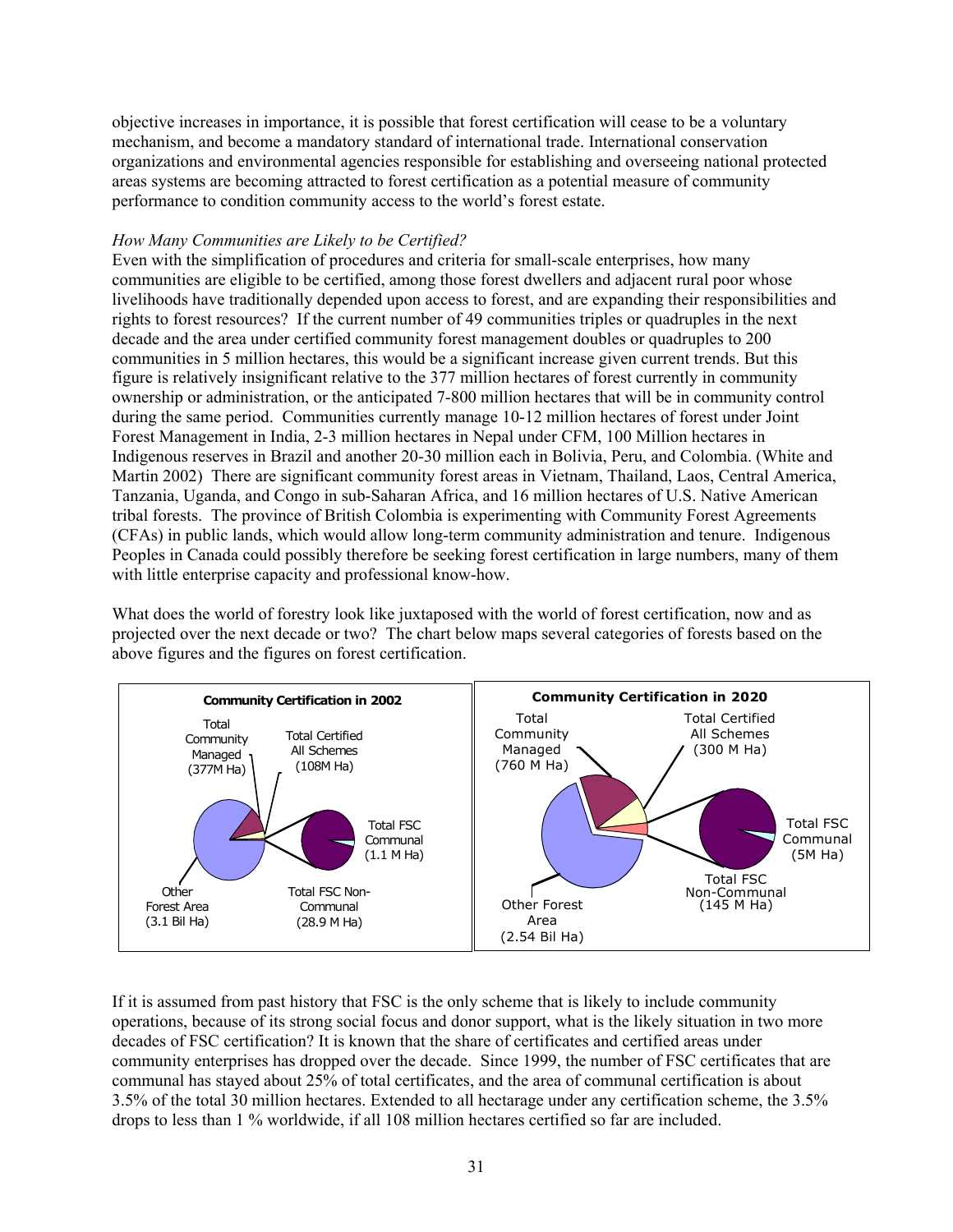objective increases in importance, it is possible that forest certification will cease to be a voluntary mechanism, and become a mandatory standard of international trade. International conservation organizations and environmental agencies responsible for establishing and overseeing national protected areas systems are becoming attracted to forest certification as a potential measure of community performance to condition community access to the world's forest estate.

*How Many Communities are Likely to be Certified?*

Even with the simplification of procedures and criteria for small-scale enterprises, how many communities are eligible to be certified, among those forest dwellers and adjacent rural poor whose livelihoods have traditionally depended upon access to forest, and are expanding their responsibilities and rights to forest resources? If the current number of 49 communities triples or quadruples in the next decade and the area under certified community forest management doubles or quadruples to 200 communities in 5 million hectares, this would be a significant increase given current trends. But this figure is relatively insignificant relative to the 377 million hectares of forest currently in community ownership or administration, or the anticipated 7-800 million hectares that will be in community control during the same period. Communities currently manage 10-12 million hectares of forest under Joint Forest Management in India, 2-3 million hectares in Nepal under CFM, 100 Million hectares in Indigenous reserves in Brazil and another 20-30 million each in Bolivia, Peru, and Colombia. (White and Martin 2002) There are significant community forest areas in Vietnam, Thailand, Laos, Central America, Tanzania, Uganda, and Congo in sub-Saharan Africa, and 16 million hectares of U.S. Native American tribal forests. The province of British Colombia is experimenting with Community Forest Agreements (CFAs) in public lands, which would allow long-term community administration and tenure. Indigenous Peoples in Canada could possibly therefore be seeking forest certification in large numbers, many of them with little enterprise capacity and professional know-how.

What does the world of forestry look like juxtaposed with the world of forest certification, now and as projected over the next decade or two? The chart below maps several categories of forests based on the above figures and the figures on forest certification.

**Community Certification in 2002**

Total Community Managed (377M Ha); Total Certified All Schemes (108M Ha); Total FSC Communal (1.1 M Ha); Total FSC Non-Communal (28.9 M Ha); Other Forest Area (3.1 Bil Ha)

**Community Certification in 2020**

Total Community Managed (760 M Ha); Total Certified All Schemes (300 M Ha); Total FSC Communal (5M Ha); Total FSC Non-Communal (145 M Ha); Other Forest Area (2.54 Bil Ha)

If it is assumed from past history that FSC is the only scheme that is likely to include community operations, because of its strong social focus and donor support, what is the likely situation in two more decades of FSC certification? It is known that the share of certificates and certified areas under community enterprises has dropped over the decade. Since 1999, the number of FSC certificates that are communal has stayed about 25% of total certificates, and the area of communal certification is about 3.5% of the total 30 million hectares. Extended to all hectarage under any certification scheme, the 3.5% drops to less than 1 % worldwide, if all 108 million hectares certified so far are included.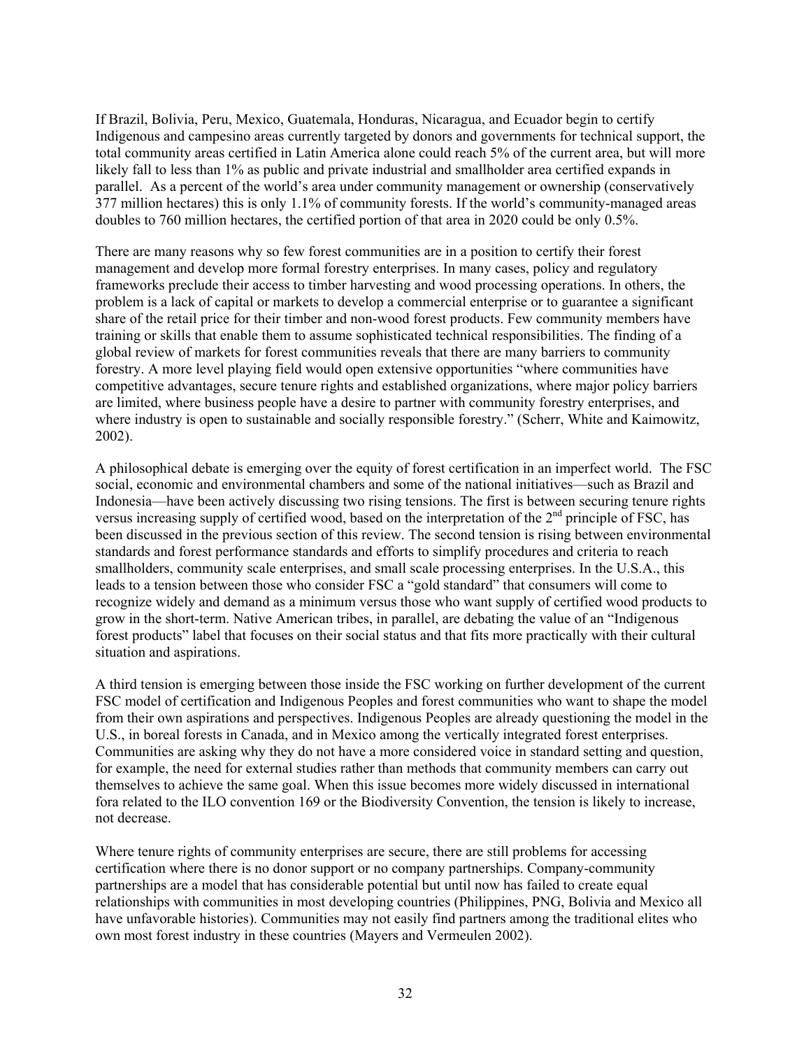If Brazil, Bolivia, Peru, Mexico, Guatemala, Honduras, Nicaragua, and Ecuador begin to certify Indigenous and campesino areas currently targeted by donors and governments for technical support, the total community areas certified in Latin America alone could reach 5% of the current area, but will more likely fall to less than 1% as public and private industrial and smallholder area certified expands in parallel. As a percent of the world's area under community management or ownership (conservatively 377 million hectares) this is only 1.1% of community forests. If the world's community-managed areas doubles to 760 million hectares, the certified portion of that area in 2020 could be only 0.5%.

There are many reasons why so few forest communities are in a position to certify their forest management and develop more formal forestry enterprises. In many cases, policy and regulatory frameworks preclude their access to timber harvesting and wood processing operations. In others, the problem is a lack of capital or markets to develop a commercial enterprise or to guarantee a significant share of the retail price for their timber and non-wood forest products. Few community members have training or skills that enable them to assume sophisticated technical responsibilities. The finding of a global review of markets for forest communities reveals that there are many barriers to community forestry. A more level playing field would open extensive opportunities "where communities have competitive advantages, secure tenure rights and established organizations, where major policy barriers are limited, where business people have a desire to partner with community forestry enterprises, and where industry is open to sustainable and socially responsible forestry." (Scherr, White and Kaimowitz, 2002).

A philosophical debate is emerging over the equity of forest certification in an imperfect world. The FSC social, economic and environmental chambers and some of the national initiatives—such as Brazil and Indonesia—have been actively discussing two rising tensions. The first is between securing tenure rights versus increasing supply of certified wood, based on the interpretation of the 2nd principle of FSC, has been discussed in the previous section of this review. The second tension is rising between environmental standards and forest performance standards and efforts to simplify procedures and criteria to reach smallholders, community scale enterprises, and small scale processing enterprises. In the U.S.A., this leads to a tension between those who consider FSC a "gold standard" that consumers will come to recognize widely and demand as a minimum versus those who want supply of certified wood products to grow in the short-term. Native American tribes, in parallel, are debating the value of an "Indigenous forest products" label that focuses on their social status and that fits more practically with their cultural situation and aspirations.

A third tension is emerging between those inside the FSC working on further development of the current FSC model of certification and Indigenous Peoples and forest communities who want to shape the model from their own aspirations and perspectives. Indigenous Peoples are already questioning the model in the U.S., in boreal forests in Canada, and in Mexico among the vertically integrated forest enterprises. Communities are asking why they do not have a more considered voice in standard setting and question, for example, the need for external studies rather than methods that community members can carry out themselves to achieve the same goal. When this issue becomes more widely discussed in international fora related to the ILO convention 169 or the Biodiversity Convention, the tension is likely to increase, not decrease.

Where tenure rights of community enterprises are secure, there are still problems for accessing certification where there is no donor support or no company partnerships. Company-community partnerships are a model that has considerable potential but until now has failed to create equal relationships with communities in most developing countries (Philippines, PNG, Bolivia and Mexico all have unfavorable histories). Communities may not easily find partners among the traditional elites who own most forest industry in these countries (Mayers and Vermeulen 2002).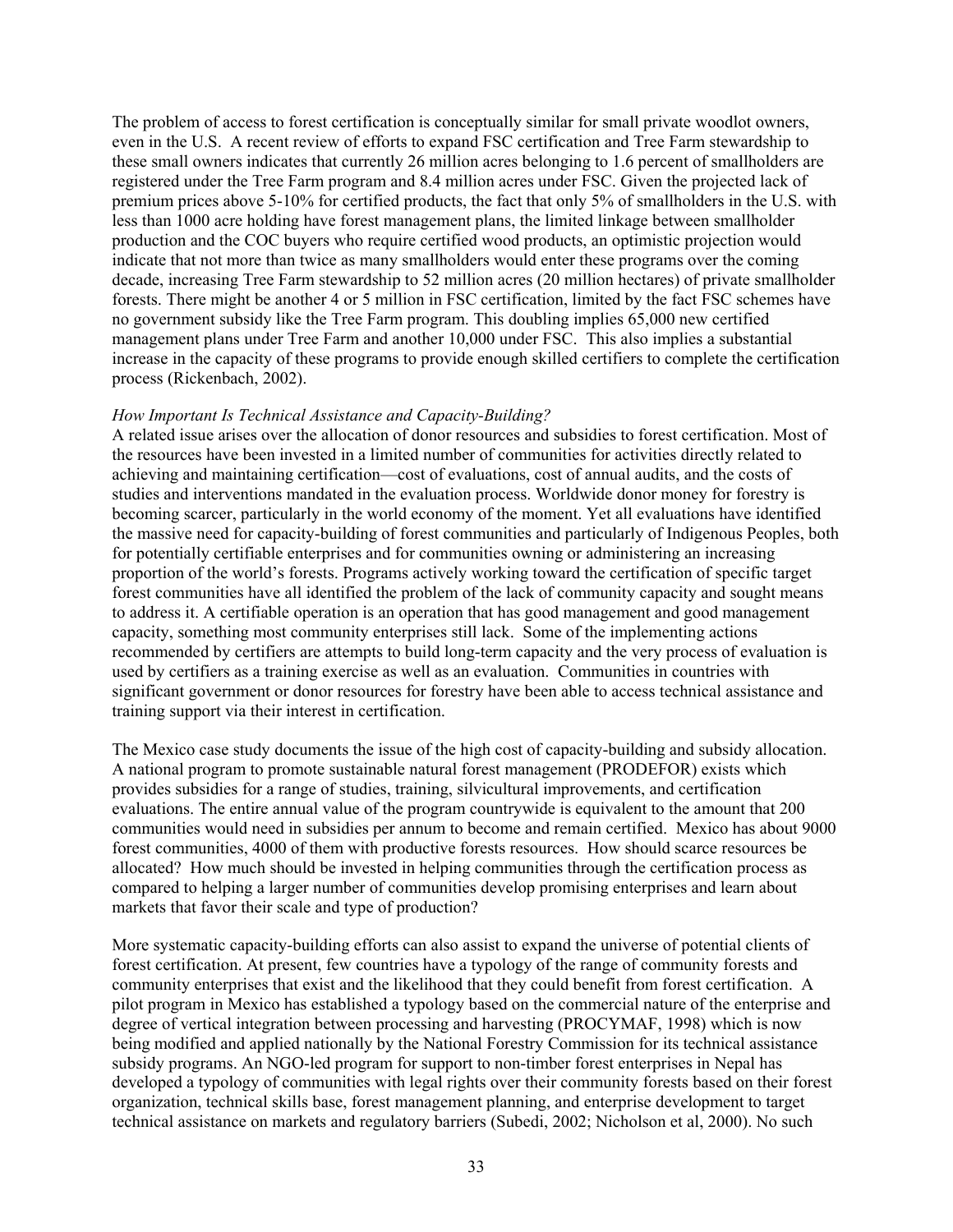The problem of access to forest certification is conceptually similar for small private woodlot owners, even in the U.S. A recent review of efforts to expand FSC certification and Tree Farm stewardship to these small owners indicates that currently 26 million acres belonging to 1.6 percent of smallholders are registered under the Tree Farm program and 8.4 million acres under FSC. Given the projected lack of premium prices above 5-10% for certified products, the fact that only 5% of smallholders in the U.S. with less than 1000 acre holding have forest management plans, the limited linkage between smallholder production and the COC buyers who require certified wood products, an optimistic projection would indicate that not more than twice as many smallholders would enter these programs over the coming decade, increasing Tree Farm stewardship to 52 million acres (20 million hectares) of private smallholder forests. There might be another 4 or 5 million in FSC certification, limited by the fact FSC schemes have no government subsidy like the Tree Farm program. This doubling implies 65,000 new certified management plans under Tree Farm and another 10,000 under FSC. This also implies a substantial increase in the capacity of these programs to provide enough skilled certifiers to complete the certification process (Rickenbach, 2002).

*How Important Is Technical Assistance and Capacity-Building?*

A related issue arises over the allocation of donor resources and subsidies to forest certification. Most of the resources have been invested in a limited number of communities for activities directly related to achieving and maintaining certification—cost of evaluations, cost of annual audits, and the costs of studies and interventions mandated in the evaluation process. Worldwide donor money for forestry is becoming scarcer, particularly in the world economy of the moment. Yet all evaluations have identified the massive need for capacity-building of forest communities and particularly of Indigenous Peoples, both for potentially certifiable enterprises and for communities owning or administering an increasing proportion of the world's forests. Programs actively working toward the certification of specific target forest communities have all identified the problem of the lack of community capacity and sought means to address it. A certifiable operation is an operation that has good management and good management capacity, something most community enterprises still lack. Some of the implementing actions recommended by certifiers are attempts to build long-term capacity and the very process of evaluation is used by certifiers as a training exercise as well as an evaluation. Communities in countries with significant government or donor resources for forestry have been able to access technical assistance and training support via their interest in certification.

The Mexico case study documents the issue of the high cost of capacity-building and subsidy allocation. A national program to promote sustainable natural forest management (PRODEFOR) exists which provides subsidies for a range of studies, training, silvicultural improvements, and certification evaluations. The entire annual value of the program countrywide is equivalent to the amount that 200 communities would need in subsidies per annum to become and remain certified. Mexico has about 9000 forest communities, 4000 of them with productive forests resources. How should scarce resources be allocated? How much should be invested in helping communities through the certification process as compared to helping a larger number of communities develop promising enterprises and learn about markets that favor their scale and type of production?

More systematic capacity-building efforts can also assist to expand the universe of potential clients of forest certification. At present, few countries have a typology of the range of community forests and community enterprises that exist and the likelihood that they could benefit from forest certification. A pilot program in Mexico has established a typology based on the commercial nature of the enterprise and degree of vertical integration between processing and harvesting (PROCYMAF, 1998) which is now being modified and applied nationally by the National Forestry Commission for its technical assistance subsidy programs. An NGO-led program for support to non-timber forest enterprises in Nepal has developed a typology of communities with legal rights over their community forests based on their forest organization, technical skills base, forest management planning, and enterprise development to target technical assistance on markets and regulatory barriers (Subedi, 2002; Nicholson et al, 2000). No such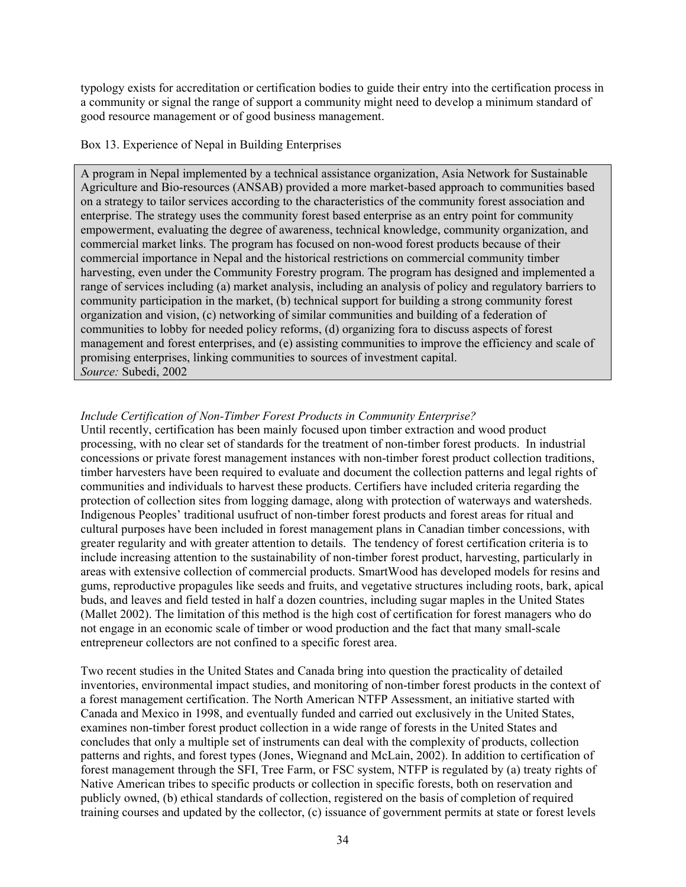typology exists for accreditation or certification bodies to guide their entry into the certification process in a community or signal the range of support a community might need to develop a minimum standard of good resource management or of good business management.

Box 13. Experience of Nepal in Building Enterprises

> A program in Nepal implemented by a technical assistance organization, Asia Network for Sustainable Agriculture and Bio-resources (ANSAB) provided a more market-based approach to communities based on a strategy to tailor services according to the characteristics of the community forest association and enterprise. The strategy uses the community forest based enterprise as an entry point for community empowerment, evaluating the degree of awareness, technical knowledge, community organization, and commercial market links. The program has focused on non-wood forest products because of their commercial importance in Nepal and the historical restrictions on commercial community timber harvesting, even under the Community Forestry program. The program has designed and implemented a range of services including (a) market analysis, including an analysis of policy and regulatory barriers to community participation in the market, (b) technical support for building a strong community forest organization and vision, (c) networking of similar communities and building of a federation of communities to lobby for needed policy reforms, (d) organizing fora to discuss aspects of forest management and forest enterprises, and (e) assisting communities to improve the efficiency and scale of promising enterprises, linking communities to sources of investment capital.
> *Source:* Subedi, 2002

*Include Certification of Non-Timber Forest Products in Community Enterprise?*

Until recently, certification has been mainly focused upon timber extraction and wood product processing, with no clear set of standards for the treatment of non-timber forest products. In industrial concessions or private forest management instances with non-timber forest product collection traditions, timber harvesters have been required to evaluate and document the collection patterns and legal rights of communities and individuals to harvest these products. Certifiers have included criteria regarding the protection of collection sites from logging damage, along with protection of waterways and watersheds. Indigenous Peoples' traditional usufruct of non-timber forest products and forest areas for ritual and cultural purposes have been included in forest management plans in Canadian timber concessions, with greater regularity and with greater attention to details. The tendency of forest certification criteria is to include increasing attention to the sustainability of non-timber forest product, harvesting, particularly in areas with extensive collection of commercial products. SmartWood has developed models for resins and gums, reproductive propagules like seeds and fruits, and vegetative structures including roots, bark, apical buds, and leaves and field tested in half a dozen countries, including sugar maples in the United States (Mallet 2002). The limitation of this method is the high cost of certification for forest managers who do not engage in an economic scale of timber or wood production and the fact that many small-scale entrepreneur collectors are not confined to a specific forest area.

Two recent studies in the United States and Canada bring into question the practicality of detailed inventories, environmental impact studies, and monitoring of non-timber forest products in the context of a forest management certification. The North American NTFP Assessment, an initiative started with Canada and Mexico in 1998, and eventually funded and carried out exclusively in the United States, examines non-timber forest product collection in a wide range of forests in the United States and concludes that only a multiple set of instruments can deal with the complexity of products, collection patterns and rights, and forest types (Jones, Wiegnand and McLain, 2002). In addition to certification of forest management through the SFI, Tree Farm, or FSC system, NTFP is regulated by (a) treaty rights of Native American tribes to specific products or collection in specific forests, both on reservation and publicly owned, (b) ethical standards of collection, registered on the basis of completion of required training courses and updated by the collector, (c) issuance of government permits at state or forest levels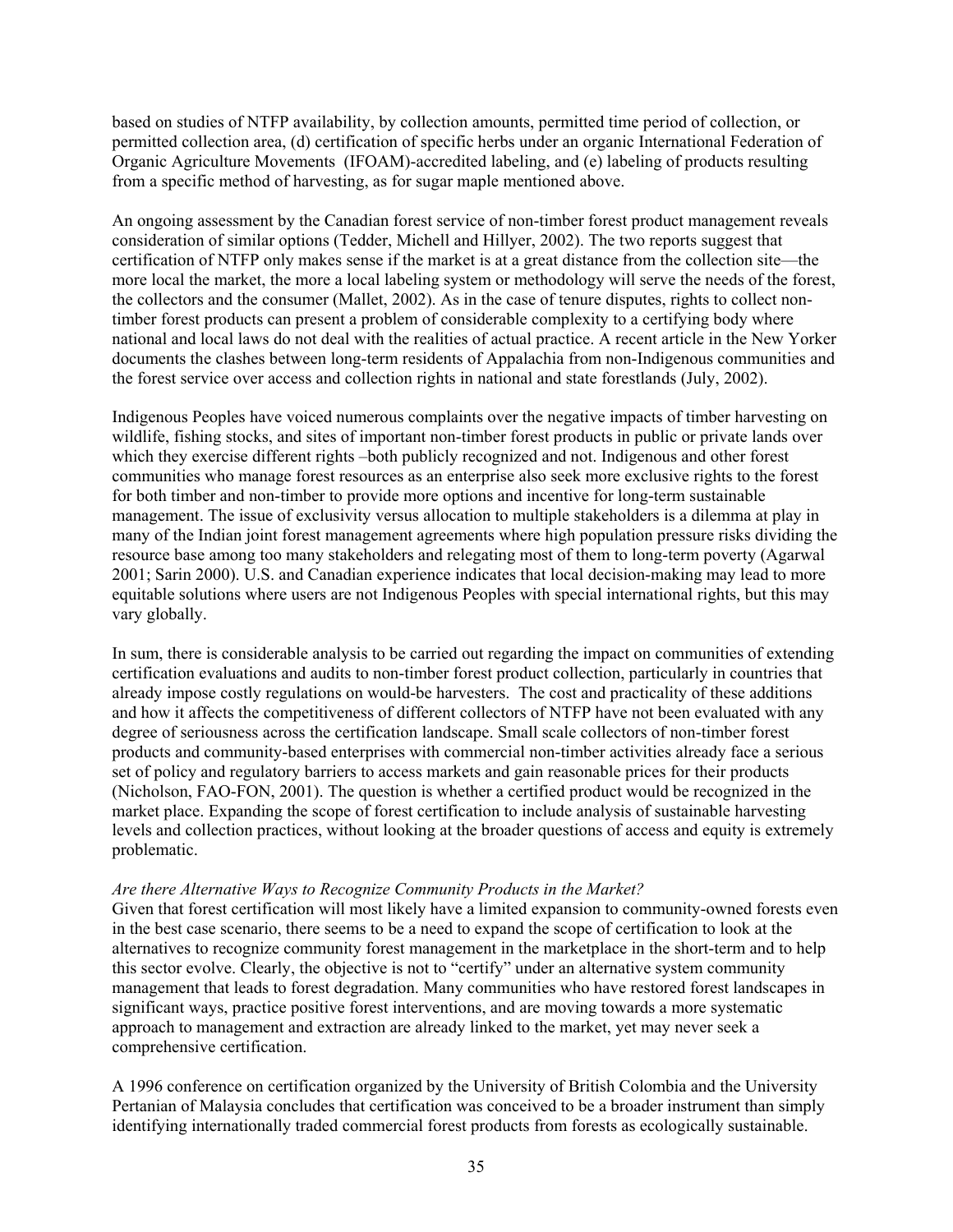based on studies of NTFP availability, by collection amounts, permitted time period of collection, or permitted collection area, (d) certification of specific herbs under an organic International Federation of Organic Agriculture Movements (IFOAM)-accredited labeling, and (e) labeling of products resulting from a specific method of harvesting, as for sugar maple mentioned above.

An ongoing assessment by the Canadian forest service of non-timber forest product management reveals consideration of similar options (Tedder, Michell and Hillyer, 2002). The two reports suggest that certification of NTFP only makes sense if the market is at a great distance from the collection site—the more local the market, the more a local labeling system or methodology will serve the needs of the forest, the collectors and the consumer (Mallet, 2002). As in the case of tenure disputes, rights to collect non-timber forest products can present a problem of considerable complexity to a certifying body where national and local laws do not deal with the realities of actual practice. A recent article in the New Yorker documents the clashes between long-term residents of Appalachia from non-Indigenous communities and the forest service over access and collection rights in national and state forestlands (July, 2002).

Indigenous Peoples have voiced numerous complaints over the negative impacts of timber harvesting on wildlife, fishing stocks, and sites of important non-timber forest products in public or private lands over which they exercise different rights –both publicly recognized and not. Indigenous and other forest communities who manage forest resources as an enterprise also seek more exclusive rights to the forest for both timber and non-timber to provide more options and incentive for long-term sustainable management. The issue of exclusivity versus allocation to multiple stakeholders is a dilemma at play in many of the Indian joint forest management agreements where high population pressure risks dividing the resource base among too many stakeholders and relegating most of them to long-term poverty (Agarwal 2001; Sarin 2000). U.S. and Canadian experience indicates that local decision-making may lead to more equitable solutions where users are not Indigenous Peoples with special international rights, but this may vary globally.

In sum, there is considerable analysis to be carried out regarding the impact on communities of extending certification evaluations and audits to non-timber forest product collection, particularly in countries that already impose costly regulations on would-be harvesters. The cost and practicality of these additions and how it affects the competitiveness of different collectors of NTFP have not been evaluated with any degree of seriousness across the certification landscape. Small scale collectors of non-timber forest products and community-based enterprises with commercial non-timber activities already face a serious set of policy and regulatory barriers to access markets and gain reasonable prices for their products (Nicholson, FAO-FON, 2001). The question is whether a certified product would be recognized in the market place. Expanding the scope of forest certification to include analysis of sustainable harvesting levels and collection practices, without looking at the broader questions of access and equity is extremely problematic.

*Are there Alternative Ways to Recognize Community Products in the Market?*

Given that forest certification will most likely have a limited expansion to community-owned forests even in the best case scenario, there seems to be a need to expand the scope of certification to look at the alternatives to recognize community forest management in the marketplace in the short-term and to help this sector evolve. Clearly, the objective is not to "certify" under an alternative system community management that leads to forest degradation. Many communities who have restored forest landscapes in significant ways, practice positive forest interventions, and are moving towards a more systematic approach to management and extraction are already linked to the market, yet may never seek a comprehensive certification.

A 1996 conference on certification organized by the University of British Colombia and the University Pertanian of Malaysia concludes that certification was conceived to be a broader instrument than simply identifying internationally traded commercial forest products from forests as ecologically sustainable.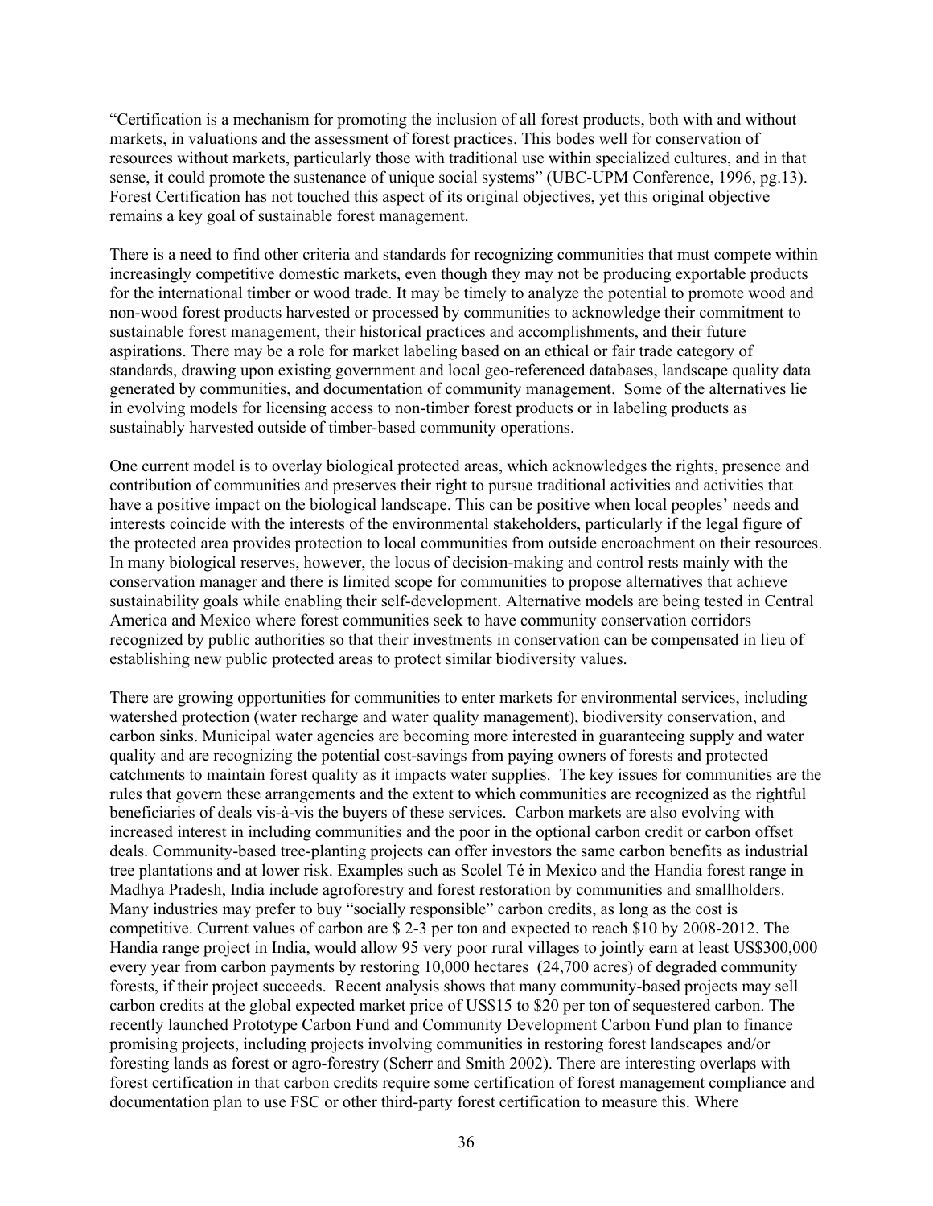"Certification is a mechanism for promoting the inclusion of all forest products, both with and without markets, in valuations and the assessment of forest practices. This bodes well for conservation of resources without markets, particularly those with traditional use within specialized cultures, and in that sense, it could promote the sustenance of unique social systems" (UBC-UPM Conference, 1996, pg.13). Forest Certification has not touched this aspect of its original objectives, yet this original objective remains a key goal of sustainable forest management.

There is a need to find other criteria and standards for recognizing communities that must compete within increasingly competitive domestic markets, even though they may not be producing exportable products for the international timber or wood trade. It may be timely to analyze the potential to promote wood and non-wood forest products harvested or processed by communities to acknowledge their commitment to sustainable forest management, their historical practices and accomplishments, and their future aspirations. There may be a role for market labeling based on an ethical or fair trade category of standards, drawing upon existing government and local geo-referenced databases, landscape quality data generated by communities, and documentation of community management. Some of the alternatives lie in evolving models for licensing access to non-timber forest products or in labeling products as sustainably harvested outside of timber-based community operations.

One current model is to overlay biological protected areas, which acknowledges the rights, presence and contribution of communities and preserves their right to pursue traditional activities and activities that have a positive impact on the biological landscape. This can be positive when local peoples' needs and interests coincide with the interests of the environmental stakeholders, particularly if the legal figure of the protected area provides protection to local communities from outside encroachment on their resources. In many biological reserves, however, the locus of decision-making and control rests mainly with the conservation manager and there is limited scope for communities to propose alternatives that achieve sustainability goals while enabling their self-development. Alternative models are being tested in Central America and Mexico where forest communities seek to have community conservation corridors recognized by public authorities so that their investments in conservation can be compensated in lieu of establishing new public protected areas to protect similar biodiversity values.

There are growing opportunities for communities to enter markets for environmental services, including watershed protection (water recharge and water quality management), biodiversity conservation, and carbon sinks. Municipal water agencies are becoming more interested in guaranteeing supply and water quality and are recognizing the potential cost-savings from paying owners of forests and protected catchments to maintain forest quality as it impacts water supplies. The key issues for communities are the rules that govern these arrangements and the extent to which communities are recognized as the rightful beneficiaries of deals vis-à-vis the buyers of these services. Carbon markets are also evolving with increased interest in including communities and the poor in the optional carbon credit or carbon offset deals. Community-based tree-planting projects can offer investors the same carbon benefits as industrial tree plantations and at lower risk. Examples such as Scolel Té in Mexico and the Handia forest range in Madhya Pradesh, India include agroforestry and forest restoration by communities and smallholders. Many industries may prefer to buy "socially responsible" carbon credits, as long as the cost is competitive. Current values of carbon are $ 2-3 per ton and expected to reach $10 by 2008-2012. The Handia range project in India, would allow 95 very poor rural villages to jointly earn at least US$300,000 every year from carbon payments by restoring 10,000 hectares (24,700 acres) of degraded community forests, if their project succeeds. Recent analysis shows that many community-based projects may sell carbon credits at the global expected market price of US$15 to $20 per ton of sequestered carbon. The recently launched Prototype Carbon Fund and Community Development Carbon Fund plan to finance promising projects, including projects involving communities in restoring forest landscapes and/or foresting lands as forest or agro-forestry (Scherr and Smith 2002). There are interesting overlaps with forest certification in that carbon credits require some certification of forest management compliance and documentation plan to use FSC or other third-party forest certification to measure this. Where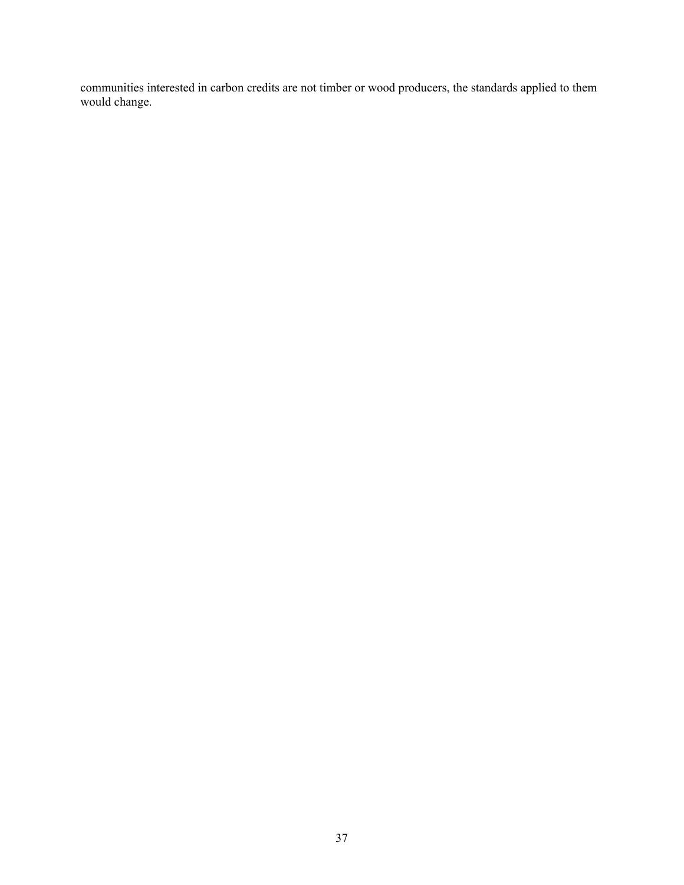communities interested in carbon credits are not timber or wood producers, the standards applied to them would change.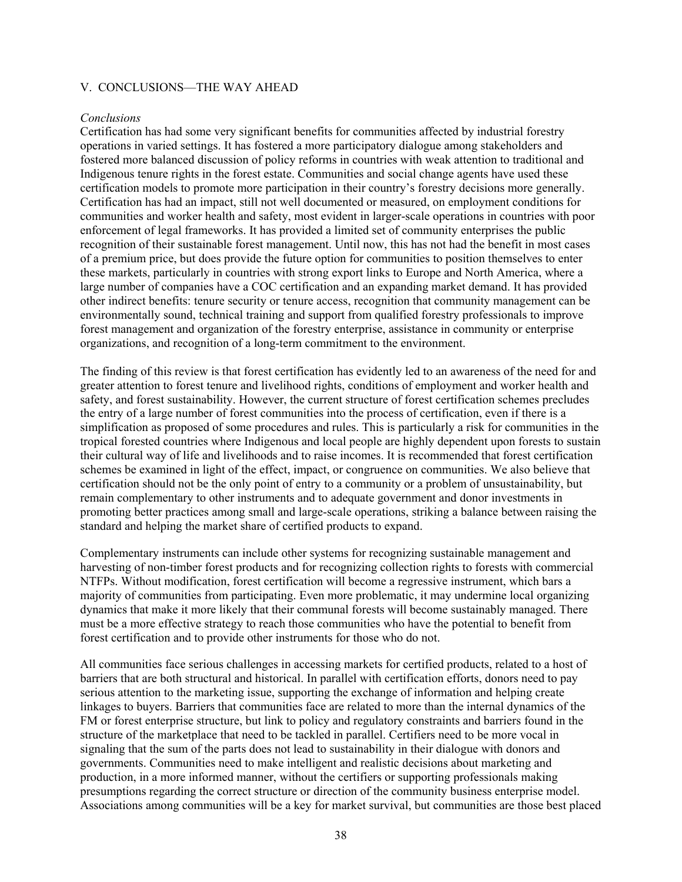## V. CONCLUSIONS—THE WAY AHEAD

*Conclusions*

Certification has had some very significant benefits for communities affected by industrial forestry operations in varied settings. It has fostered a more participatory dialogue among stakeholders and fostered more balanced discussion of policy reforms in countries with weak attention to traditional and Indigenous tenure rights in the forest estate. Communities and social change agents have used these certification models to promote more participation in their country's forestry decisions more generally. Certification has had an impact, still not well documented or measured, on employment conditions for communities and worker health and safety, most evident in larger-scale operations in countries with poor enforcement of legal frameworks. It has provided a limited set of community enterprises the public recognition of their sustainable forest management. Until now, this has not had the benefit in most cases of a premium price, but does provide the future option for communities to position themselves to enter these markets, particularly in countries with strong export links to Europe and North America, where a large number of companies have a COC certification and an expanding market demand. It has provided other indirect benefits: tenure security or tenure access, recognition that community management can be environmentally sound, technical training and support from qualified forestry professionals to improve forest management and organization of the forestry enterprise, assistance in community or enterprise organizations, and recognition of a long-term commitment to the environment.

The finding of this review is that forest certification has evidently led to an awareness of the need for and greater attention to forest tenure and livelihood rights, conditions of employment and worker health and safety, and forest sustainability. However, the current structure of forest certification schemes precludes the entry of a large number of forest communities into the process of certification, even if there is a simplification as proposed of some procedures and rules. This is particularly a risk for communities in the tropical forested countries where Indigenous and local people are highly dependent upon forests to sustain their cultural way of life and livelihoods and to raise incomes. It is recommended that forest certification schemes be examined in light of the effect, impact, or congruence on communities. We also believe that certification should not be the only point of entry to a community or a problem of unsustainability, but remain complementary to other instruments and to adequate government and donor investments in promoting better practices among small and large-scale operations, striking a balance between raising the standard and helping the market share of certified products to expand.

Complementary instruments can include other systems for recognizing sustainable management and harvesting of non-timber forest products and for recognizing collection rights to forests with commercial NTFPs. Without modification, forest certification will become a regressive instrument, which bars a majority of communities from participating. Even more problematic, it may undermine local organizing dynamics that make it more likely that their communal forests will become sustainably managed. There must be a more effective strategy to reach those communities who have the potential to benefit from forest certification and to provide other instruments for those who do not.

All communities face serious challenges in accessing markets for certified products, related to a host of barriers that are both structural and historical. In parallel with certification efforts, donors need to pay serious attention to the marketing issue, supporting the exchange of information and helping create linkages to buyers. Barriers that communities face are related to more than the internal dynamics of the FM or forest enterprise structure, but link to policy and regulatory constraints and barriers found in the structure of the marketplace that need to be tackled in parallel. Certifiers need to be more vocal in signaling that the sum of the parts does not lead to sustainability in their dialogue with donors and governments. Communities need to make intelligent and realistic decisions about marketing and production, in a more informed manner, without the certifiers or supporting professionals making presumptions regarding the correct structure or direction of the community business enterprise model. Associations among communities will be a key for market survival, but communities are those best placed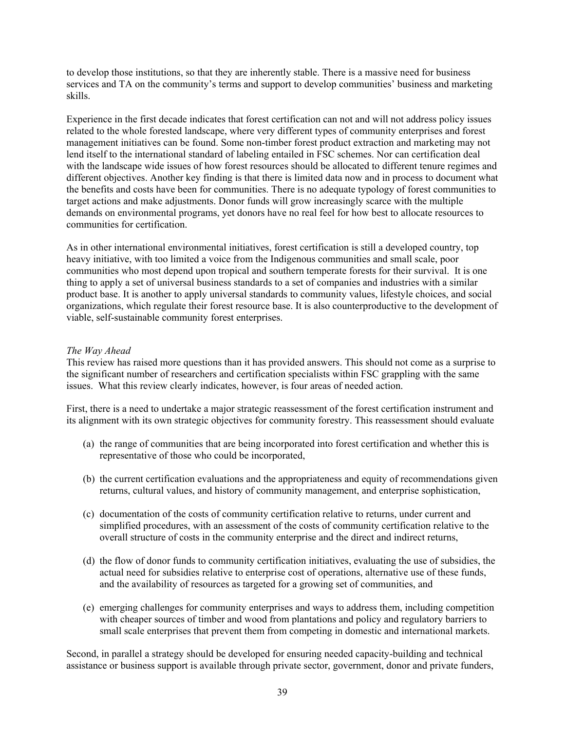to develop those institutions, so that they are inherently stable. There is a massive need for business services and TA on the community's terms and support to develop communities' business and marketing skills.

Experience in the first decade indicates that forest certification can not and will not address policy issues related to the whole forested landscape, where very different types of community enterprises and forest management initiatives can be found. Some non-timber forest product extraction and marketing may not lend itself to the international standard of labeling entailed in FSC schemes. Nor can certification deal with the landscape wide issues of how forest resources should be allocated to different tenure regimes and different objectives. Another key finding is that there is limited data now and in process to document what the benefits and costs have been for communities. There is no adequate typology of forest communities to target actions and make adjustments. Donor funds will grow increasingly scarce with the multiple demands on environmental programs, yet donors have no real feel for how best to allocate resources to communities for certification.

As in other international environmental initiatives, forest certification is still a developed country, top heavy initiative, with too limited a voice from the Indigenous communities and small scale, poor communities who most depend upon tropical and southern temperate forests for their survival. It is one thing to apply a set of universal business standards to a set of companies and industries with a similar product base. It is another to apply universal standards to community values, lifestyle choices, and social organizations, which regulate their forest resource base. It is also counterproductive to the development of viable, self-sustainable community forest enterprises.

*The Way Ahead*

This review has raised more questions than it has provided answers. This should not come as a surprise to the significant number of researchers and certification specialists within FSC grappling with the same issues. What this review clearly indicates, however, is four areas of needed action.

First, there is a need to undertake a major strategic reassessment of the forest certification instrument and its alignment with its own strategic objectives for community forestry. This reassessment should evaluate

(a) the range of communities that are being incorporated into forest certification and whether this is representative of those who could be incorporated,

(b) the current certification evaluations and the appropriateness and equity of recommendations given returns, cultural values, and history of community management, and enterprise sophistication,

(c) documentation of the costs of community certification relative to returns, under current and simplified procedures, with an assessment of the costs of community certification relative to the overall structure of costs in the community enterprise and the direct and indirect returns,

(d) the flow of donor funds to community certification initiatives, evaluating the use of subsidies, the actual need for subsidies relative to enterprise cost of operations, alternative use of these funds, and the availability of resources as targeted for a growing set of communities, and

(e) emerging challenges for community enterprises and ways to address them, including competition with cheaper sources of timber and wood from plantations and policy and regulatory barriers to small scale enterprises that prevent them from competing in domestic and international markets.

Second, in parallel a strategy should be developed for ensuring needed capacity-building and technical assistance or business support is available through private sector, government, donor and private funders,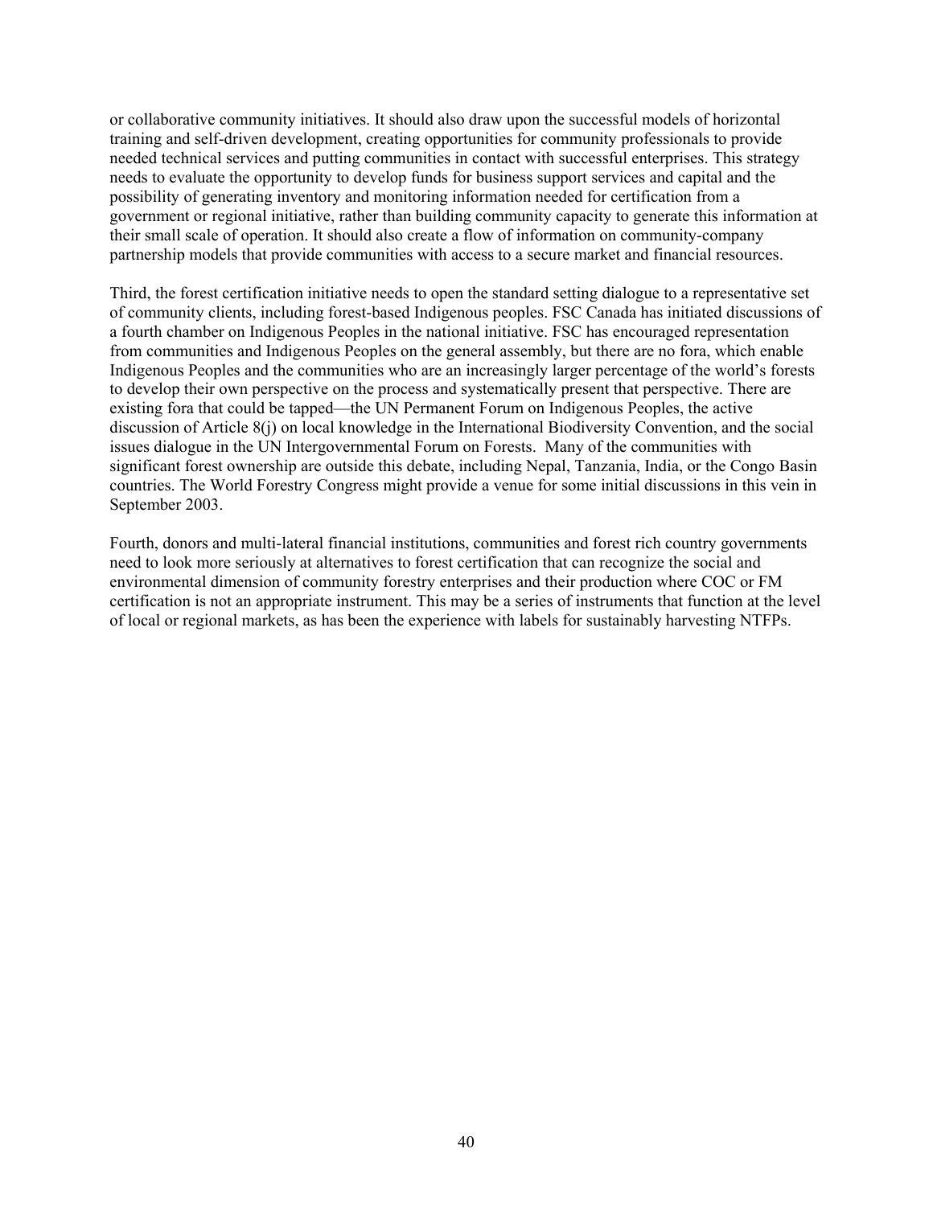or collaborative community initiatives. It should also draw upon the successful models of horizontal training and self-driven development, creating opportunities for community professionals to provide needed technical services and putting communities in contact with successful enterprises. This strategy needs to evaluate the opportunity to develop funds for business support services and capital and the possibility of generating inventory and monitoring information needed for certification from a government or regional initiative, rather than building community capacity to generate this information at their small scale of operation. It should also create a flow of information on community-company partnership models that provide communities with access to a secure market and financial resources.

Third, the forest certification initiative needs to open the standard setting dialogue to a representative set of community clients, including forest-based Indigenous peoples. FSC Canada has initiated discussions of a fourth chamber on Indigenous Peoples in the national initiative. FSC has encouraged representation from communities and Indigenous Peoples on the general assembly, but there are no fora, which enable Indigenous Peoples and the communities who are an increasingly larger percentage of the world's forests to develop their own perspective on the process and systematically present that perspective. There are existing fora that could be tapped—the UN Permanent Forum on Indigenous Peoples, the active discussion of Article 8(j) on local knowledge in the International Biodiversity Convention, and the social issues dialogue in the UN Intergovernmental Forum on Forests. Many of the communities with significant forest ownership are outside this debate, including Nepal, Tanzania, India, or the Congo Basin countries. The World Forestry Congress might provide a venue for some initial discussions in this vein in September 2003.

Fourth, donors and multi-lateral financial institutions, communities and forest rich country governments need to look more seriously at alternatives to forest certification that can recognize the social and environmental dimension of community forestry enterprises and their production where COC or FM certification is not an appropriate instrument. This may be a series of instruments that function at the level of local or regional markets, as has been the experience with labels for sustainably harvesting NTFPs.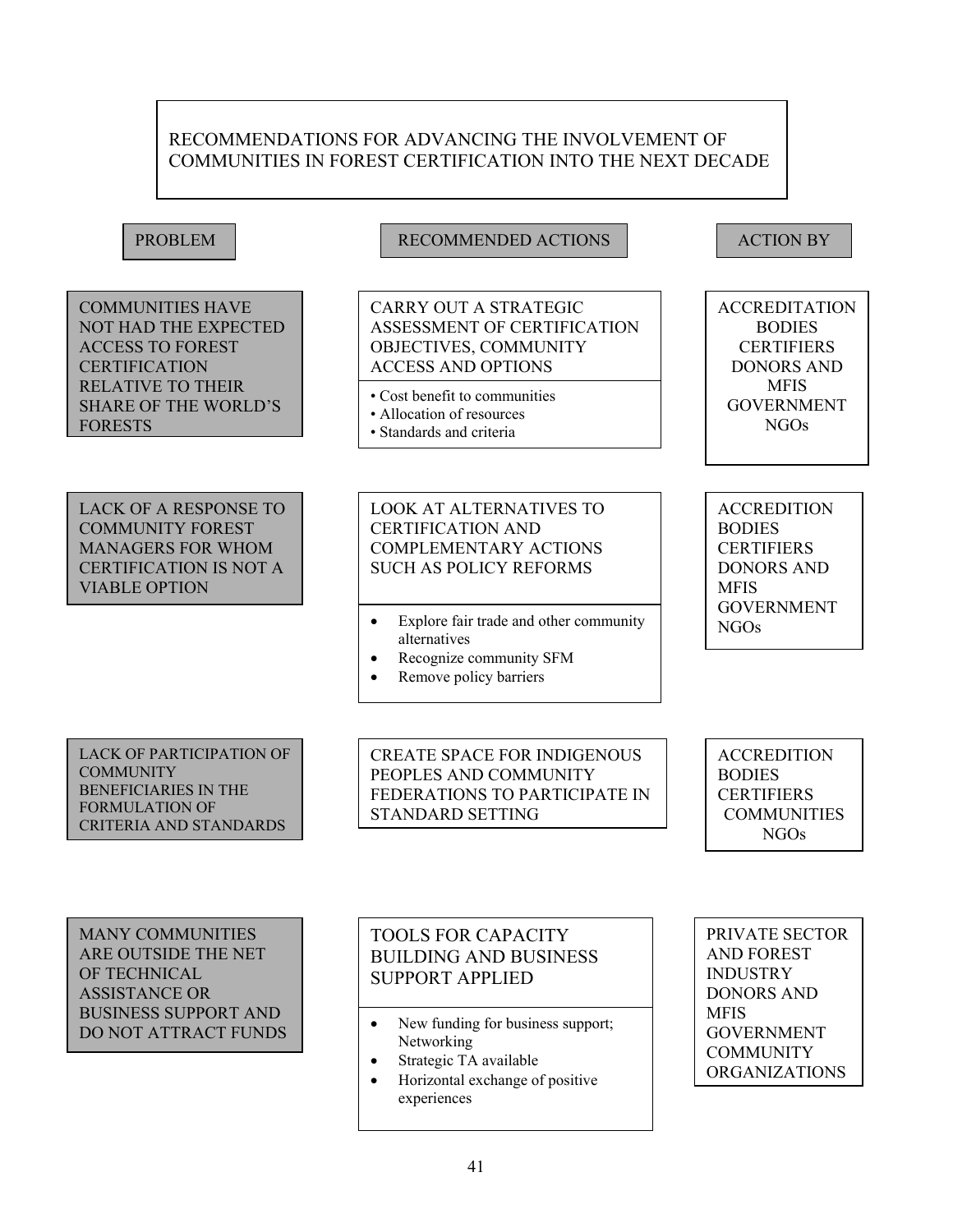# RECOMMENDATIONS FOR ADVANCING THE INVOLVEMENT OF COMMUNITIES IN FOREST CERTIFICATION INTO THE NEXT DECADE

| PROBLEM | RECOMMENDED ACTIONS | ACTION BY |
|---|---|---|
| COMMUNITIES HAVE NOT HAD THE EXPECTED ACCESS TO FOREST CERTIFICATION RELATIVE TO THEIR SHARE OF THE WORLD'S FORESTS | CARRY OUT A STRATEGIC ASSESSMENT OF CERTIFICATION OBJECTIVES, COMMUNITY ACCESS AND OPTIONS<br>• Cost benefit to communities<br>• Allocation of resources<br>• Standards and criteria | ACCREDITATION BODIES<br>CERTIFIERS<br>DONORS AND MFIS<br>GOVERNMENT<br>NGOs |
| LACK OF A RESPONSE TO COMMUNITY FOREST MANAGERS FOR WHOM CERTIFICATION IS NOT A VIABLE OPTION | LOOK AT ALTERNATIVES TO CERTIFICATION AND COMPLEMENTARY ACTIONS SUCH AS POLICY REFORMS<br>• Explore fair trade and other community alternatives<br>• Recognize community SFM<br>• Remove policy barriers | ACCREDITION BODIES<br>CERTIFIERS<br>DONORS AND MFIS<br>GOVERNMENT<br>NGOs |
| LACK OF PARTICIPATION OF COMMUNITY BENEFICIARIES IN THE FORMULATION OF CRITERIA AND STANDARDS | CREATE SPACE FOR INDIGENOUS PEOPLES AND COMMUNITY FEDERATIONS TO PARTICIPATE IN STANDARD SETTING | ACCREDITION BODIES<br>CERTIFIERS<br>COMMUNITIES<br>NGOs |
| MANY COMMUNITIES ARE OUTSIDE THE NET OF TECHNICAL ASSISTANCE OR BUSINESS SUPPORT AND DO NOT ATTRACT FUNDS | TOOLS FOR CAPACITY BUILDING AND BUSINESS SUPPORT APPLIED<br>• New funding for business support; Networking<br>• Strategic TA available<br>• Horizontal exchange of positive experiences | PRIVATE SECTOR AND FOREST INDUSTRY<br>DONORS AND MFIS<br>GOVERNMENT<br>COMMUNITY ORGANIZATIONS |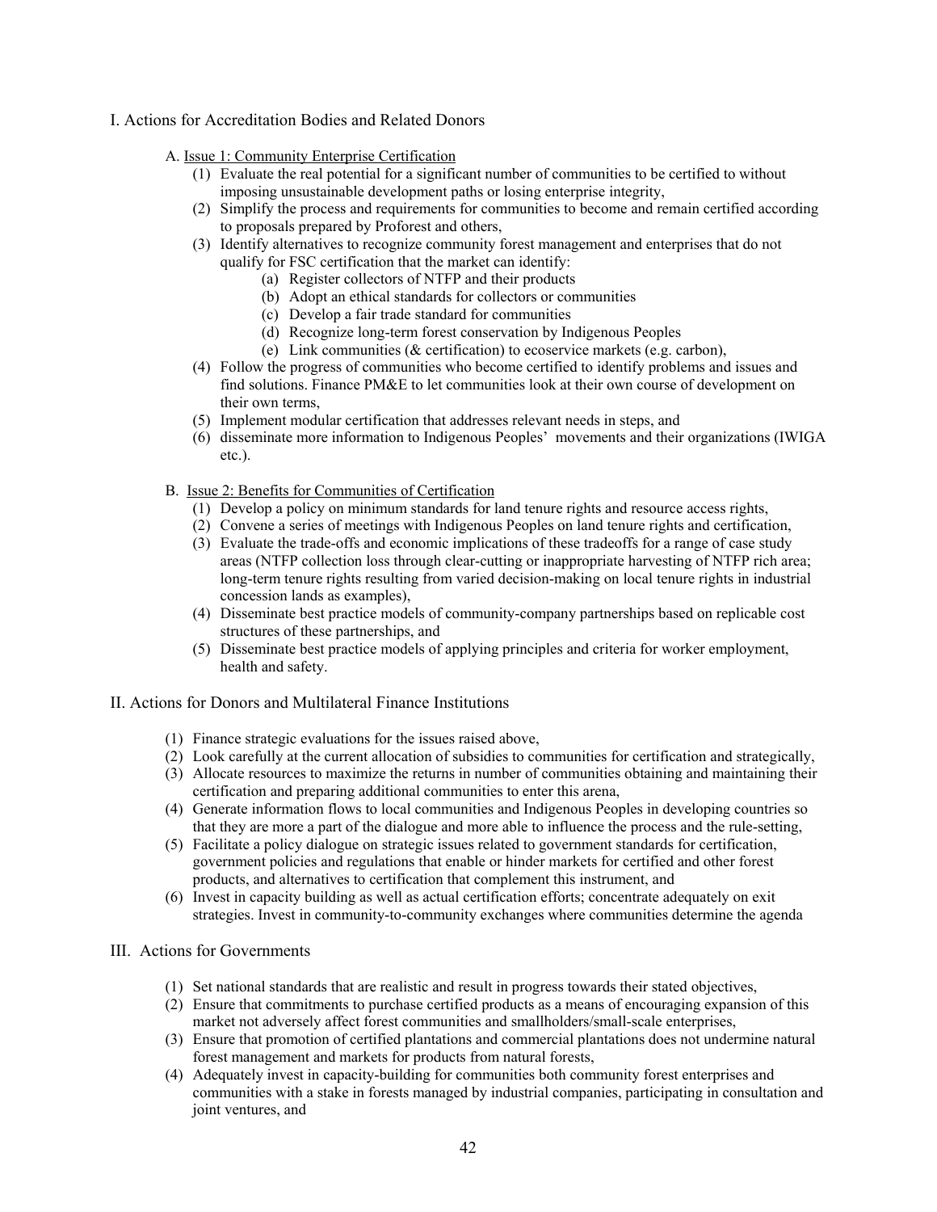## I. Actions for Accreditation Bodies and Related Donors

A. Issue 1: Community Enterprise Certification

(1) Evaluate the real potential for a significant number of communities to be certified to without imposing unsustainable development paths or losing enterprise integrity,

(2) Simplify the process and requirements for communities to become and remain certified according to proposals prepared by Proforest and others,

(3) Identify alternatives to recognize community forest management and enterprises that do not qualify for FSC certification that the market can identify:

  (a) Register collectors of NTFP and their products
  
  (b) Adopt an ethical standards for collectors or communities
  
  (c) Develop a fair trade standard for communities
  
  (d) Recognize long-term forest conservation by Indigenous Peoples
  
  (e) Link communities (& certification) to ecoservice markets (e.g. carbon),

(4) Follow the progress of communities who become certified to identify problems and issues and find solutions. Finance PM&E to let communities look at their own course of development on their own terms,

(5) Implement modular certification that addresses relevant needs in steps, and

(6) disseminate more information to Indigenous Peoples' movements and their organizations (IWIGA etc.).

B. Issue 2: Benefits for Communities of Certification

(1) Develop a policy on minimum standards for land tenure rights and resource access rights,

(2) Convene a series of meetings with Indigenous Peoples on land tenure rights and certification,

(3) Evaluate the trade-offs and economic implications of these tradeoffs for a range of case study areas (NTFP collection loss through clear-cutting or inappropriate harvesting of NTFP rich area; long-term tenure rights resulting from varied decision-making on local tenure rights in industrial concession lands as examples),

(4) Disseminate best practice models of community-company partnerships based on replicable cost structures of these partnerships, and

(5) Disseminate best practice models of applying principles and criteria for worker employment, health and safety.

## II. Actions for Donors and Multilateral Finance Institutions

(1) Finance strategic evaluations for the issues raised above,

(2) Look carefully at the current allocation of subsidies to communities for certification and strategically,

(3) Allocate resources to maximize the returns in number of communities obtaining and maintaining their certification and preparing additional communities to enter this arena,

(4) Generate information flows to local communities and Indigenous Peoples in developing countries so that they are more a part of the dialogue and more able to influence the process and the rule-setting,

(5) Facilitate a policy dialogue on strategic issues related to government standards for certification, government policies and regulations that enable or hinder markets for certified and other forest products, and alternatives to certification that complement this instrument, and

(6) Invest in capacity building as well as actual certification efforts; concentrate adequately on exit strategies. Invest in community-to-community exchanges where communities determine the agenda

## III. Actions for Governments

(1) Set national standards that are realistic and result in progress towards their stated objectives,

(2) Ensure that commitments to purchase certified products as a means of encouraging expansion of this market not adversely affect forest communities and smallholders/small-scale enterprises,

(3) Ensure that promotion of certified plantations and commercial plantations does not undermine natural forest management and markets for products from natural forests,

(4) Adequately invest in capacity-building for communities both community forest enterprises and communities with a stake in forests managed by industrial companies, participating in consultation and joint ventures, and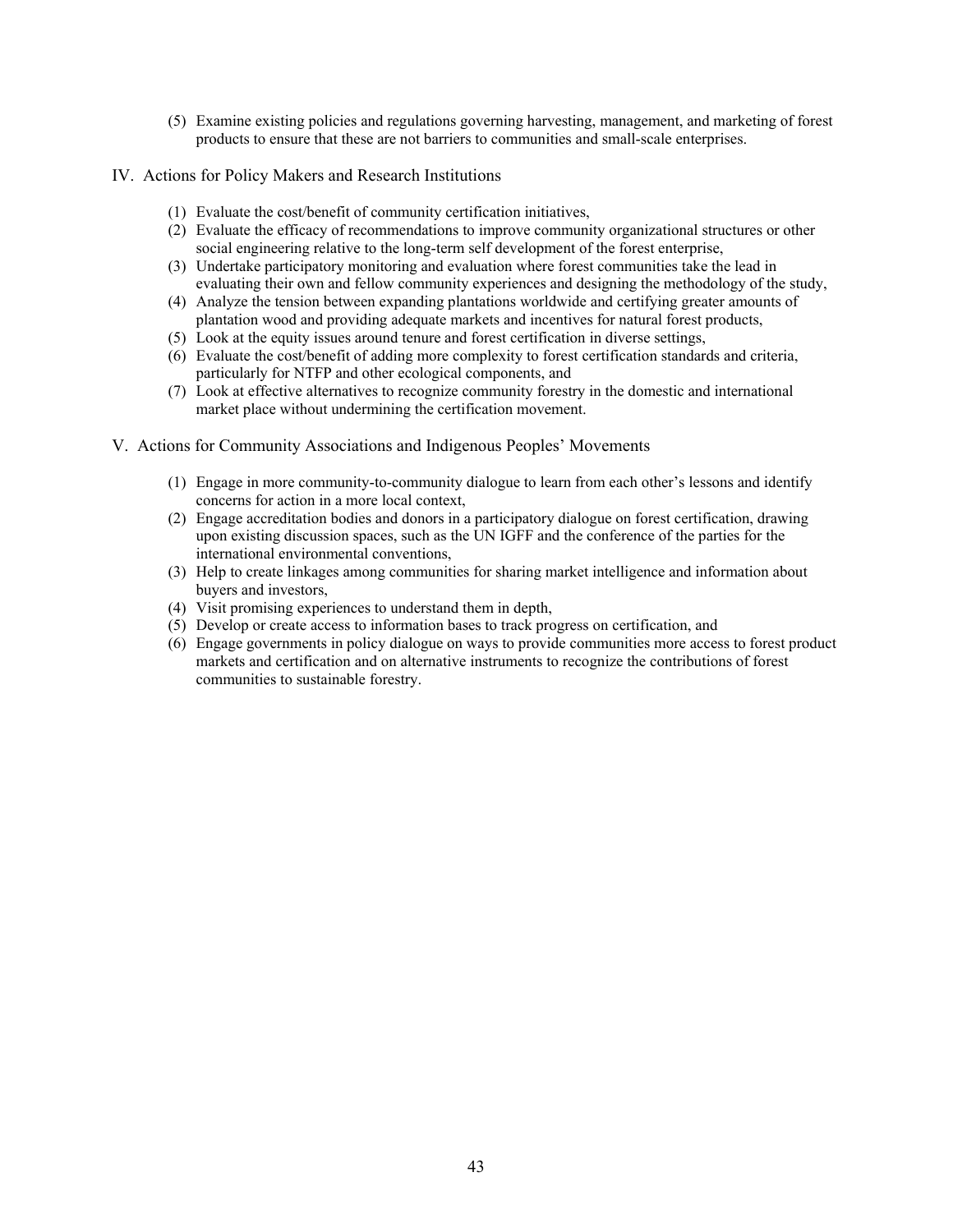(5) Examine existing policies and regulations governing harvesting, management, and marketing of forest products to ensure that these are not barriers to communities and small-scale enterprises.

## IV. Actions for Policy Makers and Research Institutions

(1) Evaluate the cost/benefit of community certification initiatives,
(2) Evaluate the efficacy of recommendations to improve community organizational structures or other social engineering relative to the long-term self development of the forest enterprise,
(3) Undertake participatory monitoring and evaluation where forest communities take the lead in evaluating their own and fellow community experiences and designing the methodology of the study,
(4) Analyze the tension between expanding plantations worldwide and certifying greater amounts of plantation wood and providing adequate markets and incentives for natural forest products,
(5) Look at the equity issues around tenure and forest certification in diverse settings,
(6) Evaluate the cost/benefit of adding more complexity to forest certification standards and criteria, particularly for NTFP and other ecological components, and
(7) Look at effective alternatives to recognize community forestry in the domestic and international market place without undermining the certification movement.

## V. Actions for Community Associations and Indigenous Peoples' Movements

(1) Engage in more community-to-community dialogue to learn from each other's lessons and identify concerns for action in a more local context,
(2) Engage accreditation bodies and donors in a participatory dialogue on forest certification, drawing upon existing discussion spaces, such as the UN IGFF and the conference of the parties for the international environmental conventions,
(3) Help to create linkages among communities for sharing market intelligence and information about buyers and investors,
(4) Visit promising experiences to understand them in depth,
(5) Develop or create access to information bases to track progress on certification, and
(6) Engage governments in policy dialogue on ways to provide communities more access to forest product markets and certification and on alternative instruments to recognize the contributions of forest communities to sustainable forestry.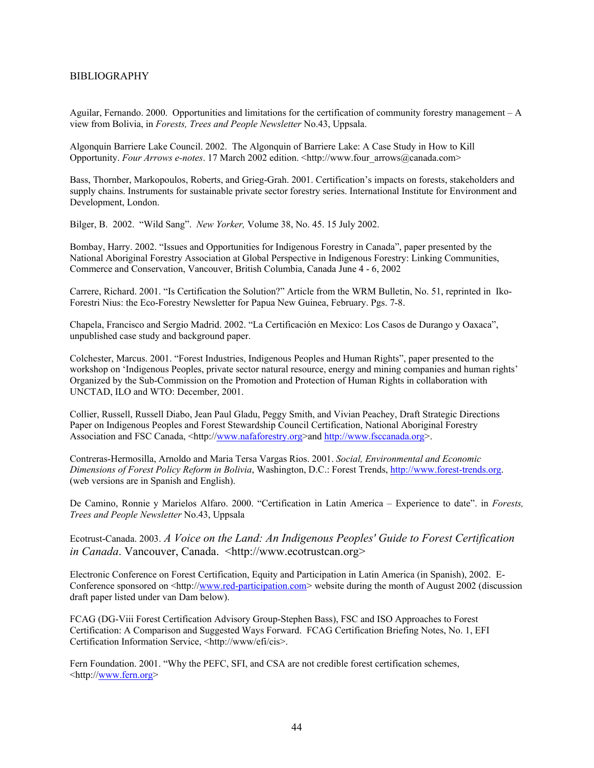BIBLIOGRAPHY

Aguilar, Fernando. 2000. Opportunities and limitations for the certification of community forestry management – A view from Bolivia, in *Forests, Trees and People Newsletter* No.43, Uppsala.

Algonquin Barriere Lake Council. 2002. The Algonquin of Barriere Lake: A Case Study in How to Kill Opportunity. *Four Arrows e-notes*. 17 March 2002 edition. <http://www.four_arrows@canada.com>

Bass, Thornber, Markopoulos, Roberts, and Grieg-Grah. 2001. Certification's impacts on forests, stakeholders and supply chains. Instruments for sustainable private sector forestry series. International Institute for Environment and Development, London.

Bilger, B. 2002. "Wild Sang". *New Yorker,* Volume 38, No. 45. 15 July 2002.

Bombay, Harry. 2002. "Issues and Opportunities for Indigenous Forestry in Canada", paper presented by the National Aboriginal Forestry Association at Global Perspective in Indigenous Forestry: Linking Communities, Commerce and Conservation, Vancouver, British Columbia, Canada June 4 - 6, 2002

Carrere, Richard. 2001. "Is Certification the Solution?" Article from the WRM Bulletin, No. 51, reprinted in Iko-Forestri Nius: the Eco-Forestry Newsletter for Papua New Guinea, February. Pgs. 7-8.

Chapela, Francisco and Sergio Madrid. 2002. "La Certificación en Mexico: Los Casos de Durango y Oaxaca", unpublished case study and background paper.

Colchester, Marcus. 2001. "Forest Industries, Indigenous Peoples and Human Rights", paper presented to the workshop on 'Indigenous Peoples, private sector natural resource, energy and mining companies and human rights' Organized by the Sub-Commission on the Promotion and Protection of Human Rights in collaboration with UNCTAD, ILO and WTO: December, 2001.

Collier, Russell, Russell Diabo, Jean Paul Gladu, Peggy Smith, and Vivian Peachey, Draft Strategic Directions Paper on Indigenous Peoples and Forest Stewardship Council Certification, National Aboriginal Forestry Association and FSC Canada, <http://www.nafaforestry.org>and http://www.fsccanada.org>.

Contreras-Hermosilla, Arnoldo and Maria Tersa Vargas Rios. 2001. *Social, Environmental and Economic Dimensions of Forest Policy Reform in Bolivia*, Washington, D.C.: Forest Trends, http://www.forest-trends.org. (web versions are in Spanish and English).

De Camino, Ronnie y Marielos Alfaro. 2000. "Certification in Latin America – Experience to date". in *Forests, Trees and People Newsletter* No.43, Uppsala

Ecotrust-Canada. 2003. *A Voice on the Land: An Indigenous Peoples' Guide to Forest Certification in Canada*. Vancouver, Canada. <http://www.ecotrustcan.org>

Electronic Conference on Forest Certification, Equity and Participation in Latin America (in Spanish), 2002. E-Conference sponsored on <http://www.red-participation.com> website during the month of August 2002 (discussion draft paper listed under van Dam below).

FCAG (DG-Viii Forest Certification Advisory Group-Stephen Bass), FSC and ISO Approaches to Forest Certification: A Comparison and Suggested Ways Forward. FCAG Certification Briefing Notes, No. 1, EFI Certification Information Service, <http://www/efi/cis>.

Fern Foundation. 2001. "Why the PEFC, SFI, and CSA are not credible forest certification schemes, <http://www.fern.org>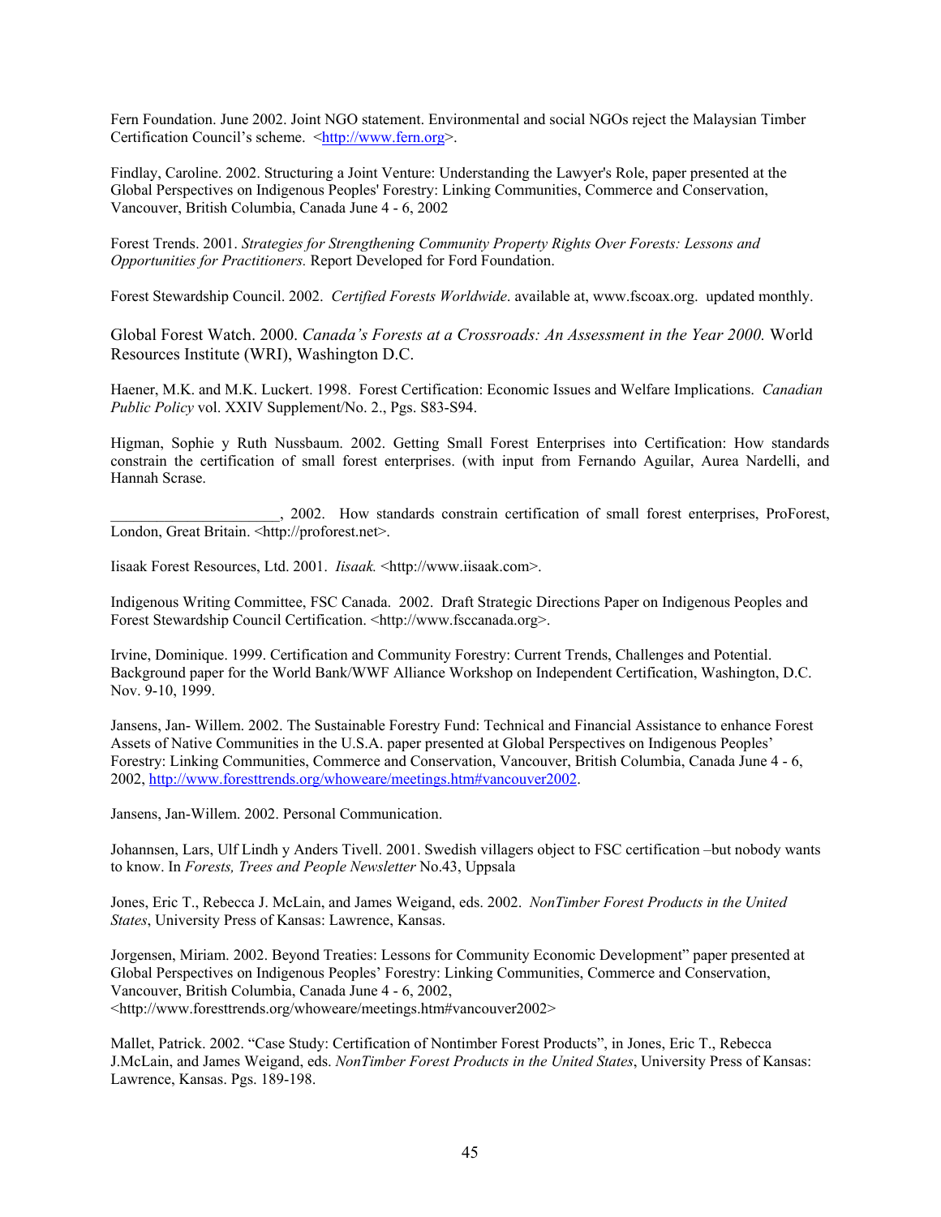Fern Foundation. June 2002. Joint NGO statement. Environmental and social NGOs reject the Malaysian Timber Certification Council's scheme. <http://www.fern.org>.

Findlay, Caroline. 2002. Structuring a Joint Venture: Understanding the Lawyer's Role, paper presented at the Global Perspectives on Indigenous Peoples' Forestry: Linking Communities, Commerce and Conservation, Vancouver, British Columbia, Canada June 4 - 6, 2002

Forest Trends. 2001. *Strategies for Strengthening Community Property Rights Over Forests: Lessons and Opportunities for Practitioners.* Report Developed for Ford Foundation.

Forest Stewardship Council. 2002. *Certified Forests Worldwide*. available at, www.fscoax.org. updated monthly.

Global Forest Watch. 2000. *Canada's Forests at a Crossroads: An Assessment in the Year 2000.* World Resources Institute (WRI), Washington D.C.

Haener, M.K. and M.K. Luckert. 1998. Forest Certification: Economic Issues and Welfare Implications. *Canadian Public Policy* vol. XXIV Supplement/No. 2., Pgs. S83-S94.

Higman, Sophie y Ruth Nussbaum. 2002. Getting Small Forest Enterprises into Certification: How standards constrain the certification of small forest enterprises. (with input from Fernando Aguilar, Aurea Nardelli, and Hannah Scrase.

\_\_\_\_\_\_\_\_\_\_\_\_\_\_\_\_\_\_\_\_\_\_, 2002. How standards constrain certification of small forest enterprises, ProForest, London, Great Britain. <http://proforest.net>.

Iisaak Forest Resources, Ltd. 2001. *Iisaak.* <http://www.iisaak.com>.

Indigenous Writing Committee, FSC Canada. 2002. Draft Strategic Directions Paper on Indigenous Peoples and Forest Stewardship Council Certification. <http://www.fsccanada.org>.

Irvine, Dominique. 1999. Certification and Community Forestry: Current Trends, Challenges and Potential. Background paper for the World Bank/WWF Alliance Workshop on Independent Certification, Washington, D.C. Nov. 9-10, 1999.

Jansens, Jan- Willem. 2002. The Sustainable Forestry Fund: Technical and Financial Assistance to enhance Forest Assets of Native Communities in the U.S.A. paper presented at Global Perspectives on Indigenous Peoples' Forestry: Linking Communities, Commerce and Conservation, Vancouver, British Columbia, Canada June 4 - 6, 2002, http://www.foresttrends.org/whoweare/meetings.htm#vancouver2002.

Jansens, Jan-Willem. 2002. Personal Communication.

Johannsen, Lars, Ulf Lindh y Anders Tivell. 2001. Swedish villagers object to FSC certification –but nobody wants to know. In *Forests, Trees and People Newsletter* No.43, Uppsala

Jones, Eric T., Rebecca J. McLain, and James Weigand, eds. 2002. *NonTimber Forest Products in the United States*, University Press of Kansas: Lawrence, Kansas.

Jorgensen, Miriam. 2002. Beyond Treaties: Lessons for Community Economic Development" paper presented at Global Perspectives on Indigenous Peoples' Forestry: Linking Communities, Commerce and Conservation, Vancouver, British Columbia, Canada June 4 - 6, 2002, <http://www.foresttrends.org/whoweare/meetings.htm#vancouver2002>

Mallet, Patrick. 2002. "Case Study: Certification of Nontimber Forest Products", in Jones, Eric T., Rebecca J.McLain, and James Weigand, eds. *NonTimber Forest Products in the United States*, University Press of Kansas: Lawrence, Kansas. Pgs. 189-198.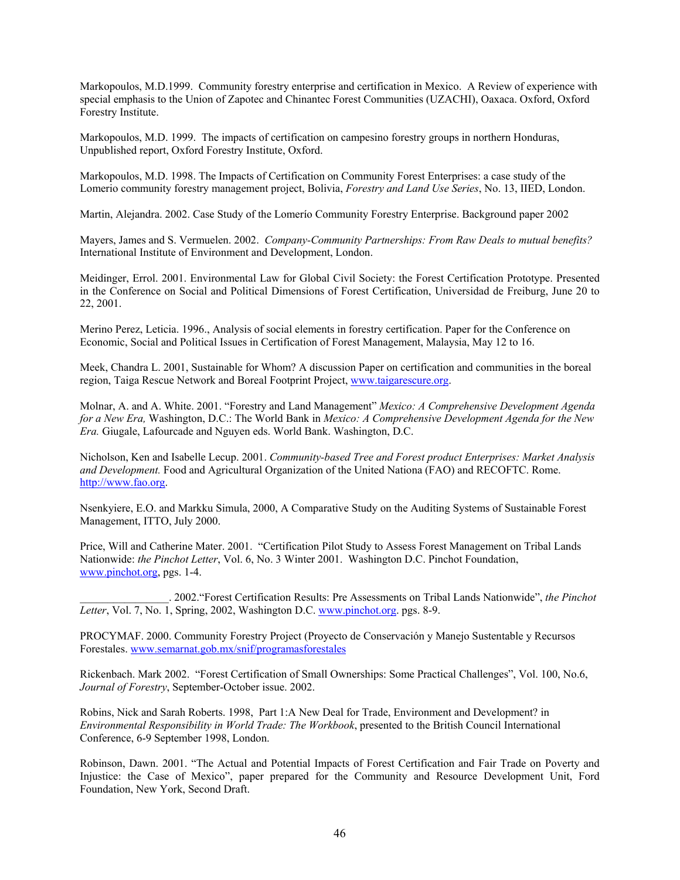Markopoulos, M.D.1999. Community forestry enterprise and certification in Mexico. A Review of experience with special emphasis to the Union of Zapotec and Chinantec Forest Communities (UZACHI), Oaxaca. Oxford, Oxford Forestry Institute.

Markopoulos, M.D. 1999. The impacts of certification on campesino forestry groups in northern Honduras, Unpublished report, Oxford Forestry Institute, Oxford.

Markopoulos, M.D. 1998. The Impacts of Certification on Community Forest Enterprises: a case study of the Lomerio community forestry management project, Bolivia, *Forestry and Land Use Series*, No. 13, IIED, London.

Martin, Alejandra. 2002. Case Study of the Lomerío Community Forestry Enterprise. Background paper 2002

Mayers, James and S. Vermuelen. 2002. *Company-Community Partnerships: From Raw Deals to mutual benefits?* International Institute of Environment and Development, London.

Meidinger, Errol. 2001. Environmental Law for Global Civil Society: the Forest Certification Prototype. Presented in the Conference on Social and Political Dimensions of Forest Certification, Universidad de Freiburg, June 20 to 22, 2001.

Merino Perez, Leticia. 1996., Analysis of social elements in forestry certification. Paper for the Conference on Economic, Social and Political Issues in Certification of Forest Management, Malaysia, May 12 to 16.

Meek, Chandra L. 2001, Sustainable for Whom? A discussion Paper on certification and communities in the boreal region, Taiga Rescue Network and Boreal Footprint Project, www.taigarescure.org.

Molnar, A. and A. White. 2001. "Forestry and Land Management" *Mexico: A Comprehensive Development Agenda for a New Era,* Washington, D.C.: The World Bank in *Mexico: A Comprehensive Development Agenda for the New Era.* Giugale, Lafourcade and Nguyen eds. World Bank. Washington, D.C.

Nicholson, Ken and Isabelle Lecup. 2001. *Community-based Tree and Forest product Enterprises: Market Analysis and Development.* Food and Agricultural Organization of the United Nationa (FAO) and RECOFTC. Rome. http://www.fao.org.

Nsenkyiere, E.O. and Markku Simula, 2000, A Comparative Study on the Auditing Systems of Sustainable Forest Management, ITTO, July 2000.

Price, Will and Catherine Mater. 2001. "Certification Pilot Study to Assess Forest Management on Tribal Lands Nationwide: *the Pinchot Letter*, Vol. 6, No. 3 Winter 2001. Washington D.C. Pinchot Foundation, www.pinchot.org, pgs. 1-4.

________________. 2002."Forest Certification Results: Pre Assessments on Tribal Lands Nationwide", *the Pinchot Letter*, Vol. 7, No. 1, Spring, 2002, Washington D.C. www.pinchot.org. pgs. 8-9.

PROCYMAF. 2000. Community Forestry Project (Proyecto de Conservación y Manejo Sustentable y Recursos Forestales. www.semarnat.gob.mx/snif/programasforestales

Rickenbach. Mark 2002. "Forest Certification of Small Ownerships: Some Practical Challenges", Vol. 100, No.6, *Journal of Forestry*, September-October issue. 2002.

Robins, Nick and Sarah Roberts. 1998, Part 1:A New Deal for Trade, Environment and Development? in *Environmental Responsibility in World Trade: The Workbook*, presented to the British Council International Conference, 6-9 September 1998, London.

Robinson, Dawn. 2001. "The Actual and Potential Impacts of Forest Certification and Fair Trade on Poverty and Injustice: the Case of Mexico", paper prepared for the Community and Resource Development Unit, Ford Foundation, New York, Second Draft.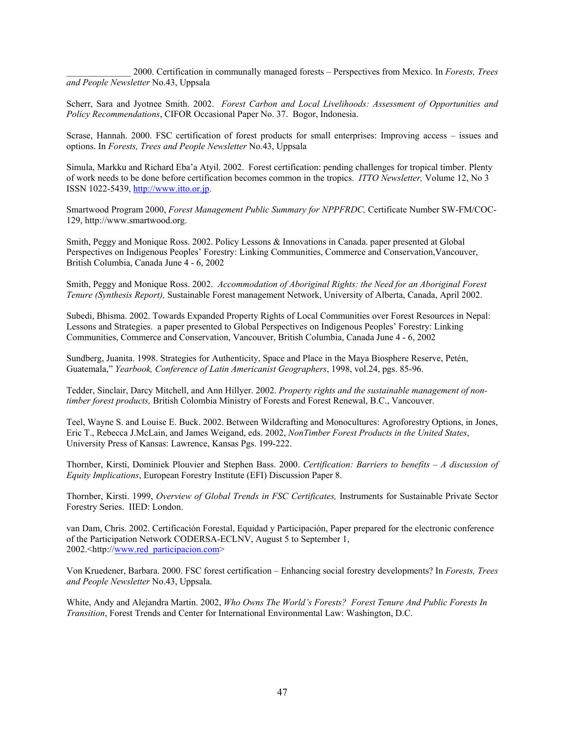______________ 2000. Certification in communally managed forests – Perspectives from Mexico. In *Forests, Trees and People Newsletter* No.43, Uppsala

Scherr, Sara and Jyotnee Smith. 2002. *Forest Carbon and Local Livelihoods: Assessment of Opportunities and Policy Recommendations*, CIFOR Occasional Paper No. 37. Bogor, Indonesia.

Scrase, Hannah. 2000. FSC certification of forest products for small enterprises: Improving access – issues and options. In *Forests, Trees and People Newsletter* No.43, Uppsala

Simula, Markku and Richard Eba'a Atyil. 2002. Forest certification: pending challenges for tropical timber. Plenty of work needs to be done before certification becomes common in the tropics. *ITTO Newsletter,* Volume 12, No 3 ISSN 1022-5439, http://www.itto.or.jp.

Smartwood Program 2000, *Forest Management Public Summary for NPPFRDC,* Certificate Number SW-FM/COC-129, http://www.smartwood.org.

Smith, Peggy and Monique Ross. 2002. Policy Lessons & Innovations in Canada. paper presented at Global Perspectives on Indigenous Peoples' Forestry: Linking Communities, Commerce and Conservation,Vancouver, British Columbia, Canada June 4 - 6, 2002

Smith, Peggy and Monique Ross. 2002. *Accommodation of Aboriginal Rights: the Need for an Aboriginal Forest Tenure (Synthesis Report),* Sustainable Forest management Network, University of Alberta, Canada, April 2002.

Subedi, Bhisma. 2002. Towards Expanded Property Rights of Local Communities over Forest Resources in Nepal: Lessons and Strategies. a paper presented to Global Perspectives on Indigenous Peoples' Forestry: Linking Communities, Commerce and Conservation, Vancouver, British Columbia, Canada June 4 - 6, 2002

Sundberg, Juanita. 1998. Strategies for Authenticity, Space and Place in the Maya Biosphere Reserve, Petén, Guatemala," *Yearbook, Conference of Latin Americanist Geographers*, 1998, vol.24, pgs. 85-96.

Tedder, Sinclair, Darcy Mitchell, and Ann Hillyer. 2002. *Property rights and the sustainable management of non-timber forest products,* British Colombia Ministry of Forests and Forest Renewal, B.C., Vancouver.

Teel, Wayne S. and Louise E. Buck. 2002. Between Wildcrafting and Monocultures: Agroforestry Options, in Jones, Eric T., Rebecca J.McLain, and James Weigand, eds. 2002, *NonTimber Forest Products in the United States*, University Press of Kansas: Lawrence, Kansas Pgs. 199-222.

Thornber, Kirsti, Dominiek Plouvier and Stephen Bass. 2000. *Certification: Barriers to benefits – A discussion of Equity Implications*, European Forestry Institute (EFI) Discussion Paper 8.

Thornber, Kirsti. 1999, *Overview of Global Trends in FSC Certificates,* Instruments for Sustainable Private Sector Forestry Series. IIED: London.

van Dam, Chris. 2002. Certificación Forestal, Equidad y Participación, Paper prepared for the electronic conference of the Participation Network CODERSA-ECLNV, August 5 to September 1, 2002.<http://www.red_participacion.com>

Von Kruedener, Barbara. 2000. FSC forest certification – Enhancing social forestry developments? In *Forests, Trees and People Newsletter* No.43, Uppsala.

White, Andy and Alejandra Martin. 2002, *Who Owns The World's Forests? Forest Tenure And Public Forests In Transition*, Forest Trends and Center for International Environmental Law: Washington, D.C.